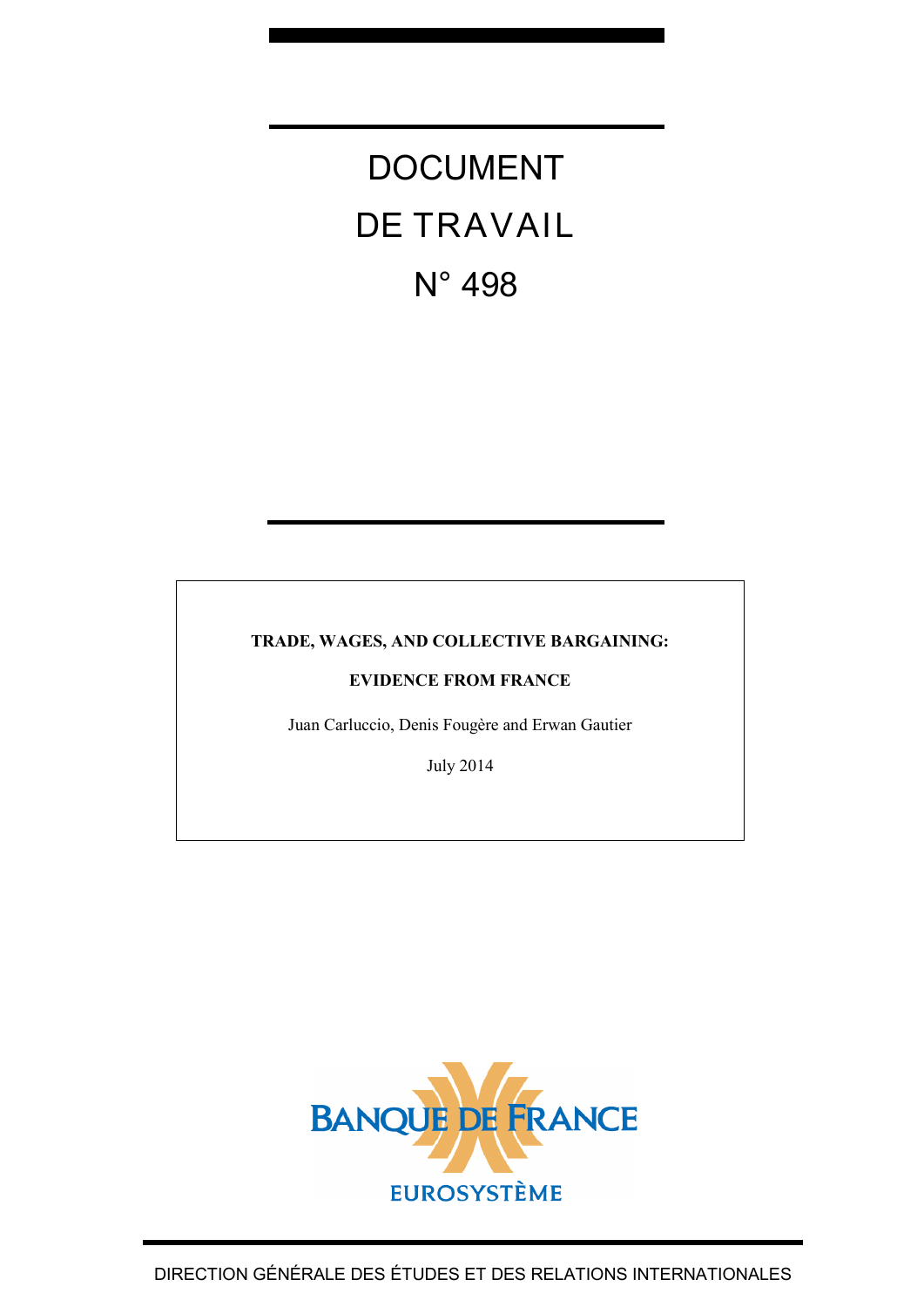# DOCUMENT DE TRAVAIL N° 498

**TRADE, WAGES, AND COLLECTIVE BARGAINING:**

**EVIDENCE FROM FRANCE**

Juan Carluccio, Denis Fougère and Erwan Gautier

July 2014

BANQUE DE FRANCE

EUROSYSTÈME

DIRECTION GÉNÉRALE DES ÉTUDES ET DES RELATIONS INTERNATIONALES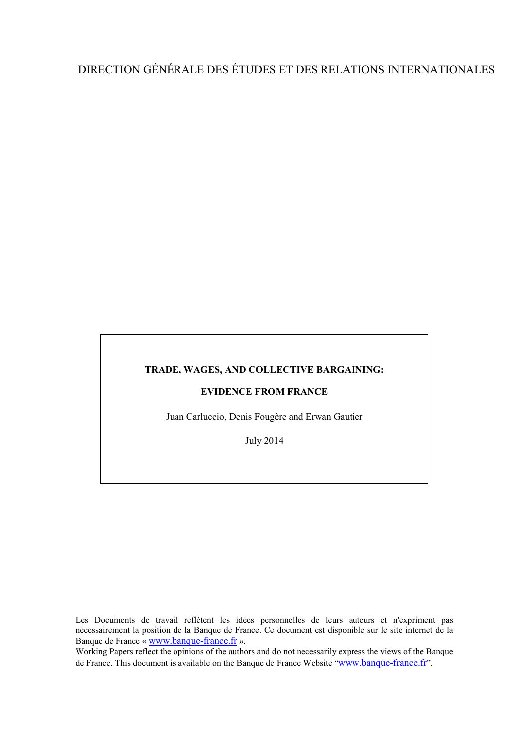DIRECTION GÉNÉRALE DES ÉTUDES ET DES RELATIONS INTERNATIONALES

**TRADE, WAGES, AND COLLECTIVE BARGAINING:**

**EVIDENCE FROM FRANCE**

Juan Carluccio, Denis Fougère and Erwan Gautier

July 2014

Les Documents de travail reflètent les idées personnelles de leurs auteurs et n'expriment pas nécessairement la position de la Banque de France. Ce document est disponible sur le site internet de la Banque de France « www.banque-france.fr ».

Working Papers reflect the opinions of the authors and do not necessarily express the views of the Banque de France. This document is available on the Banque de France Website "www.banque-france.fr".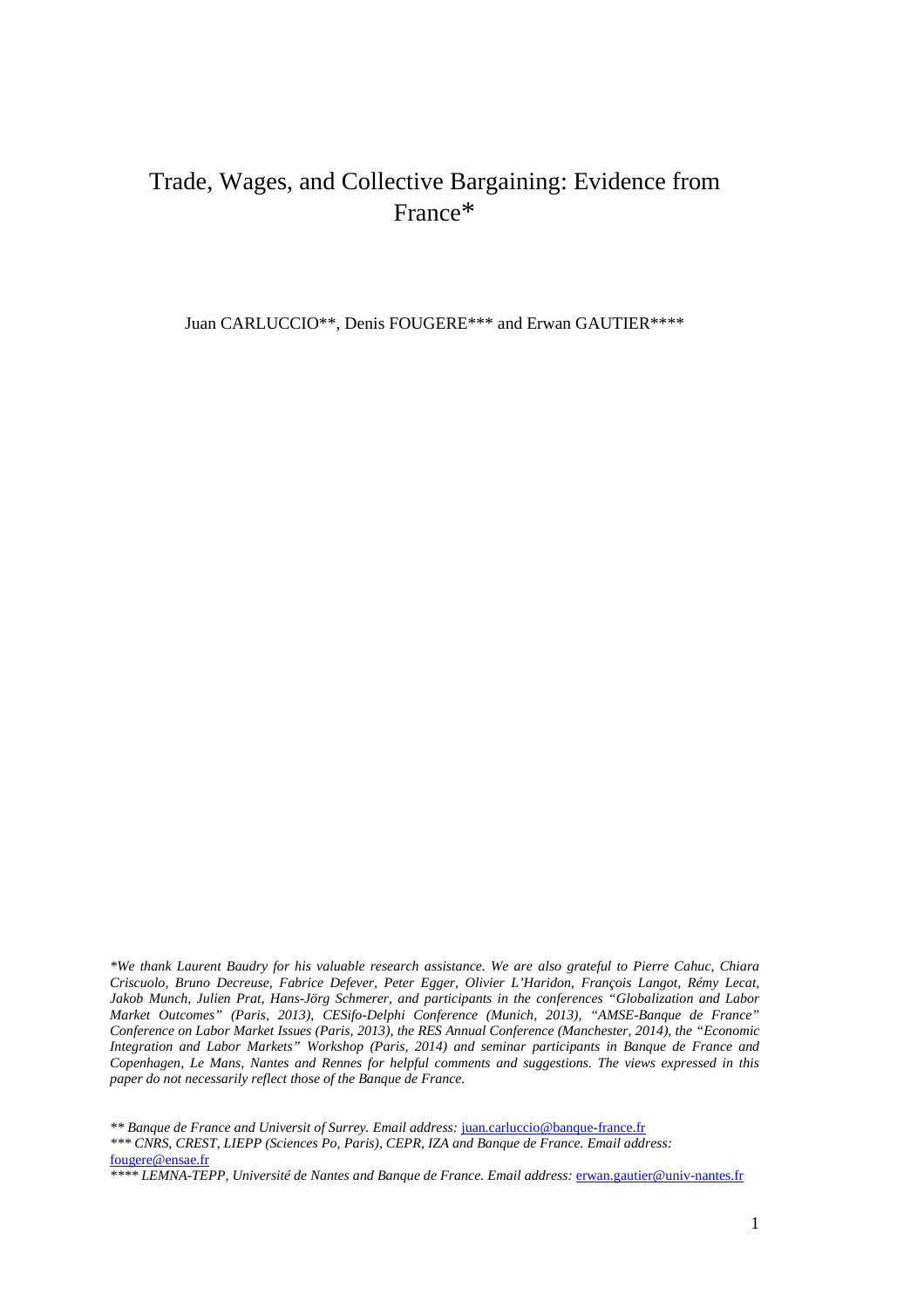# Trade, Wages, and Collective Bargaining: Evidence from France*

Juan CARLUCCIO**, Denis FOUGERE*** and Erwan GAUTIER****

*\*We thank Laurent Baudry for his valuable research assistance. We are also grateful to Pierre Cahuc, Chiara Criscuolo, Bruno Decreuse, Fabrice Defever, Peter Egger, Olivier L'Haridon, François Langot, Rémy Lecat, Jakob Munch, Julien Prat, Hans-Jörg Schmerer, and participants in the conferences "Globalization and Labor Market Outcomes" (Paris, 2013), CESifo-Delphi Conference (Munich, 2013), "AMSE-Banque de France" Conference on Labor Market Issues (Paris, 2013), the RES Annual Conference (Manchester, 2014), the "Economic Integration and Labor Markets" Workshop (Paris, 2014) and seminar participants in Banque de France and Copenhagen, Le Mans, Nantes and Rennes for helpful comments and suggestions. The views expressed in this paper do not necessarily reflect those of the Banque de France.*

*\*\* Banque de France and Universit of Surrey. Email address:* juan.carluccio@banque-france.fr

*\*\*\* CNRS, CREST, LIEPP (Sciences Po, Paris), CEPR, IZA and Banque de France. Email address:* fougere@ensae.fr

*\*\*\*\* LEMNA-TEPP, Université de Nantes and Banque de France. Email address:* erwan.gautier@univ-nantes.fr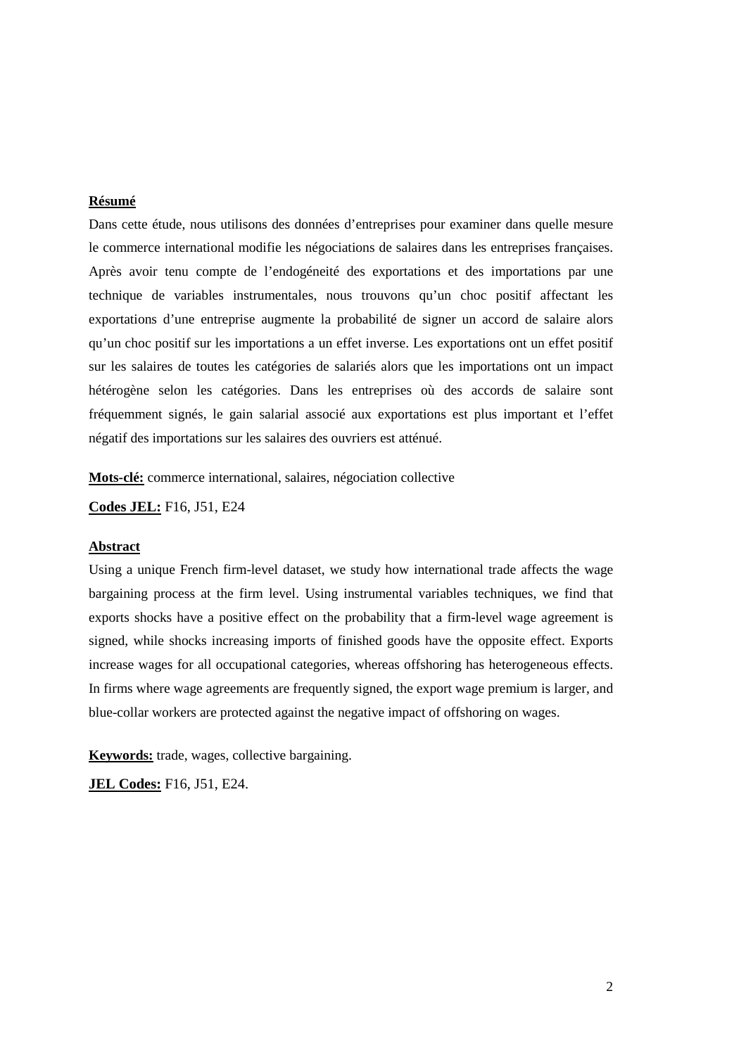**Résumé**

Dans cette étude, nous utilisons des données d'entreprises pour examiner dans quelle mesure le commerce international modifie les négociations de salaires dans les entreprises françaises. Après avoir tenu compte de l'endogéneité des exportations et des importations par une technique de variables instrumentales, nous trouvons qu'un choc positif affectant les exportations d'une entreprise augmente la probabilité de signer un accord de salaire alors qu'un choc positif sur les importations a un effet inverse. Les exportations ont un effet positif sur les salaires de toutes les catégories de salariés alors que les importations ont un impact hétérogène selon les catégories. Dans les entreprises où des accords de salaire sont fréquemment signés, le gain salarial associé aux exportations est plus important et l'effet négatif des importations sur les salaires des ouvriers est atténué.

**Mots-clé:** commerce international, salaires, négociation collective

**Codes JEL:** F16, J51, E24

**Abstract**

Using a unique French firm-level dataset, we study how international trade affects the wage bargaining process at the firm level. Using instrumental variables techniques, we find that exports shocks have a positive effect on the probability that a firm-level wage agreement is signed, while shocks increasing imports of finished goods have the opposite effect. Exports increase wages for all occupational categories, whereas offshoring has heterogeneous effects. In firms where wage agreements are frequently signed, the export wage premium is larger, and blue-collar workers are protected against the negative impact of offshoring on wages.

**Keywords:** trade, wages, collective bargaining.

**JEL Codes:** F16, J51, E24.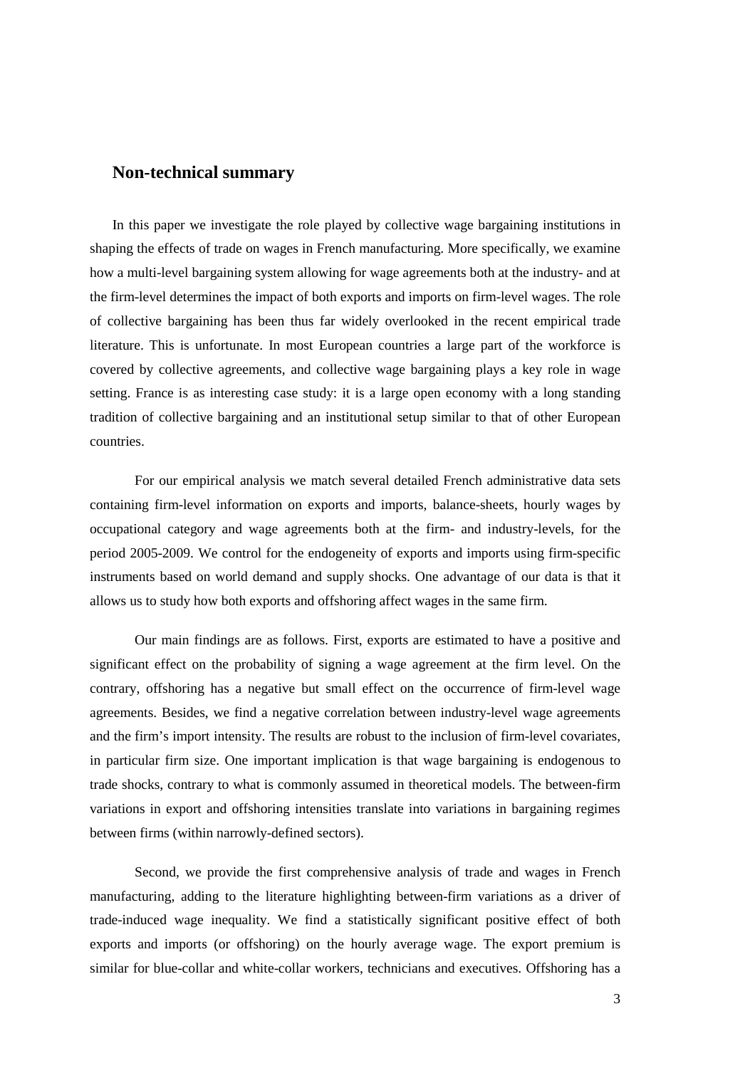## Non-technical summary

In this paper we investigate the role played by collective wage bargaining institutions in shaping the effects of trade on wages in French manufacturing. More specifically, we examine how a multi-level bargaining system allowing for wage agreements both at the industry- and at the firm-level determines the impact of both exports and imports on firm-level wages. The role of collective bargaining has been thus far widely overlooked in the recent empirical trade literature. This is unfortunate. In most European countries a large part of the workforce is covered by collective agreements, and collective wage bargaining plays a key role in wage setting. France is as interesting case study: it is a large open economy with a long standing tradition of collective bargaining and an institutional setup similar to that of other European countries.

For our empirical analysis we match several detailed French administrative data sets containing firm-level information on exports and imports, balance-sheets, hourly wages by occupational category and wage agreements both at the firm- and industry-levels, for the period 2005-2009. We control for the endogeneity of exports and imports using firm-specific instruments based on world demand and supply shocks. One advantage of our data is that it allows us to study how both exports and offshoring affect wages in the same firm.

Our main findings are as follows. First, exports are estimated to have a positive and significant effect on the probability of signing a wage agreement at the firm level. On the contrary, offshoring has a negative but small effect on the occurrence of firm-level wage agreements. Besides, we find a negative correlation between industry-level wage agreements and the firm's import intensity. The results are robust to the inclusion of firm-level covariates, in particular firm size. One important implication is that wage bargaining is endogenous to trade shocks, contrary to what is commonly assumed in theoretical models. The between-firm variations in export and offshoring intensities translate into variations in bargaining regimes between firms (within narrowly-defined sectors).

Second, we provide the first comprehensive analysis of trade and wages in French manufacturing, adding to the literature highlighting between-firm variations as a driver of trade-induced wage inequality. We find a statistically significant positive effect of both exports and imports (or offshoring) on the hourly average wage. The export premium is similar for blue-collar and white-collar workers, technicians and executives. Offshoring has a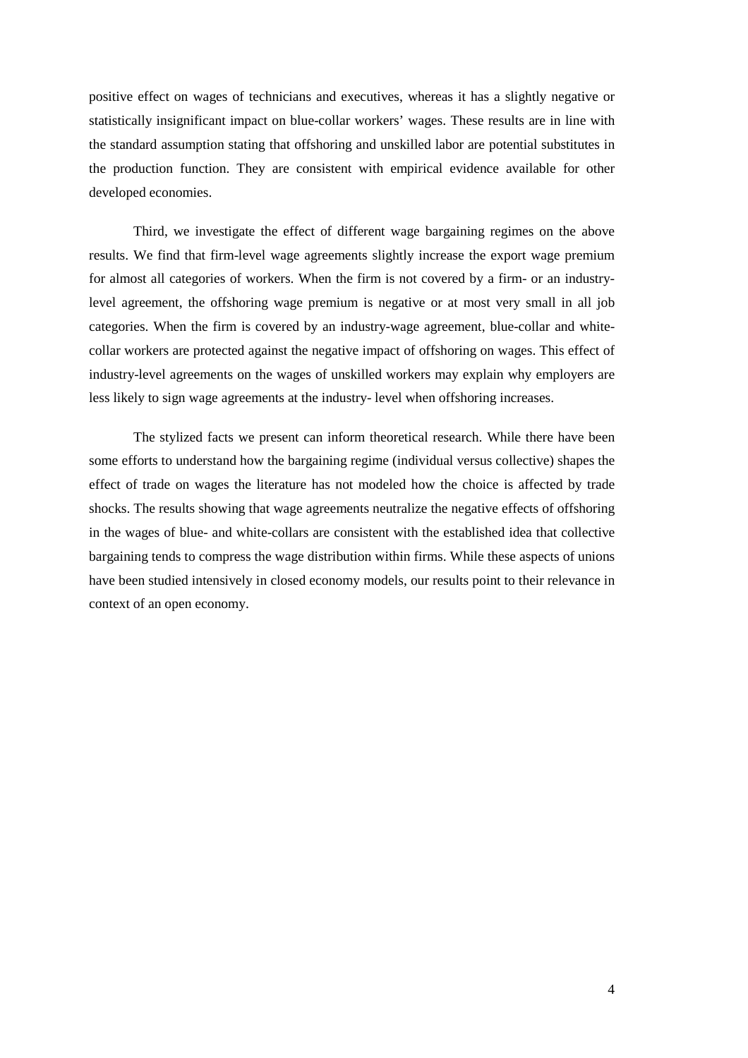positive effect on wages of technicians and executives, whereas it has a slightly negative or statistically insignificant impact on blue-collar workers' wages. These results are in line with the standard assumption stating that offshoring and unskilled labor are potential substitutes in the production function. They are consistent with empirical evidence available for other developed economies.

Third, we investigate the effect of different wage bargaining regimes on the above results. We find that firm-level wage agreements slightly increase the export wage premium for almost all categories of workers. When the firm is not covered by a firm- or an industry-level agreement, the offshoring wage premium is negative or at most very small in all job categories. When the firm is covered by an industry-wage agreement, blue-collar and white-collar workers are protected against the negative impact of offshoring on wages. This effect of industry-level agreements on the wages of unskilled workers may explain why employers are less likely to sign wage agreements at the industry- level when offshoring increases.

The stylized facts we present can inform theoretical research. While there have been some efforts to understand how the bargaining regime (individual versus collective) shapes the effect of trade on wages the literature has not modeled how the choice is affected by trade shocks. The results showing that wage agreements neutralize the negative effects of offshoring in the wages of blue- and white-collars are consistent with the established idea that collective bargaining tends to compress the wage distribution within firms. While these aspects of unions have been studied intensively in closed economy models, our results point to their relevance in context of an open economy.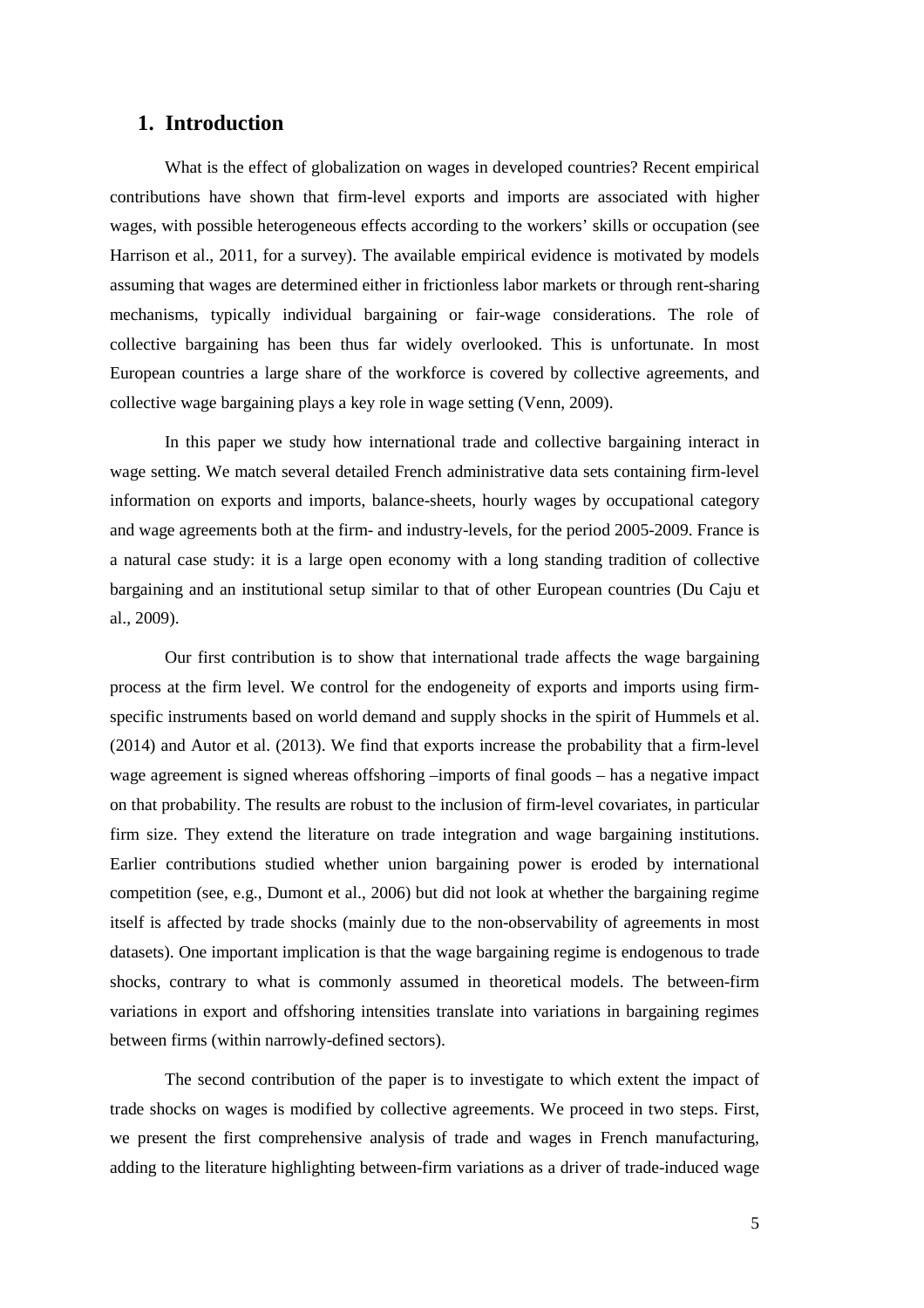# 1. Introduction

What is the effect of globalization on wages in developed countries? Recent empirical contributions have shown that firm-level exports and imports are associated with higher wages, with possible heterogeneous effects according to the workers' skills or occupation (see Harrison et al., 2011, for a survey). The available empirical evidence is motivated by models assuming that wages are determined either in frictionless labor markets or through rent-sharing mechanisms, typically individual bargaining or fair-wage considerations. The role of collective bargaining has been thus far widely overlooked. This is unfortunate. In most European countries a large share of the workforce is covered by collective agreements, and collective wage bargaining plays a key role in wage setting (Venn, 2009).

In this paper we study how international trade and collective bargaining interact in wage setting. We match several detailed French administrative data sets containing firm-level information on exports and imports, balance-sheets, hourly wages by occupational category and wage agreements both at the firm- and industry-levels, for the period 2005-2009. France is a natural case study: it is a large open economy with a long standing tradition of collective bargaining and an institutional setup similar to that of other European countries (Du Caju et al., 2009).

Our first contribution is to show that international trade affects the wage bargaining process at the firm level. We control for the endogeneity of exports and imports using firm-specific instruments based on world demand and supply shocks in the spirit of Hummels et al. (2014) and Autor et al. (2013). We find that exports increase the probability that a firm-level wage agreement is signed whereas offshoring –imports of final goods – has a negative impact on that probability. The results are robust to the inclusion of firm-level covariates, in particular firm size. They extend the literature on trade integration and wage bargaining institutions. Earlier contributions studied whether union bargaining power is eroded by international competition (see, e.g., Dumont et al., 2006) but did not look at whether the bargaining regime itself is affected by trade shocks (mainly due to the non-observability of agreements in most datasets). One important implication is that the wage bargaining regime is endogenous to trade shocks, contrary to what is commonly assumed in theoretical models. The between-firm variations in export and offshoring intensities translate into variations in bargaining regimes between firms (within narrowly-defined sectors).

The second contribution of the paper is to investigate to which extent the impact of trade shocks on wages is modified by collective agreements. We proceed in two steps. First, we present the first comprehensive analysis of trade and wages in French manufacturing, adding to the literature highlighting between-firm variations as a driver of trade-induced wage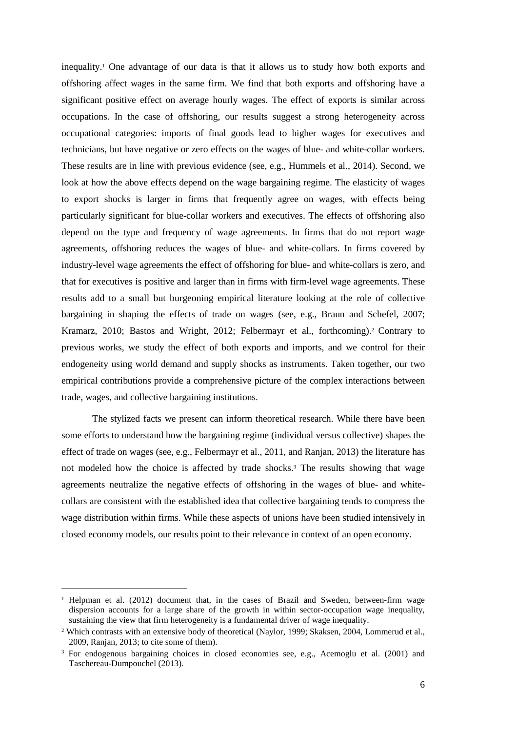inequality.[1] One advantage of our data is that it allows us to study how both exports and offshoring affect wages in the same firm. We find that both exports and offshoring have a significant positive effect on average hourly wages. The effect of exports is similar across occupations. In the case of offshoring, our results suggest a strong heterogeneity across occupational categories: imports of final goods lead to higher wages for executives and technicians, but have negative or zero effects on the wages of blue- and white-collar workers. These results are in line with previous evidence (see, e.g., Hummels et al., 2014). Second, we look at how the above effects depend on the wage bargaining regime. The elasticity of wages to export shocks is larger in firms that frequently agree on wages, with effects being particularly significant for blue-collar workers and executives. The effects of offshoring also depend on the type and frequency of wage agreements. In firms that do not report wage agreements, offshoring reduces the wages of blue- and white-collars. In firms covered by industry-level wage agreements the effect of offshoring for blue- and white-collars is zero, and that for executives is positive and larger than in firms with firm-level wage agreements. These results add to a small but burgeoning empirical literature looking at the role of collective bargaining in shaping the effects of trade on wages (see, e.g., Braun and Schefel, 2007; Kramarz, 2010; Bastos and Wright, 2012; Felbermayr et al., forthcoming).[2] Contrary to previous works, we study the effect of both exports and imports, and we control for their endogeneity using world demand and supply shocks as instruments. Taken together, our two empirical contributions provide a comprehensive picture of the complex interactions between trade, wages, and collective bargaining institutions.

The stylized facts we present can inform theoretical research. While there have been some efforts to understand how the bargaining regime (individual versus collective) shapes the effect of trade on wages (see, e.g., Felbermayr et al., 2011, and Ranjan, 2013) the literature has not modeled how the choice is affected by trade shocks.[3] The results showing that wage agreements neutralize the negative effects of offshoring in the wages of blue- and white-collars are consistent with the established idea that collective bargaining tends to compress the wage distribution within firms. While these aspects of unions have been studied intensively in closed economy models, our results point to their relevance in context of an open economy.

[1] Helpman et al. (2012) document that, in the cases of Brazil and Sweden, between-firm wage dispersion accounts for a large share of the growth in within sector-occupation wage inequality, sustaining the view that firm heterogeneity is a fundamental driver of wage inequality.

[2] Which contrasts with an extensive body of theoretical (Naylor, 1999; Skaksen, 2004, Lommerud et al., 2009, Ranjan, 2013; to cite some of them).

[3] For endogenous bargaining choices in closed economies see, e.g., Acemoglu et al. (2001) and Taschereau-Dumpouchel (2013).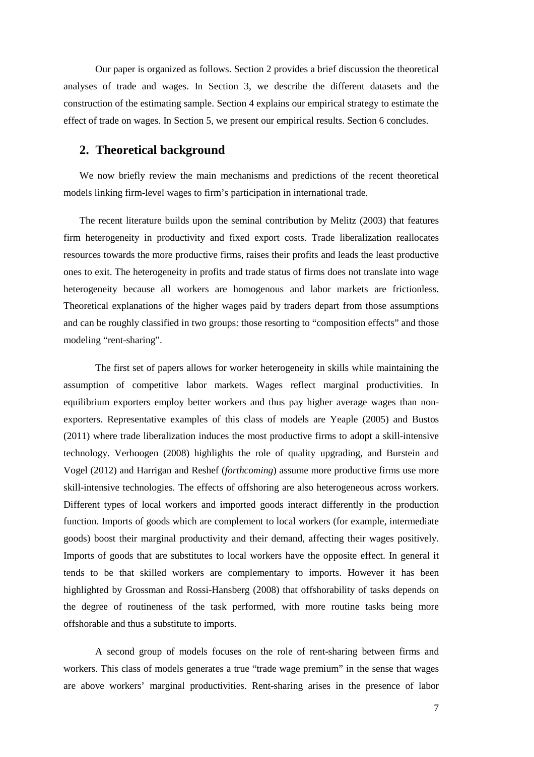Our paper is organized as follows. Section 2 provides a brief discussion the theoretical analyses of trade and wages. In Section 3, we describe the different datasets and the construction of the estimating sample. Section 4 explains our empirical strategy to estimate the effect of trade on wages. In Section 5, we present our empirical results. Section 6 concludes.

## 2. Theoretical background

We now briefly review the main mechanisms and predictions of the recent theoretical models linking firm-level wages to firm's participation in international trade.

The recent literature builds upon the seminal contribution by Melitz (2003) that features firm heterogeneity in productivity and fixed export costs. Trade liberalization reallocates resources towards the more productive firms, raises their profits and leads the least productive ones to exit. The heterogeneity in profits and trade status of firms does not translate into wage heterogeneity because all workers are homogenous and labor markets are frictionless. Theoretical explanations of the higher wages paid by traders depart from those assumptions and can be roughly classified in two groups: those resorting to "composition effects" and those modeling "rent-sharing".

The first set of papers allows for worker heterogeneity in skills while maintaining the assumption of competitive labor markets. Wages reflect marginal productivities. In equilibrium exporters employ better workers and thus pay higher average wages than non-exporters. Representative examples of this class of models are Yeaple (2005) and Bustos (2011) where trade liberalization induces the most productive firms to adopt a skill-intensive technology. Verhoogen (2008) highlights the role of quality upgrading, and Burstein and Vogel (2012) and Harrigan and Reshef (*forthcoming*) assume more productive firms use more skill-intensive technologies. The effects of offshoring are also heterogeneous across workers. Different types of local workers and imported goods interact differently in the production function. Imports of goods which are complement to local workers (for example, intermediate goods) boost their marginal productivity and their demand, affecting their wages positively. Imports of goods that are substitutes to local workers have the opposite effect. In general it tends to be that skilled workers are complementary to imports. However it has been highlighted by Grossman and Rossi-Hansberg (2008) that offshorability of tasks depends on the degree of routineness of the task performed, with more routine tasks being more offshorable and thus a substitute to imports.

A second group of models focuses on the role of rent-sharing between firms and workers. This class of models generates a true "trade wage premium" in the sense that wages are above workers' marginal productivities. Rent-sharing arises in the presence of labor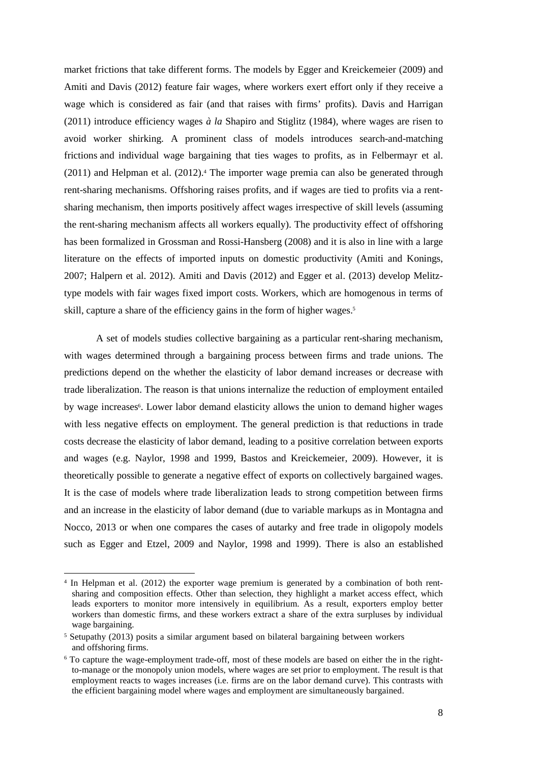market frictions that take different forms. The models by Egger and Kreickemeier (2009) and Amiti and Davis (2012) feature fair wages, where workers exert effort only if they receive a wage which is considered as fair (and that raises with firms' profits). Davis and Harrigan (2011) introduce efficiency wages *à la* Shapiro and Stiglitz (1984), where wages are risen to avoid worker shirking. A prominent class of models introduces search-and-matching frictions and individual wage bargaining that ties wages to profits, as in Felbermayr et al. (2011) and Helpman et al. (2012).[4] The importer wage premia can also be generated through rent-sharing mechanisms. Offshoring raises profits, and if wages are tied to profits via a rent-sharing mechanism, then imports positively affect wages irrespective of skill levels (assuming the rent-sharing mechanism affects all workers equally). The productivity effect of offshoring has been formalized in Grossman and Rossi-Hansberg (2008) and it is also in line with a large literature on the effects of imported inputs on domestic productivity (Amiti and Konings, 2007; Halpern et al. 2012). Amiti and Davis (2012) and Egger et al. (2013) develop Melitz-type models with fair wages fixed import costs. Workers, which are homogenous in terms of skill, capture a share of the efficiency gains in the form of higher wages.[5]

A set of models studies collective bargaining as a particular rent-sharing mechanism, with wages determined through a bargaining process between firms and trade unions. The predictions depend on the whether the elasticity of labor demand increases or decrease with trade liberalization. The reason is that unions internalize the reduction of employment entailed by wage increases[6]. Lower labor demand elasticity allows the union to demand higher wages with less negative effects on employment. The general prediction is that reductions in trade costs decrease the elasticity of labor demand, leading to a positive correlation between exports and wages (e.g. Naylor, 1998 and 1999, Bastos and Kreickemeier, 2009). However, it is theoretically possible to generate a negative effect of exports on collectively bargained wages. It is the case of models where trade liberalization leads to strong competition between firms and an increase in the elasticity of labor demand (due to variable markups as in Montagna and Nocco, 2013 or when one compares the cases of autarky and free trade in oligopoly models such as Egger and Etzel, 2009 and Naylor, 1998 and 1999). There is also an established

[4] In Helpman et al. (2012) the exporter wage premium is generated by a combination of both rent-sharing and composition effects. Other than selection, they highlight a market access effect, which leads exporters to monitor more intensively in equilibrium. As a result, exporters employ better workers than domestic firms, and these workers extract a share of the extra surpluses by individual wage bargaining.

[5] Setupathy (2013) posits a similar argument based on bilateral bargaining between workers and offshoring firms.

[6] To capture the wage-employment trade-off, most of these models are based on either the in the right-to-manage or the monopoly union models, where wages are set prior to employment. The result is that employment reacts to wages increases (i.e. firms are on the labor demand curve). This contrasts with the efficient bargaining model where wages and employment are simultaneously bargained.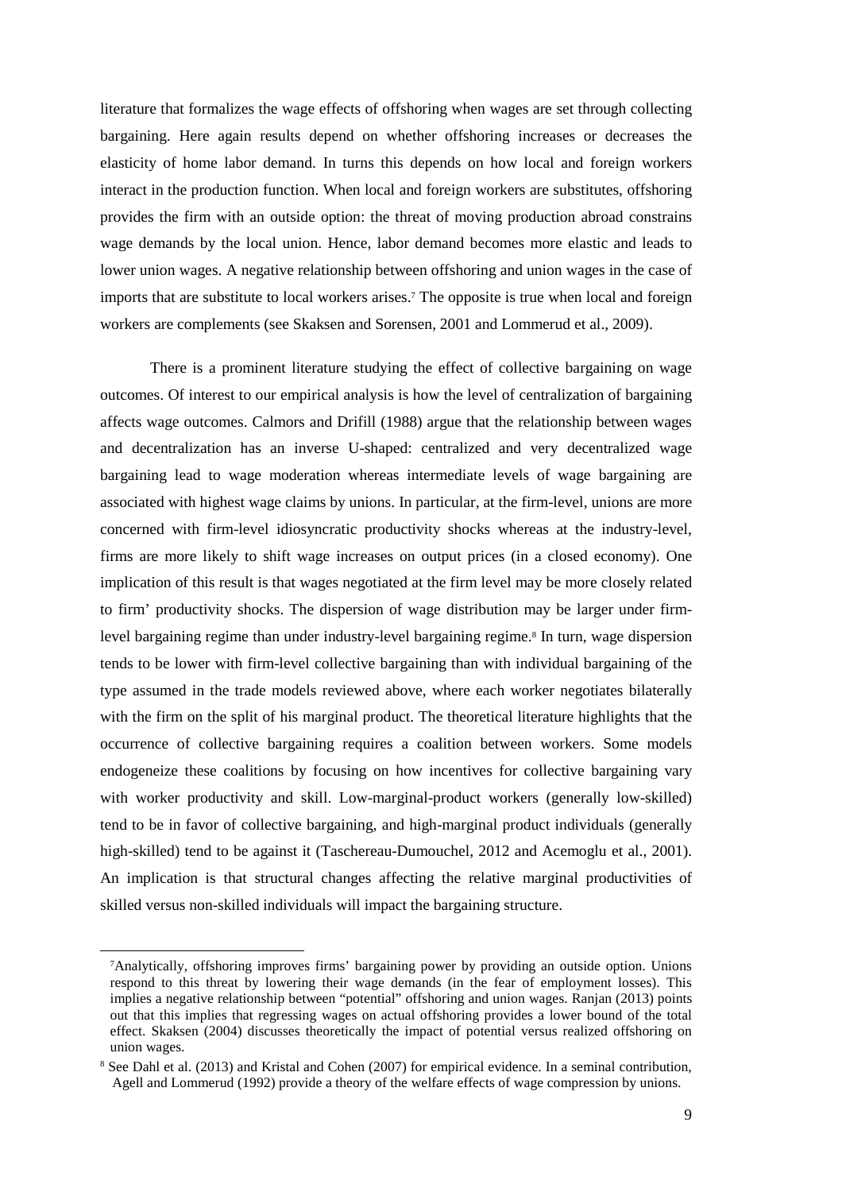literature that formalizes the wage effects of offshoring when wages are set through collecting bargaining. Here again results depend on whether offshoring increases or decreases the elasticity of home labor demand. In turns this depends on how local and foreign workers interact in the production function. When local and foreign workers are substitutes, offshoring provides the firm with an outside option: the threat of moving production abroad constrains wage demands by the local union. Hence, labor demand becomes more elastic and leads to lower union wages. A negative relationship between offshoring and union wages in the case of imports that are substitute to local workers arises.[7] The opposite is true when local and foreign workers are complements (see Skaksen and Sorensen, 2001 and Lommerud et al., 2009).

There is a prominent literature studying the effect of collective bargaining on wage outcomes. Of interest to our empirical analysis is how the level of centralization of bargaining affects wage outcomes. Calmors and Drifill (1988) argue that the relationship between wages and decentralization has an inverse U-shaped: centralized and very decentralized wage bargaining lead to wage moderation whereas intermediate levels of wage bargaining are associated with highest wage claims by unions. In particular, at the firm-level, unions are more concerned with firm-level idiosyncratic productivity shocks whereas at the industry-level, firms are more likely to shift wage increases on output prices (in a closed economy). One implication of this result is that wages negotiated at the firm level may be more closely related to firm' productivity shocks. The dispersion of wage distribution may be larger under firm-level bargaining regime than under industry-level bargaining regime.[8] In turn, wage dispersion tends to be lower with firm-level collective bargaining than with individual bargaining of the type assumed in the trade models reviewed above, where each worker negotiates bilaterally with the firm on the split of his marginal product. The theoretical literature highlights that the occurrence of collective bargaining requires a coalition between workers. Some models endogeneize these coalitions by focusing on how incentives for collective bargaining vary with worker productivity and skill. Low-marginal-product workers (generally low-skilled) tend to be in favor of collective bargaining, and high-marginal product individuals (generally high-skilled) tend to be against it (Taschereau-Dumouchel, 2012 and Acemoglu et al., 2001). An implication is that structural changes affecting the relative marginal productivities of skilled versus non-skilled individuals will impact the bargaining structure.

---

[7] Analytically, offshoring improves firms' bargaining power by providing an outside option. Unions respond to this threat by lowering their wage demands (in the fear of employment losses). This implies a negative relationship between "potential" offshoring and union wages. Ranjan (2013) points out that this implies that regressing wages on actual offshoring provides a lower bound of the total effect. Skaksen (2004) discusses theoretically the impact of potential versus realized offshoring on union wages.

[8] See Dahl et al. (2013) and Kristal and Cohen (2007) for empirical evidence. In a seminal contribution, Agell and Lommerud (1992) provide a theory of the welfare effects of wage compression by unions.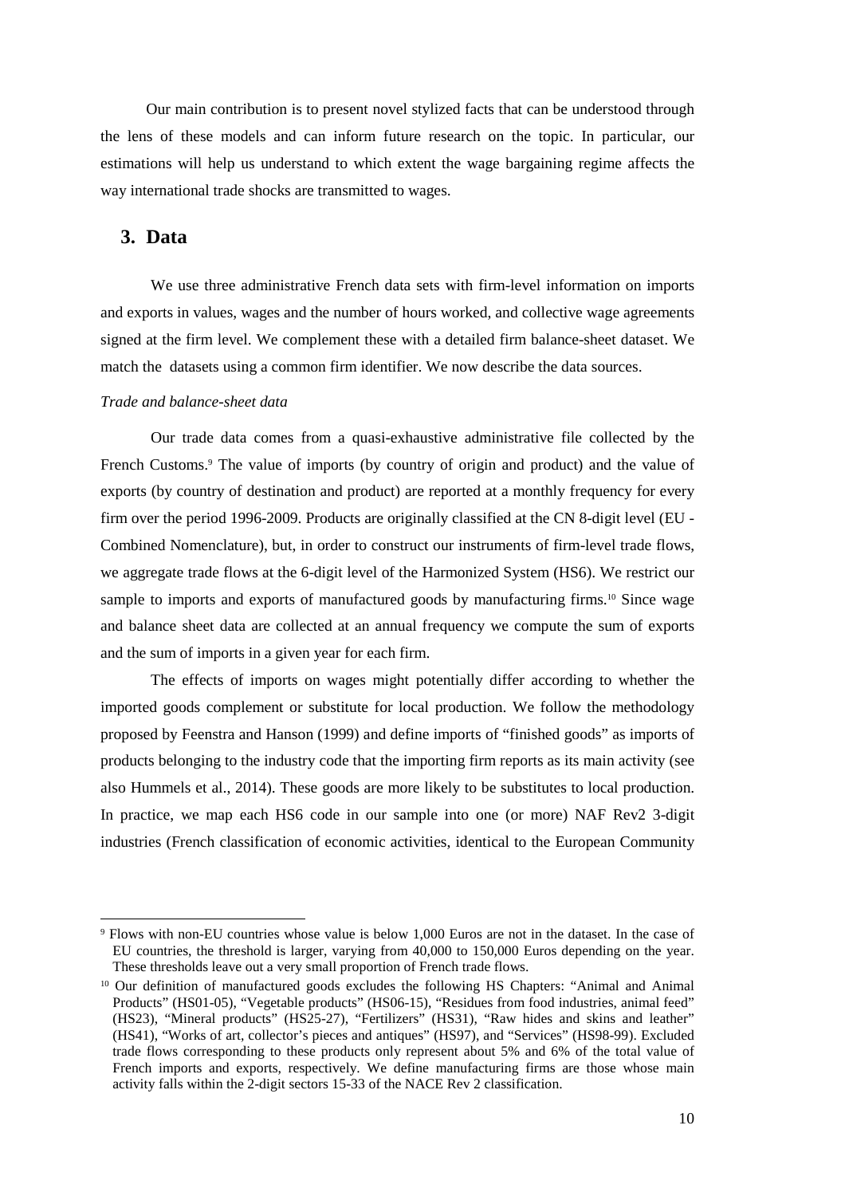Our main contribution is to present novel stylized facts that can be understood through the lens of these models and can inform future research on the topic. In particular, our estimations will help us understand to which extent the wage bargaining regime affects the way international trade shocks are transmitted to wages.

## 3. Data

We use three administrative French data sets with firm-level information on imports and exports in values, wages and the number of hours worked, and collective wage agreements signed at the firm level. We complement these with a detailed firm balance-sheet dataset. We match the datasets using a common firm identifier. We now describe the data sources.

*Trade and balance-sheet data*

Our trade data comes from a quasi-exhaustive administrative file collected by the French Customs.[9] The value of imports (by country of origin and product) and the value of exports (by country of destination and product) are reported at a monthly frequency for every firm over the period 1996-2009. Products are originally classified at the CN 8-digit level (EU - Combined Nomenclature), but, in order to construct our instruments of firm-level trade flows, we aggregate trade flows at the 6-digit level of the Harmonized System (HS6). We restrict our sample to imports and exports of manufactured goods by manufacturing firms.[10] Since wage and balance sheet data are collected at an annual frequency we compute the sum of exports and the sum of imports in a given year for each firm.

The effects of imports on wages might potentially differ according to whether the imported goods complement or substitute for local production. We follow the methodology proposed by Feenstra and Hanson (1999) and define imports of "finished goods" as imports of products belonging to the industry code that the importing firm reports as its main activity (see also Hummels et al., 2014). These goods are more likely to be substitutes to local production. In practice, we map each HS6 code in our sample into one (or more) NAF Rev2 3-digit industries (French classification of economic activities, identical to the European Community

[9] Flows with non-EU countries whose value is below 1,000 Euros are not in the dataset. In the case of EU countries, the threshold is larger, varying from 40,000 to 150,000 Euros depending on the year. These thresholds leave out a very small proportion of French trade flows.

[10] Our definition of manufactured goods excludes the following HS Chapters: "Animal and Animal Products" (HS01-05), "Vegetable products" (HS06-15), "Residues from food industries, animal feed" (HS23), "Mineral products" (HS25-27), "Fertilizers" (HS31), "Raw hides and skins and leather" (HS41), "Works of art, collector's pieces and antiques" (HS97), and "Services" (HS98-99). Excluded trade flows corresponding to these products only represent about 5% and 6% of the total value of French imports and exports, respectively. We define manufacturing firms are those whose main activity falls within the 2-digit sectors 15-33 of the NACE Rev 2 classification.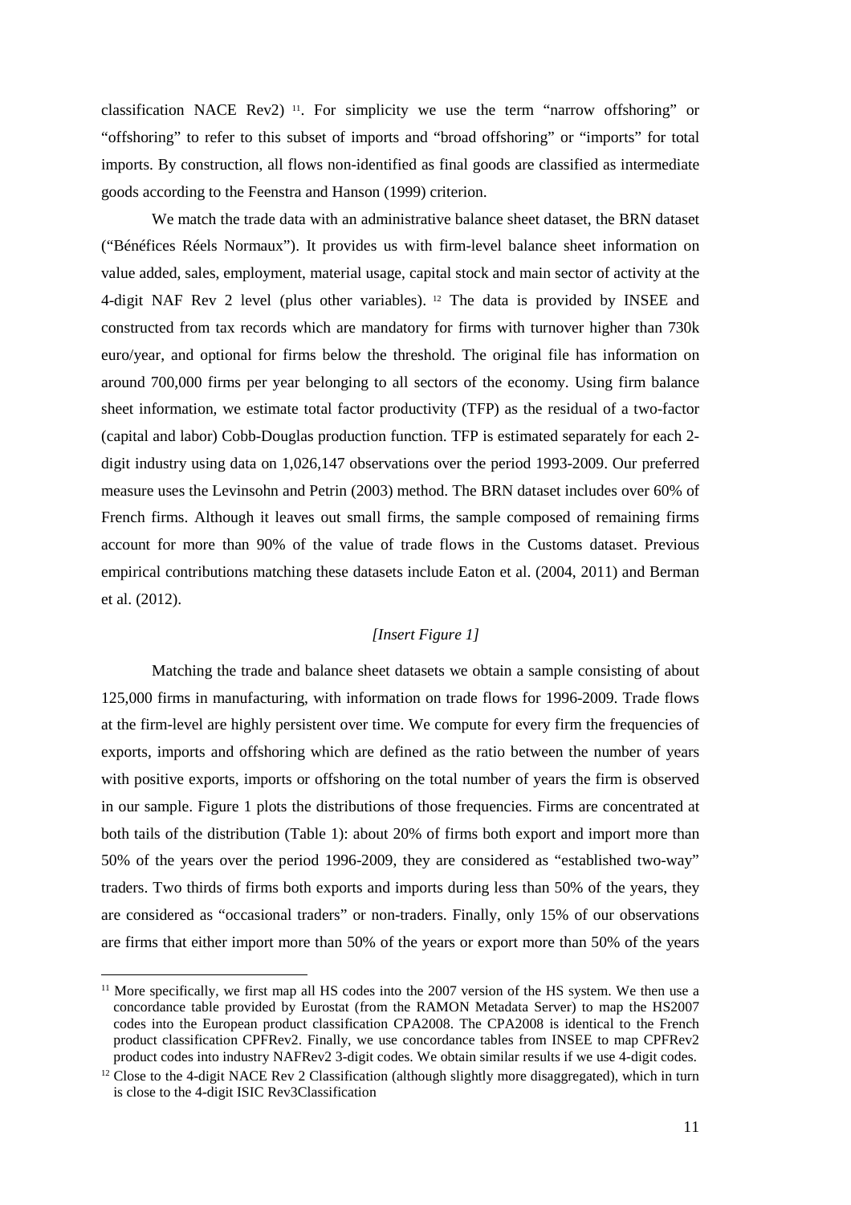classification NACE Rev2) [11]. For simplicity we use the term "narrow offshoring" or "offshoring" to refer to this subset of imports and "broad offshoring" or "imports" for total imports. By construction, all flows non-identified as final goods are classified as intermediate goods according to the Feenstra and Hanson (1999) criterion.

We match the trade data with an administrative balance sheet dataset, the BRN dataset ("Bénéfices Réels Normaux"). It provides us with firm-level balance sheet information on value added, sales, employment, material usage, capital stock and main sector of activity at the 4-digit NAF Rev 2 level (plus other variables). [12] The data is provided by INSEE and constructed from tax records which are mandatory for firms with turnover higher than 730k euro/year, and optional for firms below the threshold. The original file has information on around 700,000 firms per year belonging to all sectors of the economy. Using firm balance sheet information, we estimate total factor productivity (TFP) as the residual of a two-factor (capital and labor) Cobb-Douglas production function. TFP is estimated separately for each 2-digit industry using data on 1,026,147 observations over the period 1993-2009. Our preferred measure uses the Levinsohn and Petrin (2003) method. The BRN dataset includes over 60% of French firms. Although it leaves out small firms, the sample composed of remaining firms account for more than 90% of the value of trade flows in the Customs dataset. Previous empirical contributions matching these datasets include Eaton et al. (2004, 2011) and Berman et al. (2012).

*[Insert Figure 1]*

Matching the trade and balance sheet datasets we obtain a sample consisting of about 125,000 firms in manufacturing, with information on trade flows for 1996-2009. Trade flows at the firm-level are highly persistent over time. We compute for every firm the frequencies of exports, imports and offshoring which are defined as the ratio between the number of years with positive exports, imports or offshoring on the total number of years the firm is observed in our sample. Figure 1 plots the distributions of those frequencies. Firms are concentrated at both tails of the distribution (Table 1): about 20% of firms both export and import more than 50% of the years over the period 1996-2009, they are considered as "established two-way" traders. Two thirds of firms both exports and imports during less than 50% of the years, they are considered as "occasional traders" or non-traders. Finally, only 15% of our observations are firms that either import more than 50% of the years or export more than 50% of the years

[11] More specifically, we first map all HS codes into the 2007 version of the HS system. We then use a concordance table provided by Eurostat (from the RAMON Metadata Server) to map the HS2007 codes into the European product classification CPA2008. The CPA2008 is identical to the French product classification CPFRev2. Finally, we use concordance tables from INSEE to map CPFRev2 product codes into industry NAFRev2 3-digit codes. We obtain similar results if we use 4-digit codes.

[12] Close to the 4-digit NACE Rev 2 Classification (although slightly more disaggregated), which in turn is close to the 4-digit ISIC Rev3Classification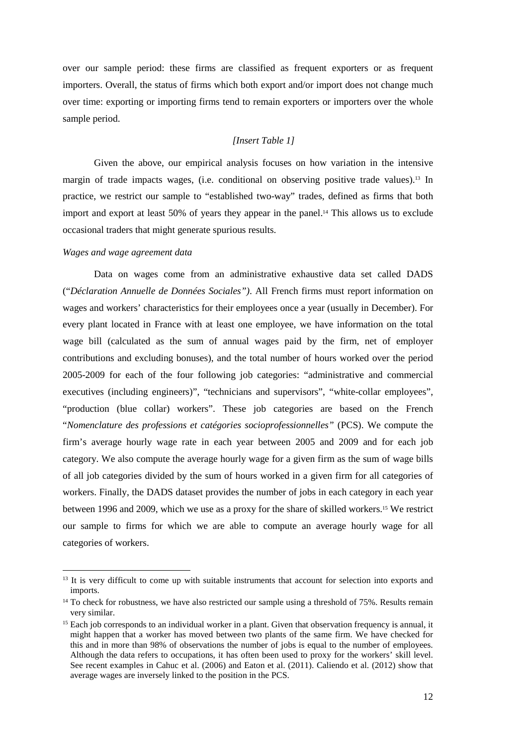over our sample period: these firms are classified as frequent exporters or as frequent importers. Overall, the status of firms which both export and/or import does not change much over time: exporting or importing firms tend to remain exporters or importers over the whole sample period.

*[Insert Table 1]*

Given the above, our empirical analysis focuses on how variation in the intensive margin of trade impacts wages, (i.e. conditional on observing positive trade values).[13] In practice, we restrict our sample to "established two-way" trades, defined as firms that both import and export at least 50% of years they appear in the panel.[14] This allows us to exclude occasional traders that might generate spurious results.

*Wages and wage agreement data*

Data on wages come from an administrative exhaustive data set called DADS ("*Déclaration Annuelle de Données Sociales")*. All French firms must report information on wages and workers' characteristics for their employees once a year (usually in December). For every plant located in France with at least one employee, we have information on the total wage bill (calculated as the sum of annual wages paid by the firm, net of employer contributions and excluding bonuses), and the total number of hours worked over the period 2005-2009 for each of the four following job categories: "administrative and commercial executives (including engineers)", "technicians and supervisors", "white-collar employees", "production (blue collar) workers". These job categories are based on the French "*Nomenclature des professions et catégories socioprofessionnelles"* (PCS). We compute the firm's average hourly wage rate in each year between 2005 and 2009 and for each job category. We also compute the average hourly wage for a given firm as the sum of wage bills of all job categories divided by the sum of hours worked in a given firm for all categories of workers. Finally, the DADS dataset provides the number of jobs in each category in each year between 1996 and 2009, which we use as a proxy for the share of skilled workers.[15] We restrict our sample to firms for which we are able to compute an average hourly wage for all categories of workers.

---

[13] It is very difficult to come up with suitable instruments that account for selection into exports and imports.

[14] To check for robustness, we have also restricted our sample using a threshold of 75%. Results remain very similar.

[15] Each job corresponds to an individual worker in a plant. Given that observation frequency is annual, it might happen that a worker has moved between two plants of the same firm. We have checked for this and in more than 98% of observations the number of jobs is equal to the number of employees. Although the data refers to occupations, it has often been used to proxy for the workers' skill level. See recent examples in Cahuc et al. (2006) and Eaton et al. (2011). Caliendo et al. (2012) show that average wages are inversely linked to the position in the PCS.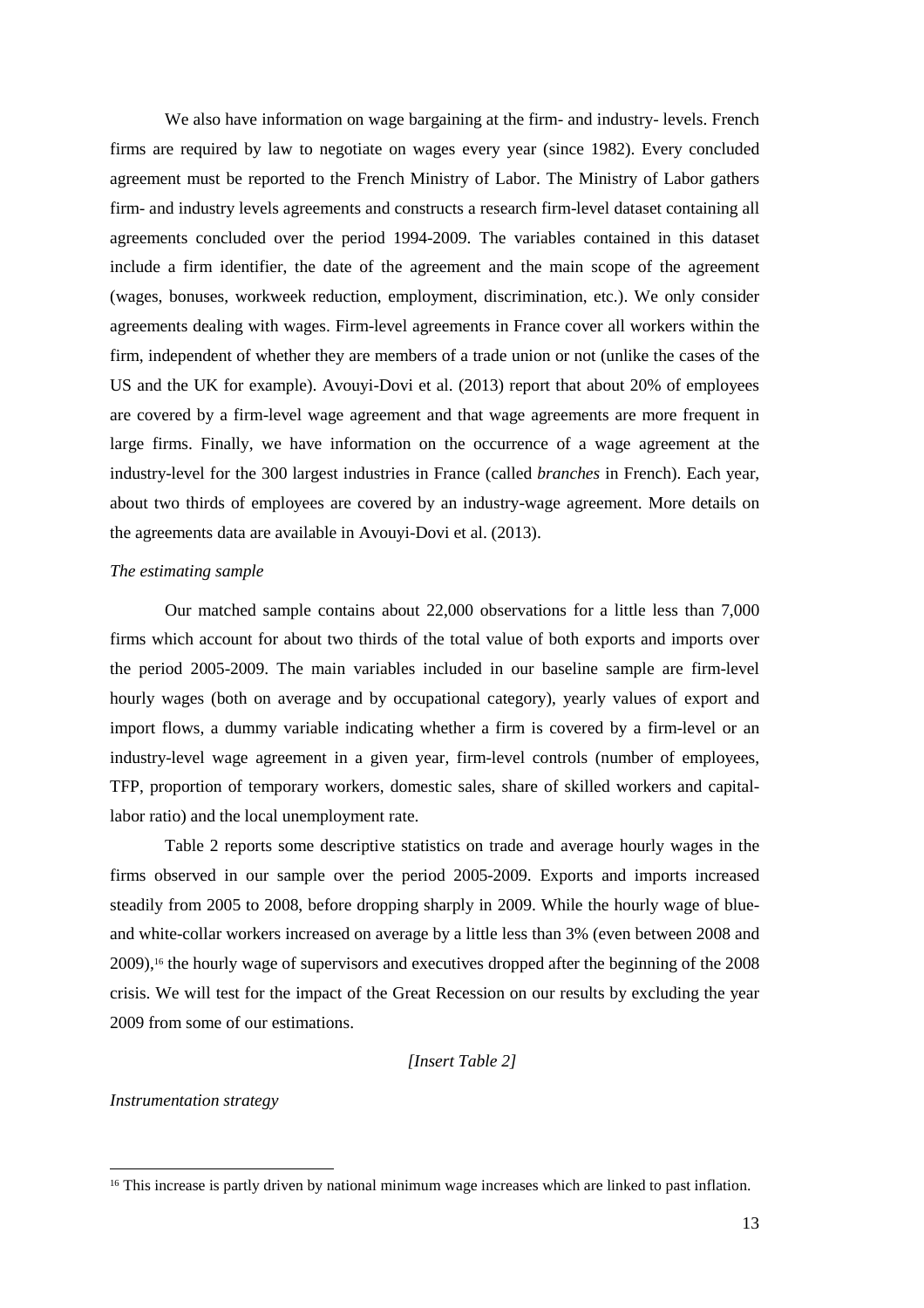We also have information on wage bargaining at the firm- and industry- levels. French firms are required by law to negotiate on wages every year (since 1982). Every concluded agreement must be reported to the French Ministry of Labor. The Ministry of Labor gathers firm- and industry levels agreements and constructs a research firm-level dataset containing all agreements concluded over the period 1994-2009. The variables contained in this dataset include a firm identifier, the date of the agreement and the main scope of the agreement (wages, bonuses, workweek reduction, employment, discrimination, etc.). We only consider agreements dealing with wages. Firm-level agreements in France cover all workers within the firm, independent of whether they are members of a trade union or not (unlike the cases of the US and the UK for example). Avouyi-Dovi et al. (2013) report that about 20% of employees are covered by a firm-level wage agreement and that wage agreements are more frequent in large firms. Finally, we have information on the occurrence of a wage agreement at the industry-level for the 300 largest industries in France (called *branches* in French). Each year, about two thirds of employees are covered by an industry-wage agreement. More details on the agreements data are available in Avouyi-Dovi et al. (2013).

*The estimating sample*

Our matched sample contains about 22,000 observations for a little less than 7,000 firms which account for about two thirds of the total value of both exports and imports over the period 2005-2009. The main variables included in our baseline sample are firm-level hourly wages (both on average and by occupational category), yearly values of export and import flows, a dummy variable indicating whether a firm is covered by a firm-level or an industry-level wage agreement in a given year, firm-level controls (number of employees, TFP, proportion of temporary workers, domestic sales, share of skilled workers and capital-labor ratio) and the local unemployment rate.

Table 2 reports some descriptive statistics on trade and average hourly wages in the firms observed in our sample over the period 2005-2009. Exports and imports increased steadily from 2005 to 2008, before dropping sharply in 2009. While the hourly wage of blue- and white-collar workers increased on average by a little less than 3% (even between 2008 and 2009),[16] the hourly wage of supervisors and executives dropped after the beginning of the 2008 crisis. We will test for the impact of the Great Recession on our results by excluding the year 2009 from some of our estimations.

*[Insert Table 2]*

*Instrumentation strategy*

[16] This increase is partly driven by national minimum wage increases which are linked to past inflation.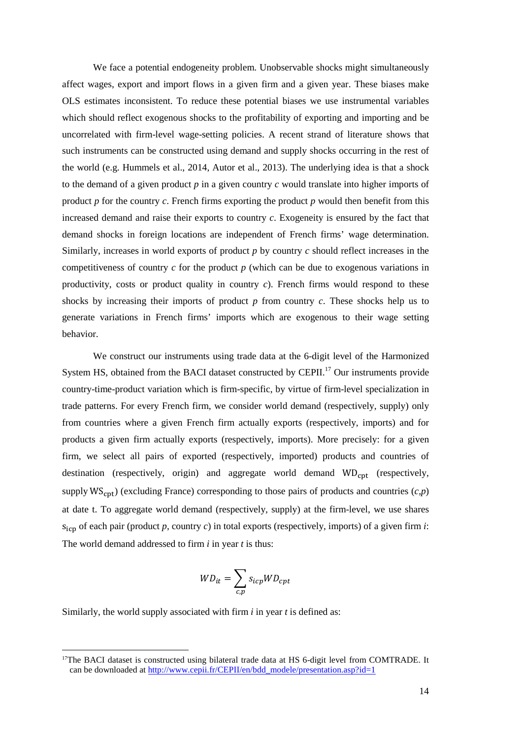We face a potential endogeneity problem. Unobservable shocks might simultaneously affect wages, export and import flows in a given firm and a given year. These biases make OLS estimates inconsistent. To reduce these potential biases we use instrumental variables which should reflect exogenous shocks to the profitability of exporting and importing and be uncorrelated with firm-level wage-setting policies. A recent strand of literature shows that such instruments can be constructed using demand and supply shocks occurring in the rest of the world (e.g. Hummels et al., 2014, Autor et al., 2013). The underlying idea is that a shock to the demand of a given product *p* in a given country *c* would translate into higher imports of product *p* for the country *c*. French firms exporting the product *p* would then benefit from this increased demand and raise their exports to country *c*. Exogeneity is ensured by the fact that demand shocks in foreign locations are independent of French firms' wage determination. Similarly, increases in world exports of product *p* by country *c* should reflect increases in the competitiveness of country *c* for the product *p* (which can be due to exogenous variations in productivity, costs or product quality in country *c*). French firms would respond to these shocks by increasing their imports of product *p* from country *c*. These shocks help us to generate variations in French firms' imports which are exogenous to their wage setting behavior.

We construct our instruments using trade data at the 6-digit level of the Harmonized System HS, obtained from the BACI dataset constructed by CEPII.[17] Our instruments provide country-time-product variation which is firm-specific, by virtue of firm-level specialization in trade patterns. For every French firm, we consider world demand (respectively, supply) only from countries where a given French firm actually exports (respectively, imports) and for products a given firm actually exports (respectively, imports). More precisely: for a given firm, we select all pairs of exported (respectively, imported) products and countries of destination (respectively, origin) and aggregate world demand $\mathrm{WD_{cpt}}$ (respectively, supply $\mathrm{WS_{cpt}}$) (excluding France) corresponding to those pairs of products and countries (*c*,*p*) at date t. To aggregate world demand (respectively, supply) at the firm-level, we use shares $\mathrm{s_{icp}}$ of each pair (product *p*, country *c*) in total exports (respectively, imports) of a given firm *i*: The world demand addressed to firm *i* in year *t* is thus:

$$WD_{it} = \sum_{c,p} s_{icp} WD_{cpt}$$

Similarly, the world supply associated with firm *i* in year *t* is defined as:

[17] The BACI dataset is constructed using bilateral trade data at HS 6-digit level from COMTRADE. It can be downloaded at http://www.cepii.fr/CEPII/en/bdd_modele/presentation.asp?id=1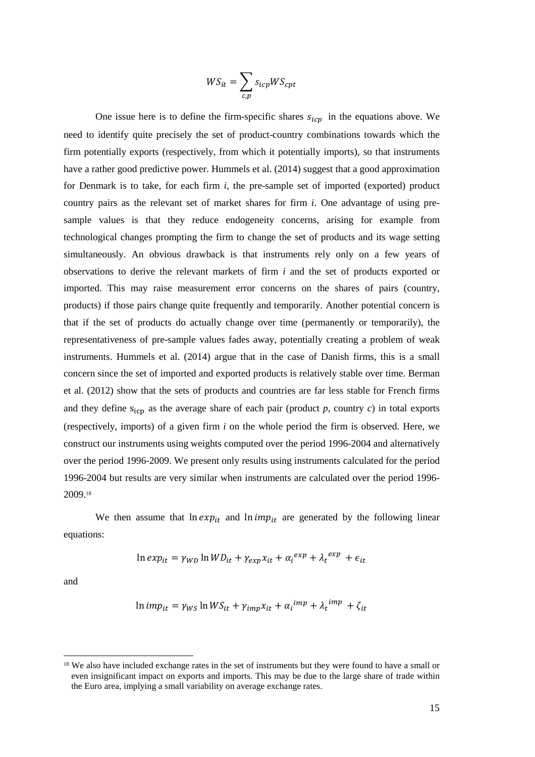$$WS_{it} = \sum_{c,p} s_{icp} WS_{cpt}$$

One issue here is to define the firm-specific shares $s_{icp}$ in the equations above. We need to identify quite precisely the set of product-country combinations towards which the firm potentially exports (respectively, from which it potentially imports), so that instruments have a rather good predictive power. Hummels et al. (2014) suggest that a good approximation for Denmark is to take, for each firm *i*, the pre-sample set of imported (exported) product country pairs as the relevant set of market shares for firm *i*. One advantage of using pre-sample values is that they reduce endogeneity concerns, arising for example from technological changes prompting the firm to change the set of products and its wage setting simultaneously. An obvious drawback is that instruments rely only on a few years of observations to derive the relevant markets of firm *i* and the set of products exported or imported. This may raise measurement error concerns on the shares of pairs (country, products) if those pairs change quite frequently and temporarily. Another potential concern is that if the set of products do actually change over time (permanently or temporarily), the representativeness of pre-sample values fades away, potentially creating a problem of weak instruments. Hummels et al. (2014) argue that in the case of Danish firms, this is a small concern since the set of imported and exported products is relatively stable over time. Berman et al. (2012) show that the sets of products and countries are far less stable for French firms and they define $s_{icp}$ as the average share of each pair (product *p*, country *c*) in total exports (respectively, imports) of a given firm *i* on the whole period the firm is observed. Here, we construct our instruments using weights computed over the period 1996-2004 and alternatively over the period 1996-2009. We present only results using instruments calculated for the period 1996-2004 but results are very similar when instruments are calculated over the period 1996-2009.[18]

We then assume that $\ln exp_{it}$ and $\ln imp_{it}$ are generated by the following linear equations:

$$\ln exp_{it} = \gamma_{WD} \ln WD_{it} + \gamma_{exp} x_{it} + \alpha_i^{exp} + \lambda_t^{exp} + \epsilon_{it}$$

and

$$\ln imp_{it} = \gamma_{WS} \ln WS_{it} + \gamma_{imp} x_{it} + \alpha_i^{imp} + \lambda_t^{imp} + \zeta_{it}$$

[18] We also have included exchange rates in the set of instruments but they were found to have a small or even insignificant impact on exports and imports. This may be due to the large share of trade within the Euro area, implying a small variability on average exchange rates.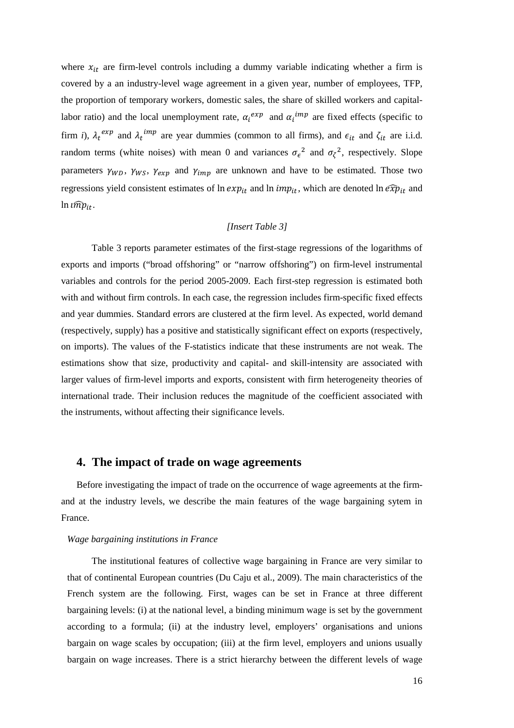where $x_{it}$ are firm-level controls including a dummy variable indicating whether a firm is covered by a an industry-level wage agreement in a given year, number of employees, TFP, the proportion of temporary workers, domestic sales, the share of skilled workers and capital-labor ratio) and the local unemployment rate, $\alpha_i^{exp}$ and $\alpha_i^{imp}$ are fixed effects (specific to firm *i*), $\lambda_t^{exp}$ and $\lambda_t^{imp}$ are year dummies (common to all firms), and $\epsilon_{it}$ and $\zeta_{it}$ are i.i.d. random terms (white noises) with mean 0 and variances $\sigma_\epsilon^2$ and $\sigma_\zeta^2$, respectively. Slope parameters $\gamma_{WD}$, $\gamma_{WS}$, $\gamma_{exp}$ and $\gamma_{imp}$ are unknown and have to be estimated. Those two regressions yield consistent estimates of $\ln exp_{it}$ and $\ln imp_{it}$, which are denoted $\ln \widehat{exp}_{it}$ and $\ln \widehat{imp}_{it}$.

*[Insert Table 3]*

Table 3 reports parameter estimates of the first-stage regressions of the logarithms of exports and imports ("broad offshoring" or "narrow offshoring") on firm-level instrumental variables and controls for the period 2005-2009. Each first-step regression is estimated both with and without firm controls. In each case, the regression includes firm-specific fixed effects and year dummies. Standard errors are clustered at the firm level. As expected, world demand (respectively, supply) has a positive and statistically significant effect on exports (respectively, on imports). The values of the F-statistics indicate that these instruments are not weak. The estimations show that size, productivity and capital- and skill-intensity are associated with larger values of firm-level imports and exports, consistent with firm heterogeneity theories of international trade. Their inclusion reduces the magnitude of the coefficient associated with the instruments, without affecting their significance levels.

## 4. The impact of trade on wage agreements

Before investigating the impact of trade on the occurrence of wage agreements at the firm- and at the industry levels, we describe the main features of the wage bargaining sytem in France.

*Wage bargaining institutions in France*

The institutional features of collective wage bargaining in France are very similar to that of continental European countries (Du Caju et al., 2009). The main characteristics of the French system are the following. First, wages can be set in France at three different bargaining levels: (i) at the national level, a binding minimum wage is set by the government according to a formula; (ii) at the industry level, employers' organisations and unions bargain on wage scales by occupation; (iii) at the firm level, employers and unions usually bargain on wage increases. There is a strict hierarchy between the different levels of wage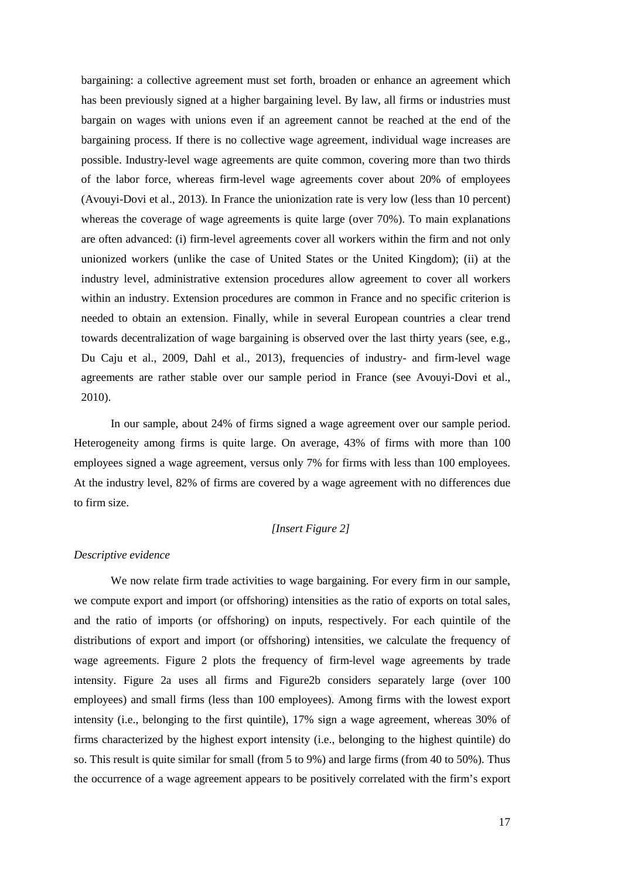bargaining: a collective agreement must set forth, broaden or enhance an agreement which has been previously signed at a higher bargaining level. By law, all firms or industries must bargain on wages with unions even if an agreement cannot be reached at the end of the bargaining process. If there is no collective wage agreement, individual wage increases are possible. Industry-level wage agreements are quite common, covering more than two thirds of the labor force, whereas firm-level wage agreements cover about 20% of employees (Avouyi-Dovi et al., 2013). In France the unionization rate is very low (less than 10 percent) whereas the coverage of wage agreements is quite large (over 70%). To main explanations are often advanced: (i) firm-level agreements cover all workers within the firm and not only unionized workers (unlike the case of United States or the United Kingdom); (ii) at the industry level, administrative extension procedures allow agreement to cover all workers within an industry. Extension procedures are common in France and no specific criterion is needed to obtain an extension. Finally, while in several European countries a clear trend towards decentralization of wage bargaining is observed over the last thirty years (see, e.g., Du Caju et al., 2009, Dahl et al., 2013), frequencies of industry- and firm-level wage agreements are rather stable over our sample period in France (see Avouyi-Dovi et al., 2010).

In our sample, about 24% of firms signed a wage agreement over our sample period. Heterogeneity among firms is quite large. On average, 43% of firms with more than 100 employees signed a wage agreement, versus only 7% for firms with less than 100 employees. At the industry level, 82% of firms are covered by a wage agreement with no differences due to firm size.

*[Insert Figure 2]*

*Descriptive evidence*

We now relate firm trade activities to wage bargaining. For every firm in our sample, we compute export and import (or offshoring) intensities as the ratio of exports on total sales, and the ratio of imports (or offshoring) on inputs, respectively. For each quintile of the distributions of export and import (or offshoring) intensities, we calculate the frequency of wage agreements. Figure 2 plots the frequency of firm-level wage agreements by trade intensity. Figure 2a uses all firms and Figure2b considers separately large (over 100 employees) and small firms (less than 100 employees). Among firms with the lowest export intensity (i.e., belonging to the first quintile), 17% sign a wage agreement, whereas 30% of firms characterized by the highest export intensity (i.e., belonging to the highest quintile) do so. This result is quite similar for small (from 5 to 9%) and large firms (from 40 to 50%). Thus the occurrence of a wage agreement appears to be positively correlated with the firm's export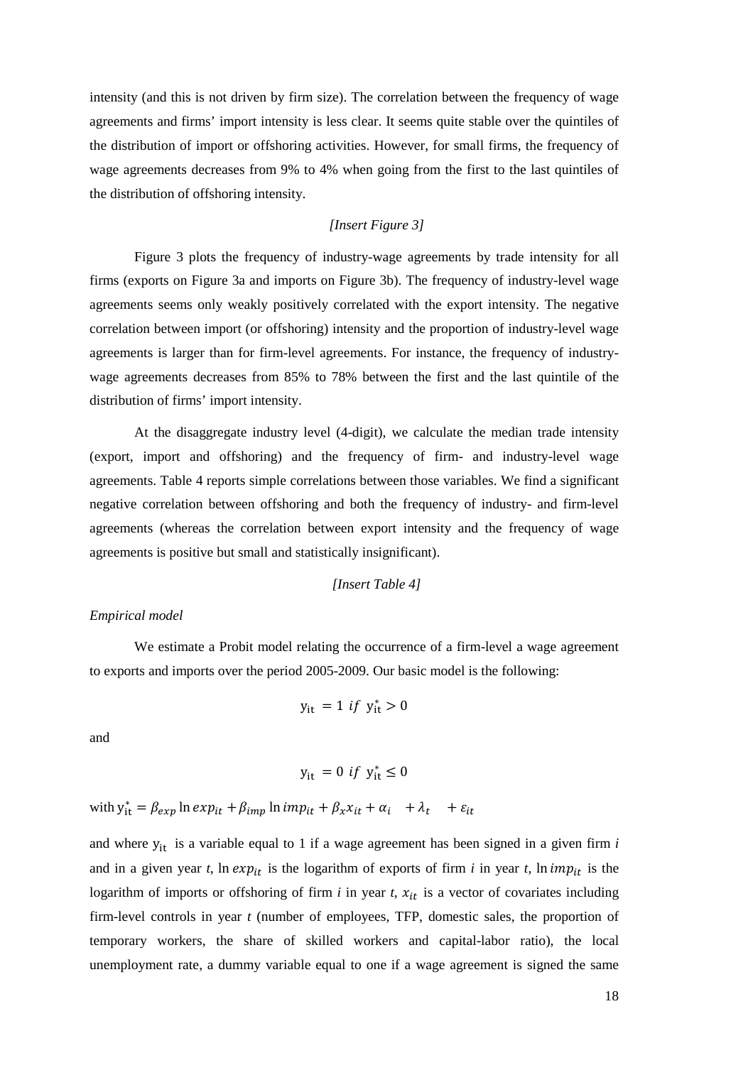intensity (and this is not driven by firm size). The correlation between the frequency of wage agreements and firms' import intensity is less clear. It seems quite stable over the quintiles of the distribution of import or offshoring activities. However, for small firms, the frequency of wage agreements decreases from 9% to 4% when going from the first to the last quintiles of the distribution of offshoring intensity.

*[Insert Figure 3]*

Figure 3 plots the frequency of industry-wage agreements by trade intensity for all firms (exports on Figure 3a and imports on Figure 3b). The frequency of industry-level wage agreements seems only weakly positively correlated with the export intensity. The negative correlation between import (or offshoring) intensity and the proportion of industry-level wage agreements is larger than for firm-level agreements. For instance, the frequency of industry-wage agreements decreases from 85% to 78% between the first and the last quintile of the distribution of firms' import intensity.

At the disaggregate industry level (4-digit), we calculate the median trade intensity (export, import and offshoring) and the frequency of firm- and industry-level wage agreements. Table 4 reports simple correlations between those variables. We find a significant negative correlation between offshoring and both the frequency of industry- and firm-level agreements (whereas the correlation between export intensity and the frequency of wage agreements is positive but small and statistically insignificant).

*[Insert Table 4]*

*Empirical model*

We estimate a Probit model relating the occurrence of a firm-level a wage agreement to exports and imports over the period 2005-2009. Our basic model is the following:

$$y_{it} = 1 \ if \ y_{it}^{*} > 0$$

and

$$y_{it} = 0 \ if \ y_{it}^{*} \leq 0$$

with $y_{it}^{*} = \beta_{exp} \ln exp_{it} + \beta_{imp} \ln imp_{it} + \beta_{x} x_{it} + \alpha_{i} + \lambda_{t} + \varepsilon_{it}$

and where $y_{it}$ is a variable equal to 1 if a wage agreement has been signed in a given firm *i* and in a given year *t*, $\ln exp_{it}$ is the logarithm of exports of firm *i* in year *t*, $\ln imp_{it}$ is the logarithm of imports or offshoring of firm *i* in year *t*, $x_{it}$ is a vector of covariates including firm-level controls in year *t* (number of employees, TFP, domestic sales, the proportion of temporary workers, the share of skilled workers and capital-labor ratio), the local unemployment rate, a dummy variable equal to one if a wage agreement is signed the same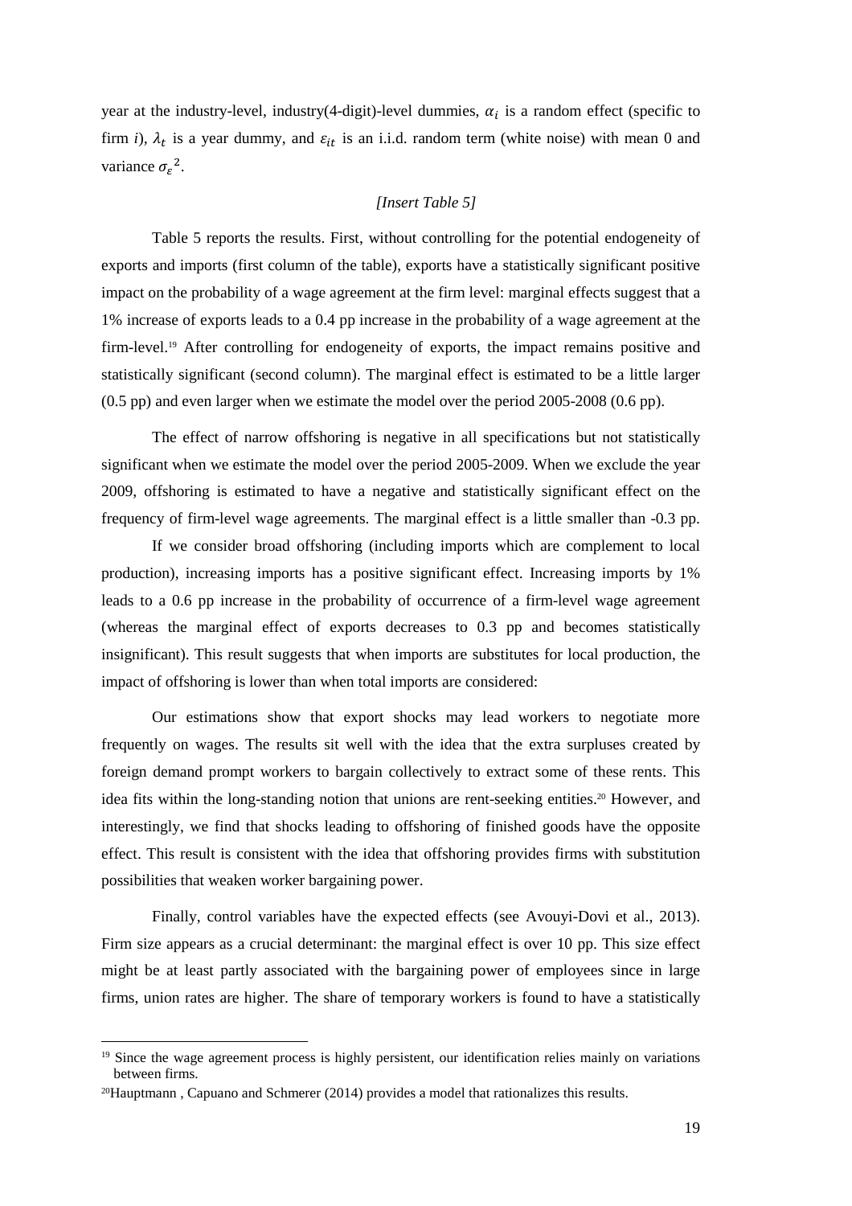year at the industry-level, industry(4-digit)-level dummies, $\alpha_i$ is a random effect (specific to firm *i*), $\lambda_t$ is a year dummy, and $\varepsilon_{it}$ is an i.i.d. random term (white noise) with mean 0 and variance $\sigma_\varepsilon{}^2$.

*[Insert Table 5]*

Table 5 reports the results. First, without controlling for the potential endogeneity of exports and imports (first column of the table), exports have a statistically significant positive impact on the probability of a wage agreement at the firm level: marginal effects suggest that a 1% increase of exports leads to a 0.4 pp increase in the probability of a wage agreement at the firm-level.[19] After controlling for endogeneity of exports, the impact remains positive and statistically significant (second column). The marginal effect is estimated to be a little larger (0.5 pp) and even larger when we estimate the model over the period 2005-2008 (0.6 pp).

The effect of narrow offshoring is negative in all specifications but not statistically significant when we estimate the model over the period 2005-2009. When we exclude the year 2009, offshoring is estimated to have a negative and statistically significant effect on the frequency of firm-level wage agreements. The marginal effect is a little smaller than -0.3 pp.

If we consider broad offshoring (including imports which are complement to local production), increasing imports has a positive significant effect. Increasing imports by 1% leads to a 0.6 pp increase in the probability of occurrence of a firm-level wage agreement (whereas the marginal effect of exports decreases to 0.3 pp and becomes statistically insignificant). This result suggests that when imports are substitutes for local production, the impact of offshoring is lower than when total imports are considered:

Our estimations show that export shocks may lead workers to negotiate more frequently on wages. The results sit well with the idea that the extra surpluses created by foreign demand prompt workers to bargain collectively to extract some of these rents. This idea fits within the long-standing notion that unions are rent-seeking entities.[20] However, and interestingly, we find that shocks leading to offshoring of finished goods have the opposite effect. This result is consistent with the idea that offshoring provides firms with substitution possibilities that weaken worker bargaining power.

Finally, control variables have the expected effects (see Avouyi-Dovi et al., 2013). Firm size appears as a crucial determinant: the marginal effect is over 10 pp. This size effect might be at least partly associated with the bargaining power of employees since in large firms, union rates are higher. The share of temporary workers is found to have a statistically

[19] Since the wage agreement process is highly persistent, our identification relies mainly on variations between firms.

[20] Hauptmann , Capuano and Schmerer (2014) provides a model that rationalizes this results.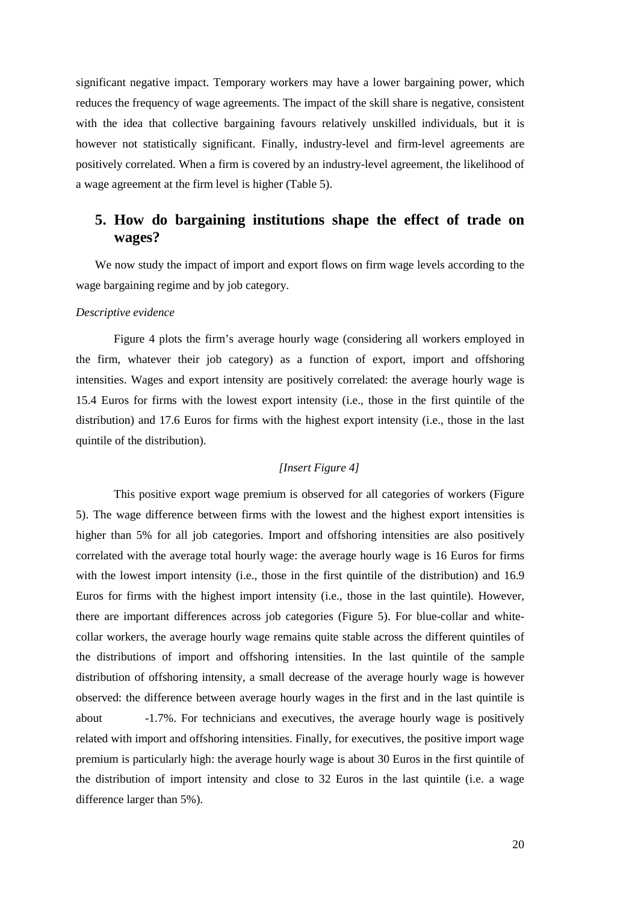significant negative impact. Temporary workers may have a lower bargaining power, which reduces the frequency of wage agreements. The impact of the skill share is negative, consistent with the idea that collective bargaining favours relatively unskilled individuals, but it is however not statistically significant. Finally, industry-level and firm-level agreements are positively correlated. When a firm is covered by an industry-level agreement, the likelihood of a wage agreement at the firm level is higher (Table 5).

## 5. How do bargaining institutions shape the effect of trade on wages?

We now study the impact of import and export flows on firm wage levels according to the wage bargaining regime and by job category.

*Descriptive evidence*

Figure 4 plots the firm's average hourly wage (considering all workers employed in the firm, whatever their job category) as a function of export, import and offshoring intensities. Wages and export intensity are positively correlated: the average hourly wage is 15.4 Euros for firms with the lowest export intensity (i.e., those in the first quintile of the distribution) and 17.6 Euros for firms with the highest export intensity (i.e., those in the last quintile of the distribution).

*[Insert Figure 4]*

This positive export wage premium is observed for all categories of workers (Figure 5). The wage difference between firms with the lowest and the highest export intensities is higher than 5% for all job categories. Import and offshoring intensities are also positively correlated with the average total hourly wage: the average hourly wage is 16 Euros for firms with the lowest import intensity (i.e., those in the first quintile of the distribution) and 16.9 Euros for firms with the highest import intensity (i.e., those in the last quintile). However, there are important differences across job categories (Figure 5). For blue-collar and white-collar workers, the average hourly wage remains quite stable across the different quintiles of the distributions of import and offshoring intensities. In the last quintile of the sample distribution of offshoring intensity, a small decrease of the average hourly wage is however observed: the difference between average hourly wages in the first and in the last quintile is about -1.7%. For technicians and executives, the average hourly wage is positively related with import and offshoring intensities. Finally, for executives, the positive import wage premium is particularly high: the average hourly wage is about 30 Euros in the first quintile of the distribution of import intensity and close to 32 Euros in the last quintile (i.e. a wage difference larger than 5%).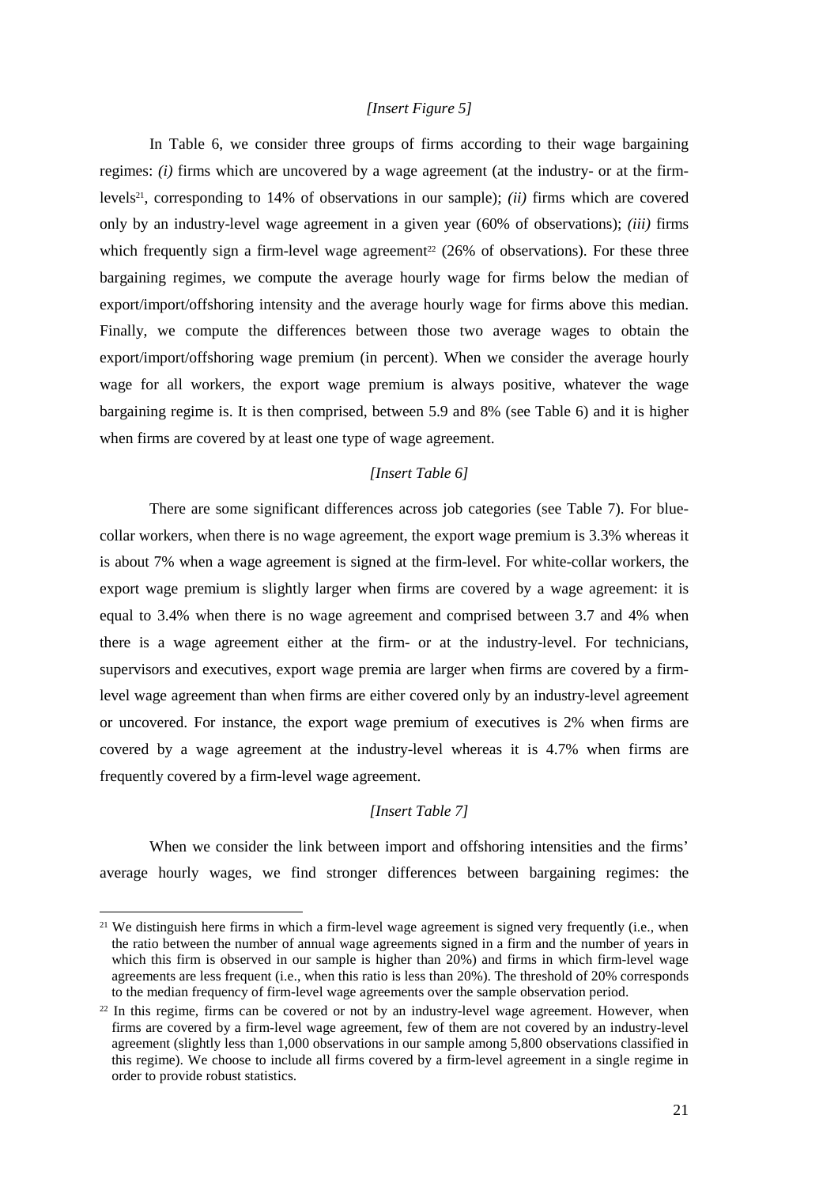*[Insert Figure 5]*

In Table 6, we consider three groups of firms according to their wage bargaining regimes: *(i)* firms which are uncovered by a wage agreement (at the industry- or at the firm-levels[21], corresponding to 14% of observations in our sample); *(ii)* firms which are covered only by an industry-level wage agreement in a given year (60% of observations); *(iii)* firms which frequently sign a firm-level wage agreement[22] (26% of observations). For these three bargaining regimes, we compute the average hourly wage for firms below the median of export/import/offshoring intensity and the average hourly wage for firms above this median. Finally, we compute the differences between those two average wages to obtain the export/import/offshoring wage premium (in percent). When we consider the average hourly wage for all workers, the export wage premium is always positive, whatever the wage bargaining regime is. It is then comprised, between 5.9 and 8% (see Table 6) and it is higher when firms are covered by at least one type of wage agreement.

*[Insert Table 6]*

There are some significant differences across job categories (see Table 7). For blue-collar workers, when there is no wage agreement, the export wage premium is 3.3% whereas it is about 7% when a wage agreement is signed at the firm-level. For white-collar workers, the export wage premium is slightly larger when firms are covered by a wage agreement: it is equal to 3.4% when there is no wage agreement and comprised between 3.7 and 4% when there is a wage agreement either at the firm- or at the industry-level. For technicians, supervisors and executives, export wage premia are larger when firms are covered by a firm-level wage agreement than when firms are either covered only by an industry-level agreement or uncovered. For instance, the export wage premium of executives is 2% when firms are covered by a wage agreement at the industry-level whereas it is 4.7% when firms are frequently covered by a firm-level wage agreement.

*[Insert Table 7]*

When we consider the link between import and offshoring intensities and the firms' average hourly wages, we find stronger differences between bargaining regimes: the

[21] We distinguish here firms in which a firm-level wage agreement is signed very frequently (i.e., when the ratio between the number of annual wage agreements signed in a firm and the number of years in which this firm is observed in our sample is higher than 20%) and firms in which firm-level wage agreements are less frequent (i.e., when this ratio is less than 20%). The threshold of 20% corresponds to the median frequency of firm-level wage agreements over the sample observation period.

[22] In this regime, firms can be covered or not by an industry-level wage agreement. However, when firms are covered by a firm-level wage agreement, few of them are not covered by an industry-level agreement (slightly less than 1,000 observations in our sample among 5,800 observations classified in this regime). We choose to include all firms covered by a firm-level agreement in a single regime in order to provide robust statistics.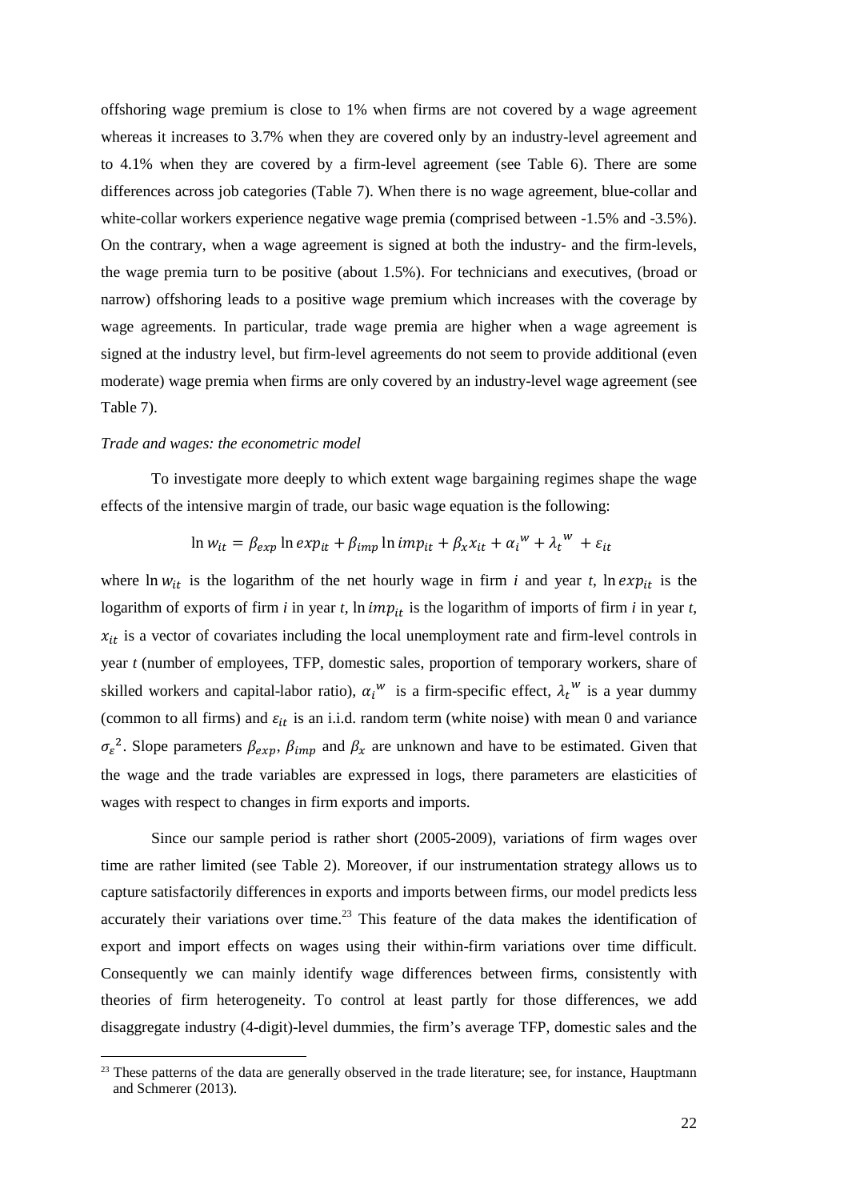offshoring wage premium is close to 1% when firms are not covered by a wage agreement whereas it increases to 3.7% when they are covered only by an industry-level agreement and to 4.1% when they are covered by a firm-level agreement (see Table 6). There are some differences across job categories (Table 7). When there is no wage agreement, blue-collar and white-collar workers experience negative wage premia (comprised between -1.5% and -3.5%). On the contrary, when a wage agreement is signed at both the industry- and the firm-levels, the wage premia turn to be positive (about 1.5%). For technicians and executives, (broad or narrow) offshoring leads to a positive wage premium which increases with the coverage by wage agreements. In particular, trade wage premia are higher when a wage agreement is signed at the industry level, but firm-level agreements do not seem to provide additional (even moderate) wage premia when firms are only covered by an industry-level wage agreement (see Table 7).

*Trade and wages: the econometric model*

To investigate more deeply to which extent wage bargaining regimes shape the wage effects of the intensive margin of trade, our basic wage equation is the following:

$$\ln w_{it} = \beta_{exp} \ln exp_{it} + \beta_{imp} \ln imp_{it} + \beta_x x_{it} + \alpha_i^{\ w} + \lambda_t^{\ w} + \varepsilon_{it}$$

where $\ln w_{it}$ is the logarithm of the net hourly wage in firm *i* and year *t*, $\ln exp_{it}$ is the logarithm of exports of firm *i* in year *t*, $\ln imp_{it}$ is the logarithm of imports of firm *i* in year *t*, $x_{it}$ is a vector of covariates including the local unemployment rate and firm-level controls in year *t* (number of employees, TFP, domestic sales, proportion of temporary workers, share of skilled workers and capital-labor ratio), $\alpha_i^{\ w}$ is a firm-specific effect, $\lambda_t^{\ w}$ is a year dummy (common to all firms) and $\varepsilon_{it}$ is an i.i.d. random term (white noise) with mean 0 and variance $\sigma_\varepsilon^{\ 2}$. Slope parameters $\beta_{exp}$, $\beta_{imp}$ and $\beta_x$ are unknown and have to be estimated. Given that the wage and the trade variables are expressed in logs, there parameters are elasticities of wages with respect to changes in firm exports and imports.

Since our sample period is rather short (2005-2009), variations of firm wages over time are rather limited (see Table 2). Moreover, if our instrumentation strategy allows us to capture satisfactorily differences in exports and imports between firms, our model predicts less accurately their variations over time.[23] This feature of the data makes the identification of export and import effects on wages using their within-firm variations over time difficult. Consequently we can mainly identify wage differences between firms, consistently with theories of firm heterogeneity. To control at least partly for those differences, we add disaggregate industry (4-digit)-level dummies, the firm's average TFP, domestic sales and the

[23] These patterns of the data are generally observed in the trade literature; see, for instance, Hauptmann and Schmerer (2013).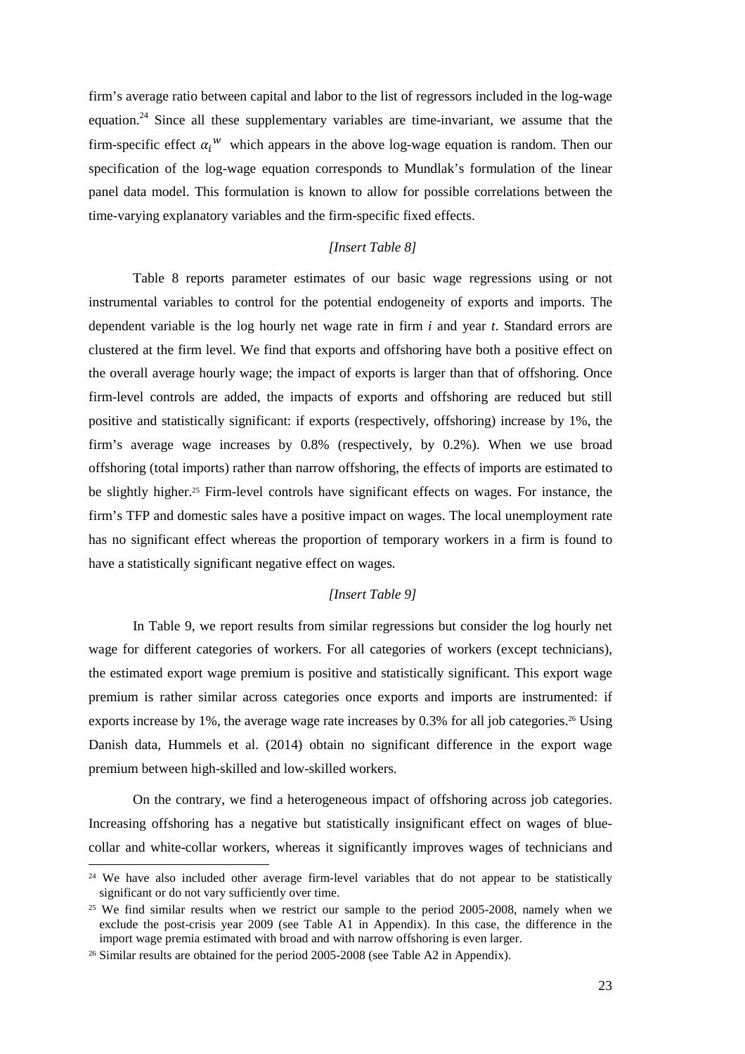firm's average ratio between capital and labor to the list of regressors included in the log-wage equation.[24] Since all these supplementary variables are time-invariant, we assume that the firm-specific effect $\alpha_i{}^w$ which appears in the above log-wage equation is random. Then our specification of the log-wage equation corresponds to Mundlak's formulation of the linear panel data model. This formulation is known to allow for possible correlations between the time-varying explanatory variables and the firm-specific fixed effects.

*[Insert Table 8]*

Table 8 reports parameter estimates of our basic wage regressions using or not instrumental variables to control for the potential endogeneity of exports and imports. The dependent variable is the log hourly net wage rate in firm *i* and year *t*. Standard errors are clustered at the firm level. We find that exports and offshoring have both a positive effect on the overall average hourly wage; the impact of exports is larger than that of offshoring. Once firm-level controls are added, the impacts of exports and offshoring are reduced but still positive and statistically significant: if exports (respectively, offshoring) increase by 1%, the firm's average wage increases by 0.8% (respectively, by 0.2%). When we use broad offshoring (total imports) rather than narrow offshoring, the effects of imports are estimated to be slightly higher.[25] Firm-level controls have significant effects on wages. For instance, the firm's TFP and domestic sales have a positive impact on wages. The local unemployment rate has no significant effect whereas the proportion of temporary workers in a firm is found to have a statistically significant negative effect on wages.

*[Insert Table 9]*

In Table 9, we report results from similar regressions but consider the log hourly net wage for different categories of workers. For all categories of workers (except technicians), the estimated export wage premium is positive and statistically significant. This export wage premium is rather similar across categories once exports and imports are instrumented: if exports increase by 1%, the average wage rate increases by 0.3% for all job categories.[26] Using Danish data, Hummels et al. (2014) obtain no significant difference in the export wage premium between high-skilled and low-skilled workers.

On the contrary, we find a heterogeneous impact of offshoring across job categories. Increasing offshoring has a negative but statistically insignificant effect on wages of blue-collar and white-collar workers, whereas it significantly improves wages of technicians and

[24] We have also included other average firm-level variables that do not appear to be statistically significant or do not vary sufficiently over time.

[25] We find similar results when we restrict our sample to the period 2005-2008, namely when we exclude the post-crisis year 2009 (see Table A1 in Appendix). In this case, the difference in the import wage premia estimated with broad and with narrow offshoring is even larger.

[26] Similar results are obtained for the period 2005-2008 (see Table A2 in Appendix).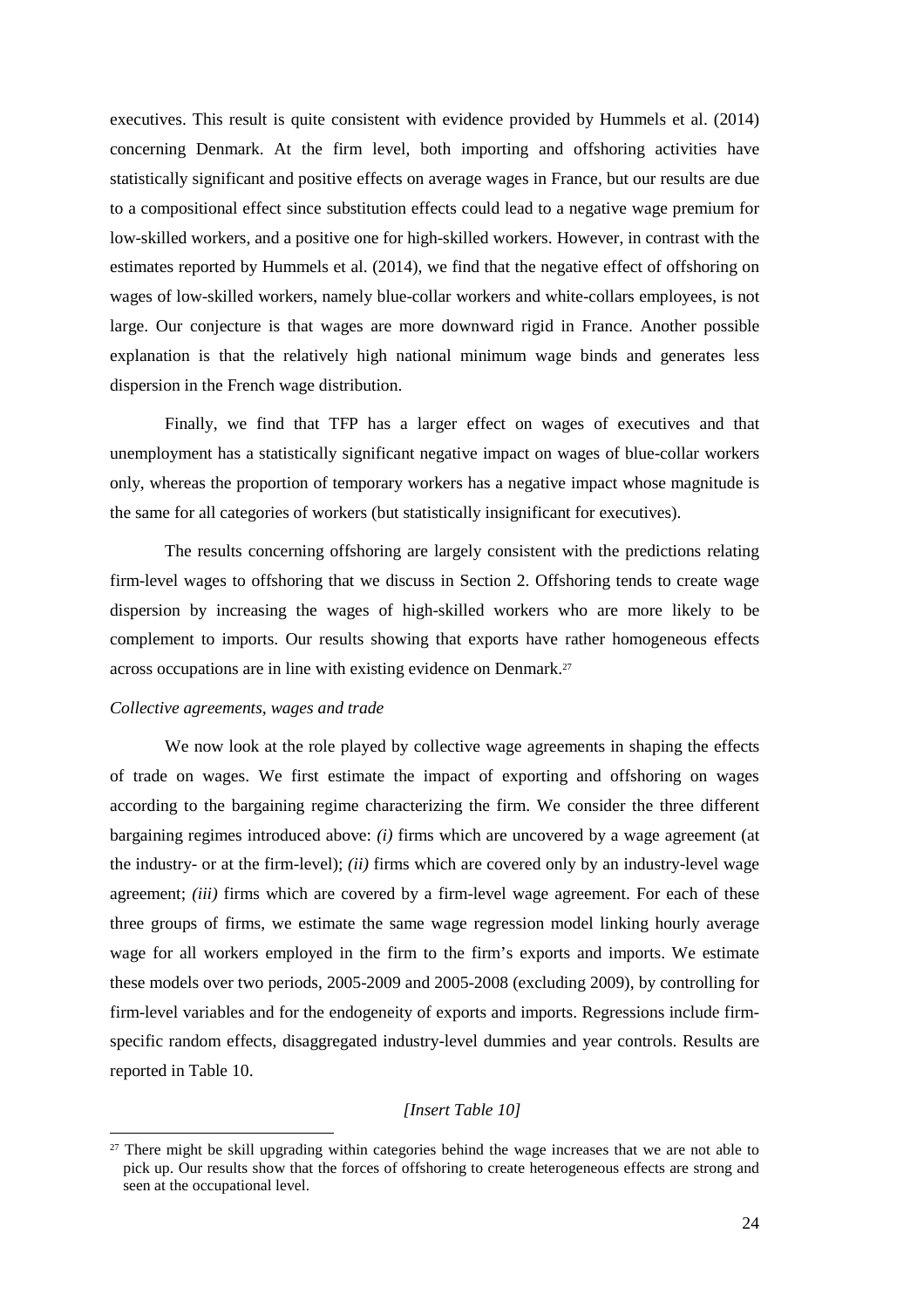executives. This result is quite consistent with evidence provided by Hummels et al. (2014) concerning Denmark. At the firm level, both importing and offshoring activities have statistically significant and positive effects on average wages in France, but our results are due to a compositional effect since substitution effects could lead to a negative wage premium for low-skilled workers, and a positive one for high-skilled workers. However, in contrast with the estimates reported by Hummels et al. (2014), we find that the negative effect of offshoring on wages of low-skilled workers, namely blue-collar workers and white-collars employees, is not large. Our conjecture is that wages are more downward rigid in France. Another possible explanation is that the relatively high national minimum wage binds and generates less dispersion in the French wage distribution.

Finally, we find that TFP has a larger effect on wages of executives and that unemployment has a statistically significant negative impact on wages of blue-collar workers only, whereas the proportion of temporary workers has a negative impact whose magnitude is the same for all categories of workers (but statistically insignificant for executives).

The results concerning offshoring are largely consistent with the predictions relating firm-level wages to offshoring that we discuss in Section 2. Offshoring tends to create wage dispersion by increasing the wages of high-skilled workers who are more likely to be complement to imports. Our results showing that exports have rather homogeneous effects across occupations are in line with existing evidence on Denmark.[27]

*Collective agreements, wages and trade*

We now look at the role played by collective wage agreements in shaping the effects of trade on wages. We first estimate the impact of exporting and offshoring on wages according to the bargaining regime characterizing the firm. We consider the three different bargaining regimes introduced above: *(i)* firms which are uncovered by a wage agreement (at the industry- or at the firm-level); *(ii)* firms which are covered only by an industry-level wage agreement; *(iii)* firms which are covered by a firm-level wage agreement. For each of these three groups of firms, we estimate the same wage regression model linking hourly average wage for all workers employed in the firm to the firm's exports and imports. We estimate these models over two periods, 2005-2009 and 2005-2008 (excluding 2009), by controlling for firm-level variables and for the endogeneity of exports and imports. Regressions include firm-specific random effects, disaggregated industry-level dummies and year controls. Results are reported in Table 10.

*[Insert Table 10]*

[27] There might be skill upgrading within categories behind the wage increases that we are not able to pick up. Our results show that the forces of offshoring to create heterogeneous effects are strong and seen at the occupational level.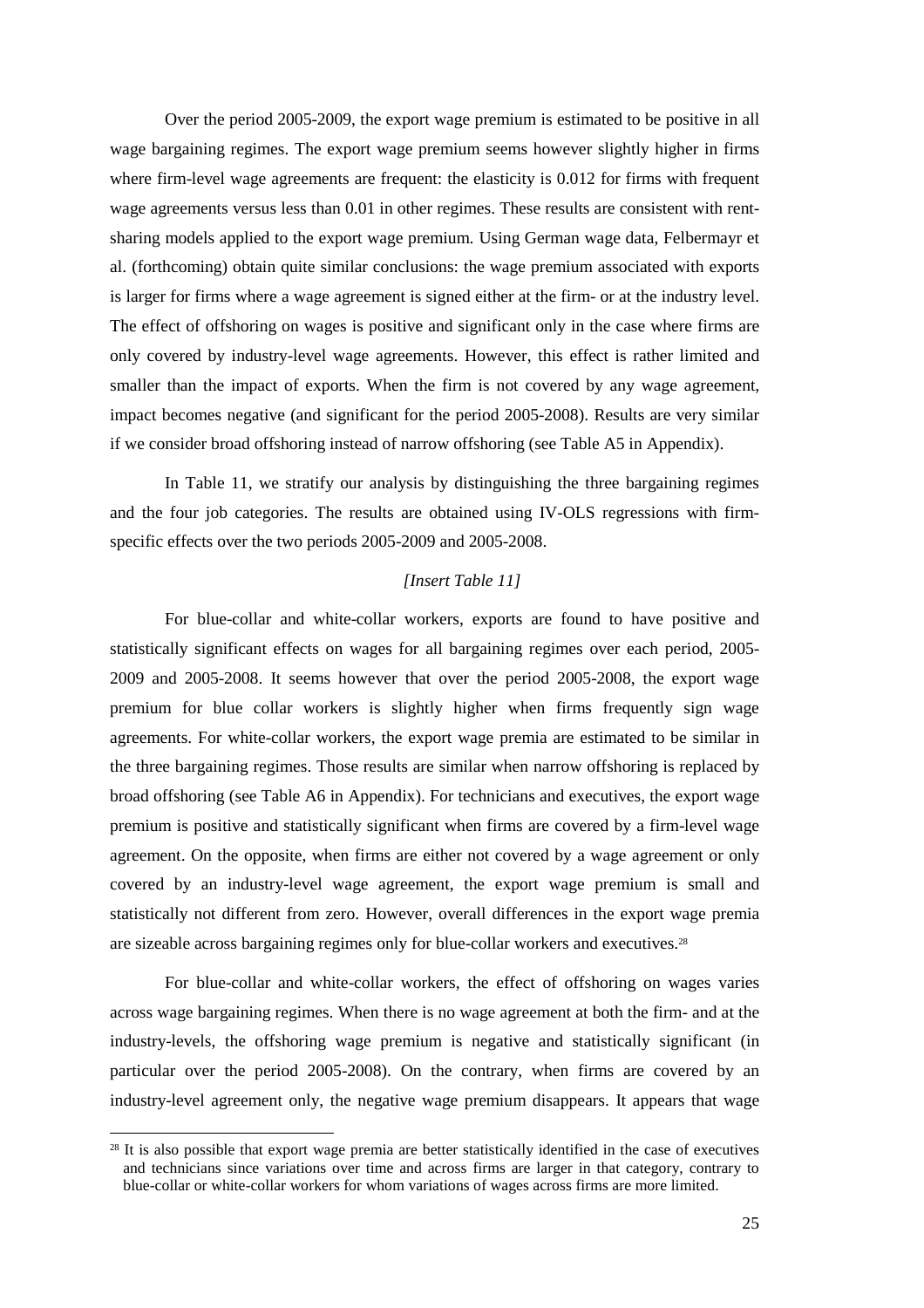Over the period 2005-2009, the export wage premium is estimated to be positive in all wage bargaining regimes. The export wage premium seems however slightly higher in firms where firm-level wage agreements are frequent: the elasticity is 0.012 for firms with frequent wage agreements versus less than 0.01 in other regimes. These results are consistent with rent-sharing models applied to the export wage premium. Using German wage data, Felbermayr et al. (forthcoming) obtain quite similar conclusions: the wage premium associated with exports is larger for firms where a wage agreement is signed either at the firm- or at the industry level. The effect of offshoring on wages is positive and significant only in the case where firms are only covered by industry-level wage agreements. However, this effect is rather limited and smaller than the impact of exports. When the firm is not covered by any wage agreement, impact becomes negative (and significant for the period 2005-2008). Results are very similar if we consider broad offshoring instead of narrow offshoring (see Table A5 in Appendix).

In Table 11, we stratify our analysis by distinguishing the three bargaining regimes and the four job categories. The results are obtained using IV-OLS regressions with firm-specific effects over the two periods 2005-2009 and 2005-2008.

*[Insert Table 11]*

For blue-collar and white-collar workers, exports are found to have positive and statistically significant effects on wages for all bargaining regimes over each period, 2005-2009 and 2005-2008. It seems however that over the period 2005-2008, the export wage premium for blue collar workers is slightly higher when firms frequently sign wage agreements. For white-collar workers, the export wage premia are estimated to be similar in the three bargaining regimes. Those results are similar when narrow offshoring is replaced by broad offshoring (see Table A6 in Appendix). For technicians and executives, the export wage premium is positive and statistically significant when firms are covered by a firm-level wage agreement. On the opposite, when firms are either not covered by a wage agreement or only covered by an industry-level wage agreement, the export wage premium is small and statistically not different from zero. However, overall differences in the export wage premia are sizeable across bargaining regimes only for blue-collar workers and executives.[28]

For blue-collar and white-collar workers, the effect of offshoring on wages varies across wage bargaining regimes. When there is no wage agreement at both the firm- and at the industry-levels, the offshoring wage premium is negative and statistically significant (in particular over the period 2005-2008). On the contrary, when firms are covered by an industry-level agreement only, the negative wage premium disappears. It appears that wage

[28] It is also possible that export wage premia are better statistically identified in the case of executives and technicians since variations over time and across firms are larger in that category, contrary to blue-collar or white-collar workers for whom variations of wages across firms are more limited.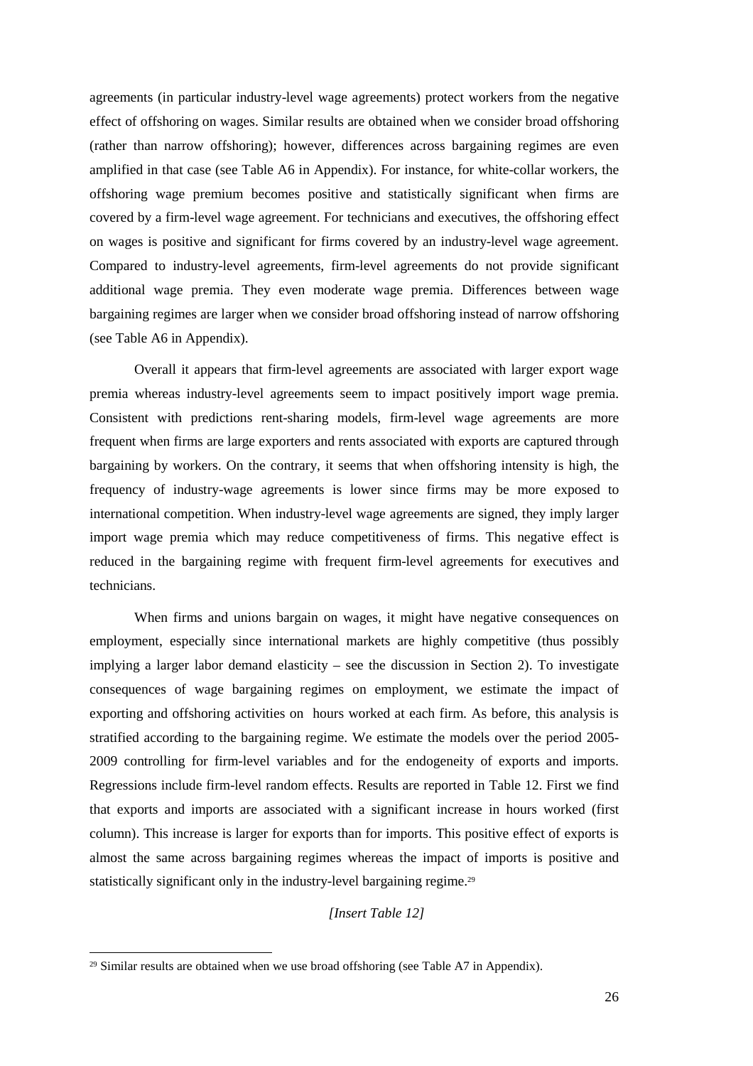agreements (in particular industry-level wage agreements) protect workers from the negative effect of offshoring on wages. Similar results are obtained when we consider broad offshoring (rather than narrow offshoring); however, differences across bargaining regimes are even amplified in that case (see Table A6 in Appendix). For instance, for white-collar workers, the offshoring wage premium becomes positive and statistically significant when firms are covered by a firm-level wage agreement. For technicians and executives, the offshoring effect on wages is positive and significant for firms covered by an industry-level wage agreement. Compared to industry-level agreements, firm-level agreements do not provide significant additional wage premia. They even moderate wage premia. Differences between wage bargaining regimes are larger when we consider broad offshoring instead of narrow offshoring (see Table A6 in Appendix).

Overall it appears that firm-level agreements are associated with larger export wage premia whereas industry-level agreements seem to impact positively import wage premia. Consistent with predictions rent-sharing models, firm-level wage agreements are more frequent when firms are large exporters and rents associated with exports are captured through bargaining by workers. On the contrary, it seems that when offshoring intensity is high, the frequency of industry-wage agreements is lower since firms may be more exposed to international competition. When industry-level wage agreements are signed, they imply larger import wage premia which may reduce competitiveness of firms. This negative effect is reduced in the bargaining regime with frequent firm-level agreements for executives and technicians.

When firms and unions bargain on wages, it might have negative consequences on employment, especially since international markets are highly competitive (thus possibly implying a larger labor demand elasticity – see the discussion in Section 2). To investigate consequences of wage bargaining regimes on employment, we estimate the impact of exporting and offshoring activities on hours worked at each firm. As before, this analysis is stratified according to the bargaining regime. We estimate the models over the period 2005-2009 controlling for firm-level variables and for the endogeneity of exports and imports. Regressions include firm-level random effects. Results are reported in Table 12. First we find that exports and imports are associated with a significant increase in hours worked (first column). This increase is larger for exports than for imports. This positive effect of exports is almost the same across bargaining regimes whereas the impact of imports is positive and statistically significant only in the industry-level bargaining regime.[29]

*[Insert Table 12]*

[29] Similar results are obtained when we use broad offshoring (see Table A7 in Appendix).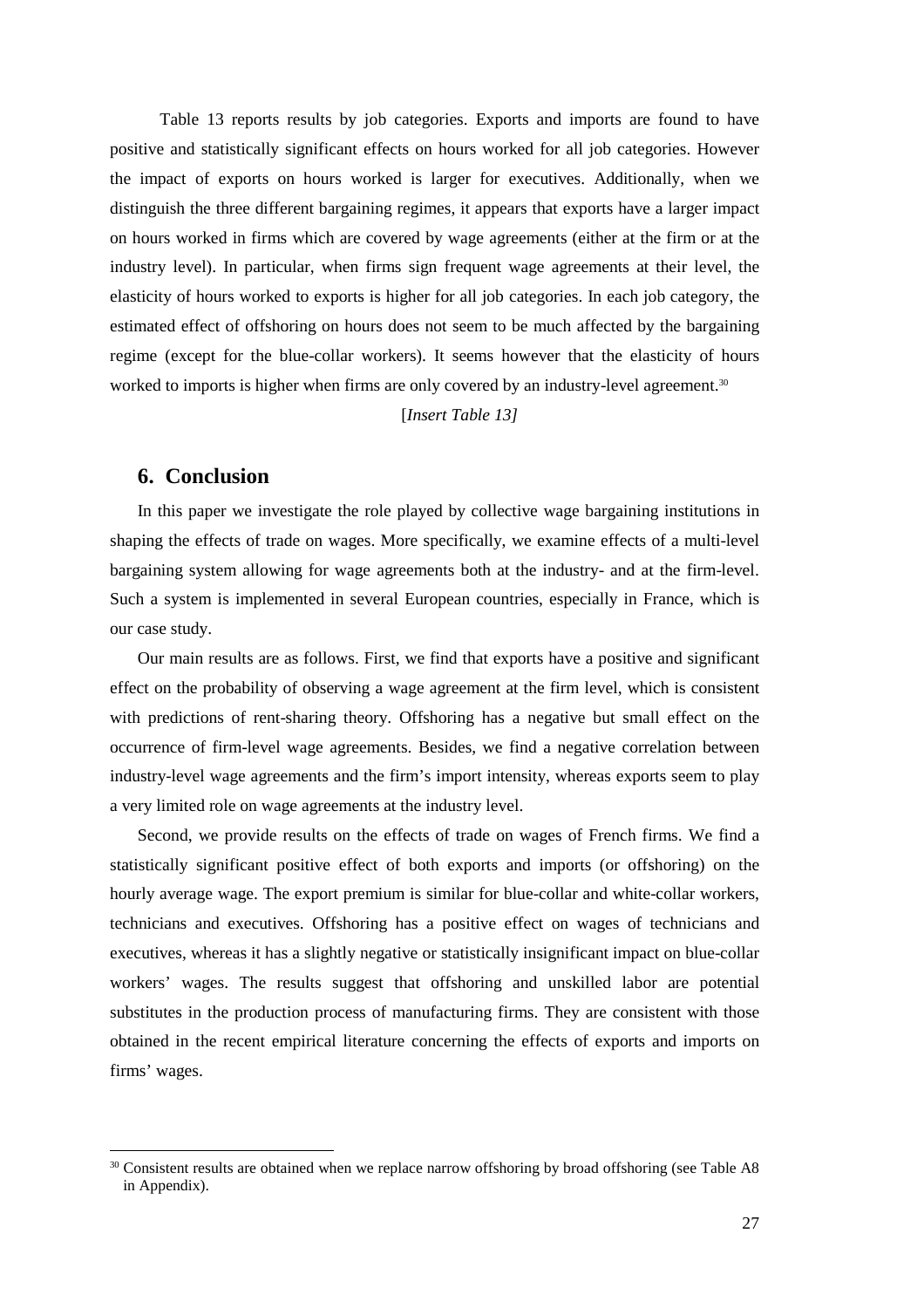Table 13 reports results by job categories. Exports and imports are found to have positive and statistically significant effects on hours worked for all job categories. However the impact of exports on hours worked is larger for executives. Additionally, when we distinguish the three different bargaining regimes, it appears that exports have a larger impact on hours worked in firms which are covered by wage agreements (either at the firm or at the industry level). In particular, when firms sign frequent wage agreements at their level, the elasticity of hours worked to exports is higher for all job categories. In each job category, the estimated effect of offshoring on hours does not seem to be much affected by the bargaining regime (except for the blue-collar workers). It seems however that the elasticity of hours worked to imports is higher when firms are only covered by an industry-level agreement.[30]

[*Insert Table 13]*

## 6. Conclusion

In this paper we investigate the role played by collective wage bargaining institutions in shaping the effects of trade on wages. More specifically, we examine effects of a multi-level bargaining system allowing for wage agreements both at the industry- and at the firm-level. Such a system is implemented in several European countries, especially in France, which is our case study.

Our main results are as follows. First, we find that exports have a positive and significant effect on the probability of observing a wage agreement at the firm level, which is consistent with predictions of rent-sharing theory. Offshoring has a negative but small effect on the occurrence of firm-level wage agreements. Besides, we find a negative correlation between industry-level wage agreements and the firm's import intensity, whereas exports seem to play a very limited role on wage agreements at the industry level.

Second, we provide results on the effects of trade on wages of French firms. We find a statistically significant positive effect of both exports and imports (or offshoring) on the hourly average wage. The export premium is similar for blue-collar and white-collar workers, technicians and executives. Offshoring has a positive effect on wages of technicians and executives, whereas it has a slightly negative or statistically insignificant impact on blue-collar workers' wages. The results suggest that offshoring and unskilled labor are potential substitutes in the production process of manufacturing firms. They are consistent with those obtained in the recent empirical literature concerning the effects of exports and imports on firms' wages.

[30] Consistent results are obtained when we replace narrow offshoring by broad offshoring (see Table A8 in Appendix).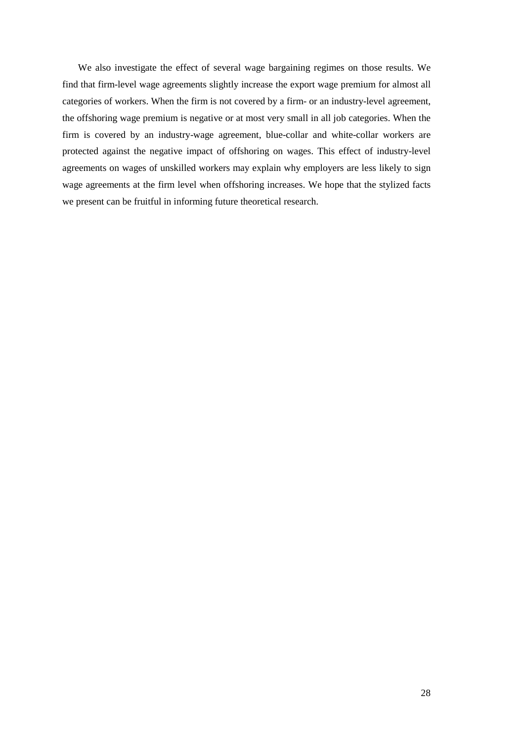We also investigate the effect of several wage bargaining regimes on those results. We find that firm-level wage agreements slightly increase the export wage premium for almost all categories of workers. When the firm is not covered by a firm- or an industry-level agreement, the offshoring wage premium is negative or at most very small in all job categories. When the firm is covered by an industry-wage agreement, blue-collar and white-collar workers are protected against the negative impact of offshoring on wages. This effect of industry-level agreements on wages of unskilled workers may explain why employers are less likely to sign wage agreements at the firm level when offshoring increases. We hope that the stylized facts we present can be fruitful in informing future theoretical research.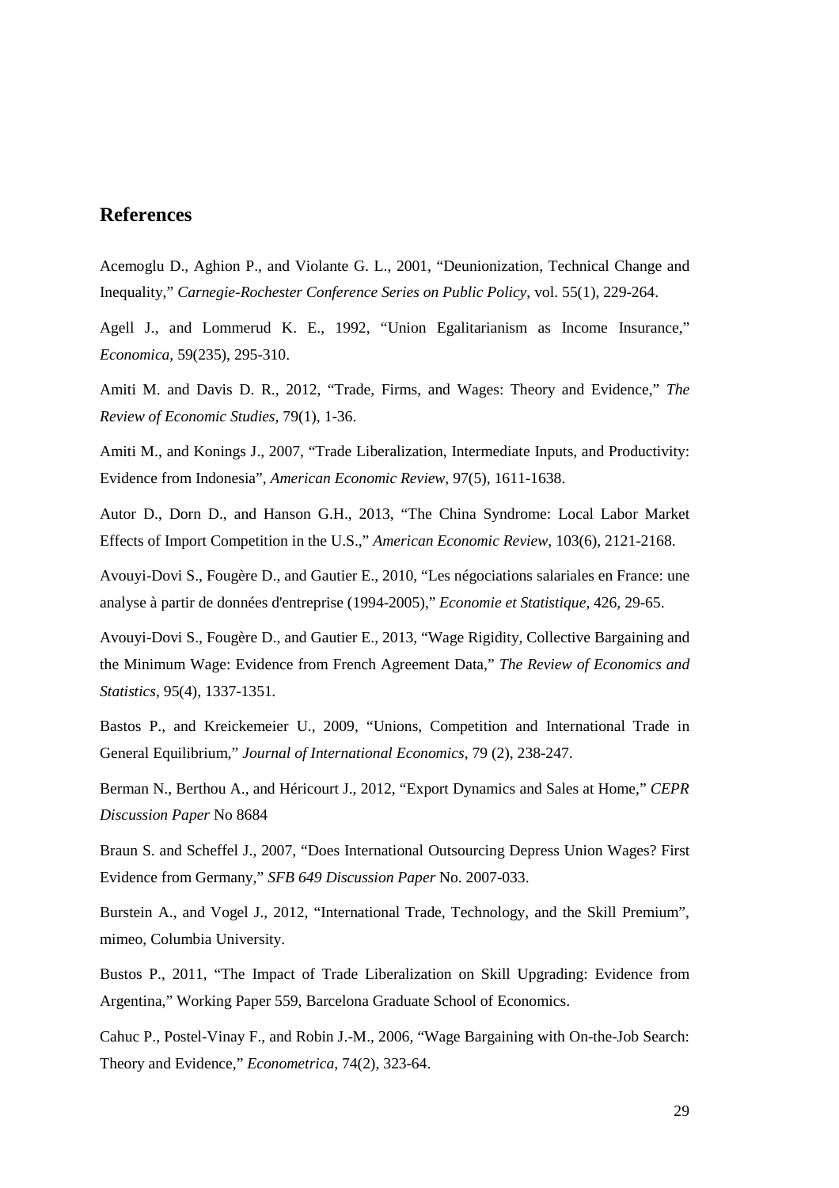## References

Acemoglu D., Aghion P., and Violante G. L., 2001, "Deunionization, Technical Change and Inequality," *Carnegie-Rochester Conference Series on Public Policy*, vol. 55(1), 229-264.

Agell J., and Lommerud K. E., 1992, "Union Egalitarianism as Income Insurance," *Economica*, 59(235), 295-310.

Amiti M. and Davis D. R., 2012, "Trade, Firms, and Wages: Theory and Evidence," *The Review of Economic Studies*, 79(1), 1-36.

Amiti M., and Konings J., 2007, "Trade Liberalization, Intermediate Inputs, and Productivity: Evidence from Indonesia", *American Economic Review*, 97(5), 1611-1638.

Autor D., Dorn D., and Hanson G.H., 2013, "The China Syndrome: Local Labor Market Effects of Import Competition in the U.S.," *American Economic Review*, 103(6), 2121-2168.

Avouyi-Dovi S., Fougère D., and Gautier E., 2010, "Les négociations salariales en France: une analyse à partir de données d'entreprise (1994-2005)," *Economie et Statistique*, 426, 29-65.

Avouyi-Dovi S., Fougère D., and Gautier E., 2013, "Wage Rigidity, Collective Bargaining and the Minimum Wage: Evidence from French Agreement Data," *The Review of Economics and Statistics*, 95(4), 1337-1351.

Bastos P., and Kreickemeier U., 2009, "Unions, Competition and International Trade in General Equilibrium," *Journal of International Economics*, 79 (2), 238-247.

Berman N., Berthou A., and Héricourt J., 2012, "Export Dynamics and Sales at Home," *CEPR Discussion Paper* No 8684

Braun S. and Scheffel J., 2007, "Does International Outsourcing Depress Union Wages? First Evidence from Germany," *SFB 649 Discussion Paper* No. 2007-033.

Burstein A., and Vogel J., 2012, "International Trade, Technology, and the Skill Premium", mimeo, Columbia University.

Bustos P., 2011, "The Impact of Trade Liberalization on Skill Upgrading: Evidence from Argentina," Working Paper 559, Barcelona Graduate School of Economics.

Cahuc P., Postel-Vinay F., and Robin J.-M., 2006, "Wage Bargaining with On-the-Job Search: Theory and Evidence," *Econometrica*, 74(2), 323-64.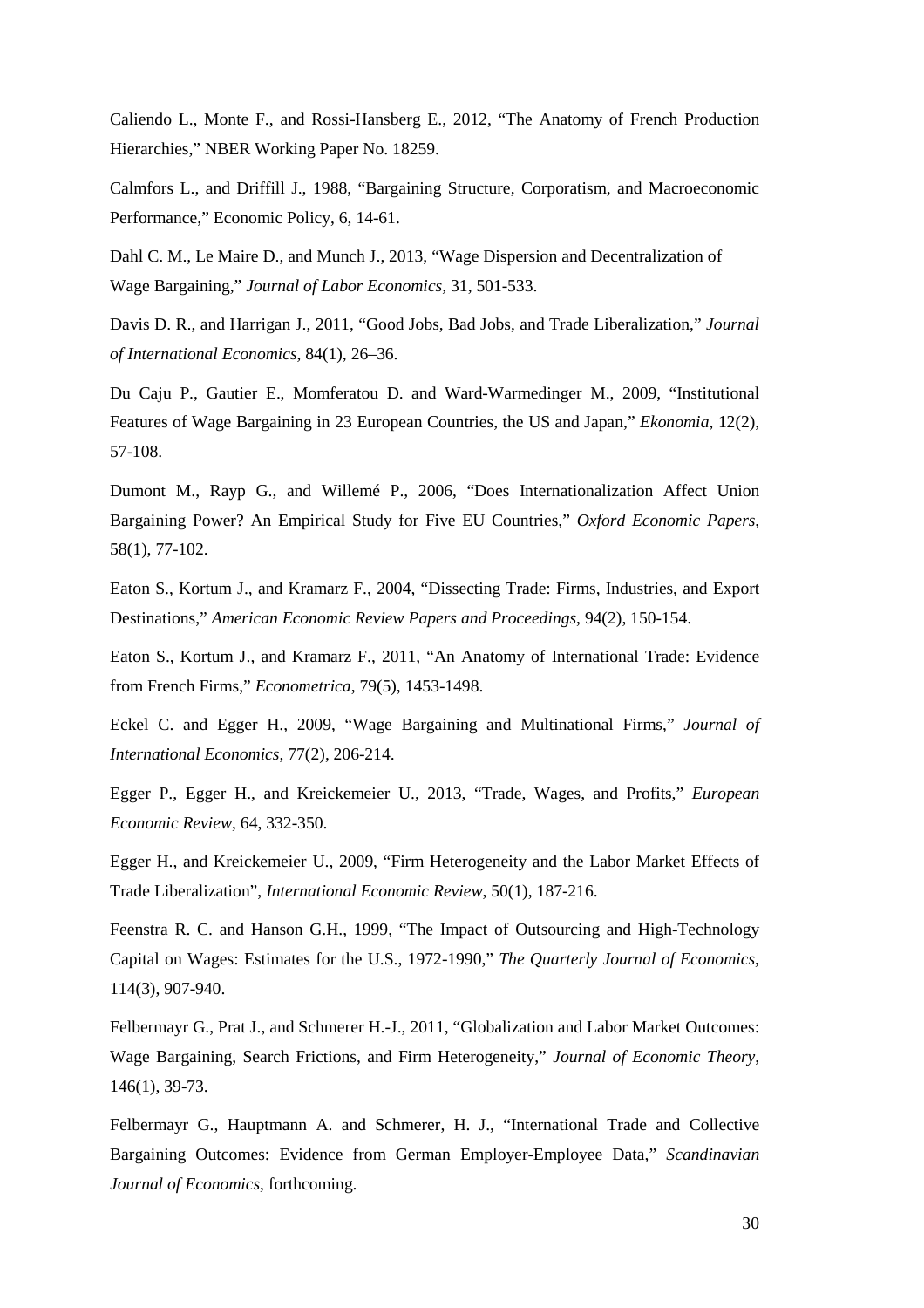Caliendo L., Monte F., and Rossi-Hansberg E., 2012, "The Anatomy of French Production Hierarchies," NBER Working Paper No. 18259.

Calmfors L., and Driffill J., 1988, "Bargaining Structure, Corporatism, and Macroeconomic Performance," Economic Policy, 6, 14-61.

Dahl C. M., Le Maire D., and Munch J., 2013, "Wage Dispersion and Decentralization of Wage Bargaining," *Journal of Labor Economics*, 31, 501-533.

Davis D. R., and Harrigan J., 2011, "Good Jobs, Bad Jobs, and Trade Liberalization," *Journal of International Economics*, 84(1), 26–36.

Du Caju P., Gautier E., Momferatou D. and Ward-Warmedinger M., 2009, "Institutional Features of Wage Bargaining in 23 European Countries, the US and Japan," *Ekonomia*, 12(2), 57-108.

Dumont M., Rayp G., and Willemé P., 2006, "Does Internationalization Affect Union Bargaining Power? An Empirical Study for Five EU Countries," *Oxford Economic Papers*, 58(1), 77-102.

Eaton S., Kortum J., and Kramarz F., 2004, "Dissecting Trade: Firms, Industries, and Export Destinations," *American Economic Review Papers and Proceedings*, 94(2), 150-154.

Eaton S., Kortum J., and Kramarz F., 2011, "An Anatomy of International Trade: Evidence from French Firms," *Econometrica*, 79(5), 1453-1498.

Eckel C. and Egger H., 2009, "Wage Bargaining and Multinational Firms," *Journal of International Economics*, 77(2), 206-214.

Egger P., Egger H., and Kreickemeier U., 2013, "Trade, Wages, and Profits," *European Economic Review*, 64, 332-350.

Egger H., and Kreickemeier U., 2009, "Firm Heterogeneity and the Labor Market Effects of Trade Liberalization", *International Economic Review*, 50(1), 187-216.

Feenstra R. C. and Hanson G.H., 1999, "The Impact of Outsourcing and High-Technology Capital on Wages: Estimates for the U.S., 1972-1990," *The Quarterly Journal of Economics*, 114(3), 907-940.

Felbermayr G., Prat J., and Schmerer H.-J., 2011, "Globalization and Labor Market Outcomes: Wage Bargaining, Search Frictions, and Firm Heterogeneity," *Journal of Economic Theory*, 146(1), 39-73.

Felbermayr G., Hauptmann A. and Schmerer, H. J., "International Trade and Collective Bargaining Outcomes: Evidence from German Employer-Employee Data," *Scandinavian Journal of Economics*, forthcoming.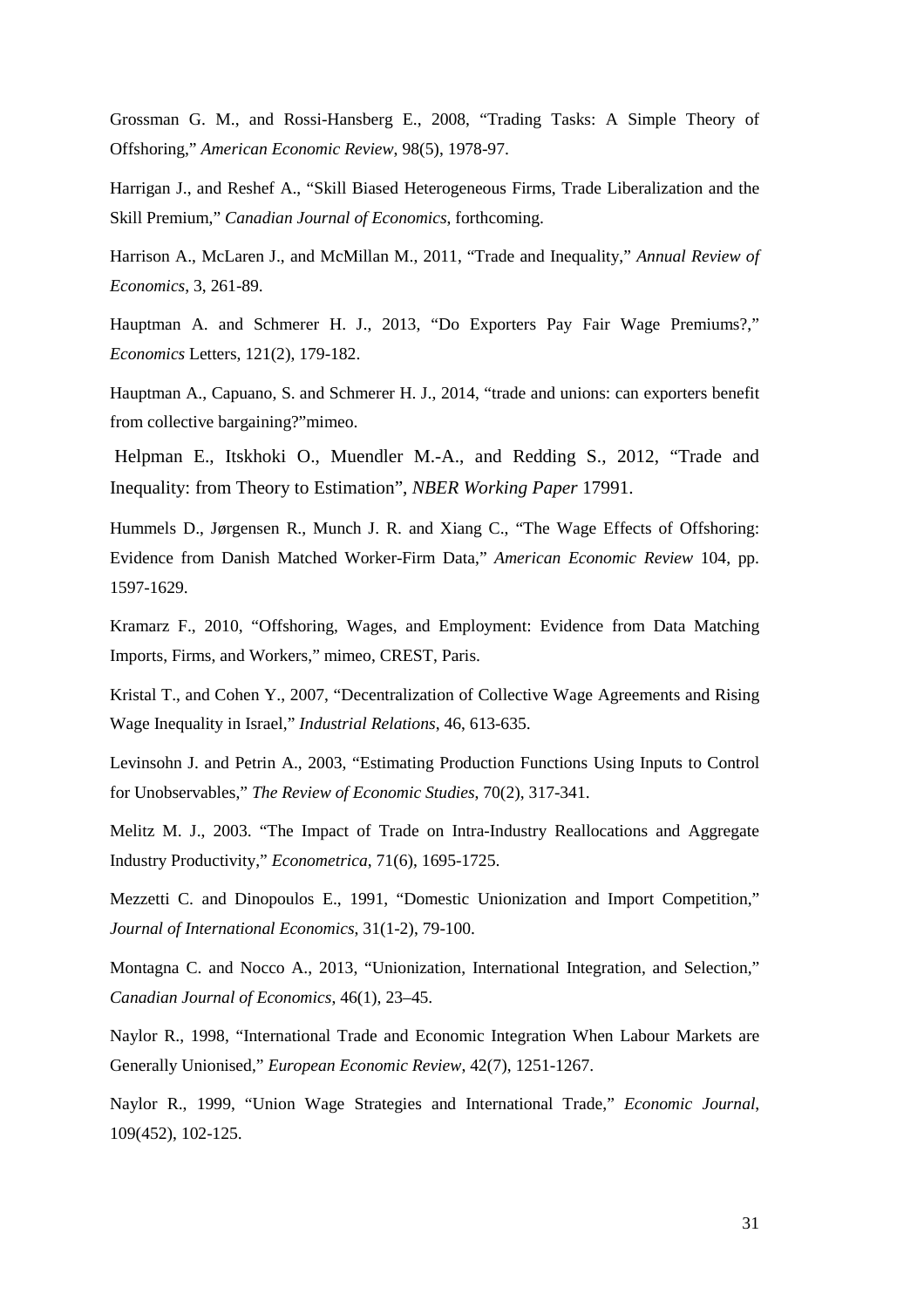Grossman G. M., and Rossi-Hansberg E., 2008, "Trading Tasks: A Simple Theory of Offshoring," *American Economic Review*, 98(5), 1978-97.

Harrigan J., and Reshef A., "Skill Biased Heterogeneous Firms, Trade Liberalization and the Skill Premium," *Canadian Journal of Economics*, forthcoming.

Harrison A., McLaren J., and McMillan M., 2011, "Trade and Inequality," *Annual Review of Economics*, 3, 261-89.

Hauptman A. and Schmerer H. J., 2013, "Do Exporters Pay Fair Wage Premiums?," *Economics* Letters, 121(2), 179-182.

Hauptman A., Capuano, S. and Schmerer H. J., 2014, "trade and unions: can exporters benefit from collective bargaining?"mimeo.

Helpman E., Itskhoki O., Muendler M.-A., and Redding S., 2012, "Trade and Inequality: from Theory to Estimation", *NBER Working Paper* 17991.

Hummels D., Jørgensen R., Munch J. R. and Xiang C., "The Wage Effects of Offshoring: Evidence from Danish Matched Worker-Firm Data," *American Economic Review* 104, pp. 1597-1629.

Kramarz F., 2010, "Offshoring, Wages, and Employment: Evidence from Data Matching Imports, Firms, and Workers," mimeo, CREST, Paris.

Kristal T., and Cohen Y., 2007, "Decentralization of Collective Wage Agreements and Rising Wage Inequality in Israel," *Industrial Relations*, 46, 613-635.

Levinsohn J. and Petrin A., 2003, "Estimating Production Functions Using Inputs to Control for Unobservables," *The Review of Economic Studies*, 70(2), 317-341.

Melitz M. J., 2003. "The Impact of Trade on Intra-Industry Reallocations and Aggregate Industry Productivity," *Econometrica*, 71(6), 1695-1725.

Mezzetti C. and Dinopoulos E., 1991, "Domestic Unionization and Import Competition," *Journal of International Economics*, 31(1-2), 79-100.

Montagna C. and Nocco A., 2013, "Unionization, International Integration, and Selection," *Canadian Journal of Economics*, 46(1), 23–45.

Naylor R., 1998, "International Trade and Economic Integration When Labour Markets are Generally Unionised," *European Economic Review*, 42(7), 1251-1267.

Naylor R., 1999, "Union Wage Strategies and International Trade," *Economic Journal*, 109(452), 102-125.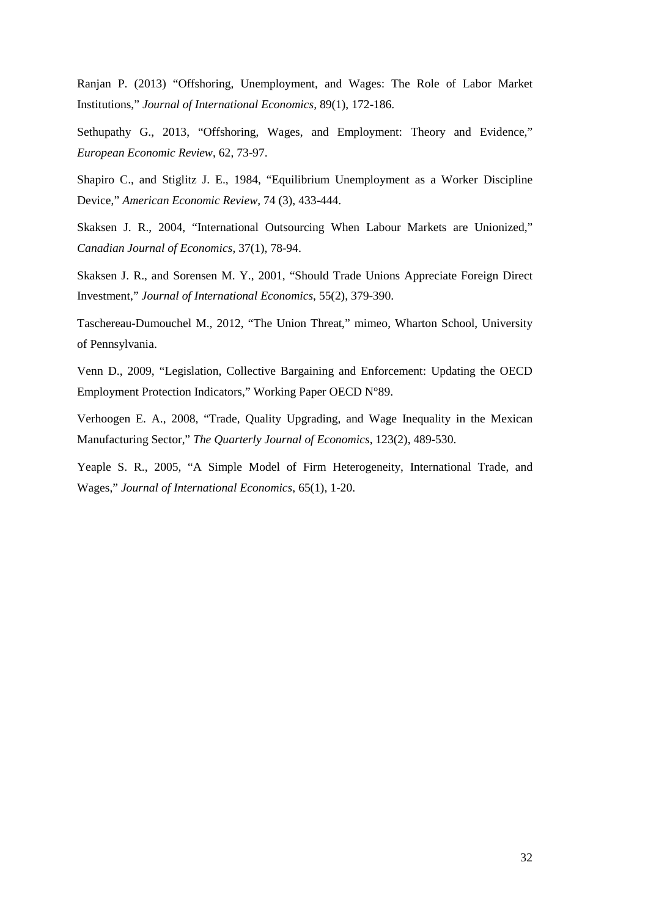Ranjan P. (2013) "Offshoring, Unemployment, and Wages: The Role of Labor Market Institutions," *Journal of International Economics*, 89(1), 172-186.

Sethupathy G., 2013, "Offshoring, Wages, and Employment: Theory and Evidence," *European Economic Review*, 62, 73-97.

Shapiro C., and Stiglitz J. E., 1984, "Equilibrium Unemployment as a Worker Discipline Device," *American Economic Review*, 74 (3), 433-444.

Skaksen J. R., 2004, "International Outsourcing When Labour Markets are Unionized," *Canadian Journal of Economics*, 37(1), 78-94.

Skaksen J. R., and Sorensen M. Y., 2001, "Should Trade Unions Appreciate Foreign Direct Investment," *Journal of International Economics*, 55(2), 379-390.

Taschereau-Dumouchel M., 2012, "The Union Threat," mimeo, Wharton School, University of Pennsylvania.

Venn D., 2009, "Legislation, Collective Bargaining and Enforcement: Updating the OECD Employment Protection Indicators," Working Paper OECD N°89.

Verhoogen E. A., 2008, "Trade, Quality Upgrading, and Wage Inequality in the Mexican Manufacturing Sector," *The Quarterly Journal of Economics*, 123(2), 489-530.

Yeaple S. R., 2005, "A Simple Model of Firm Heterogeneity, International Trade, and Wages," *Journal of International Economics*, 65(1), 1-20.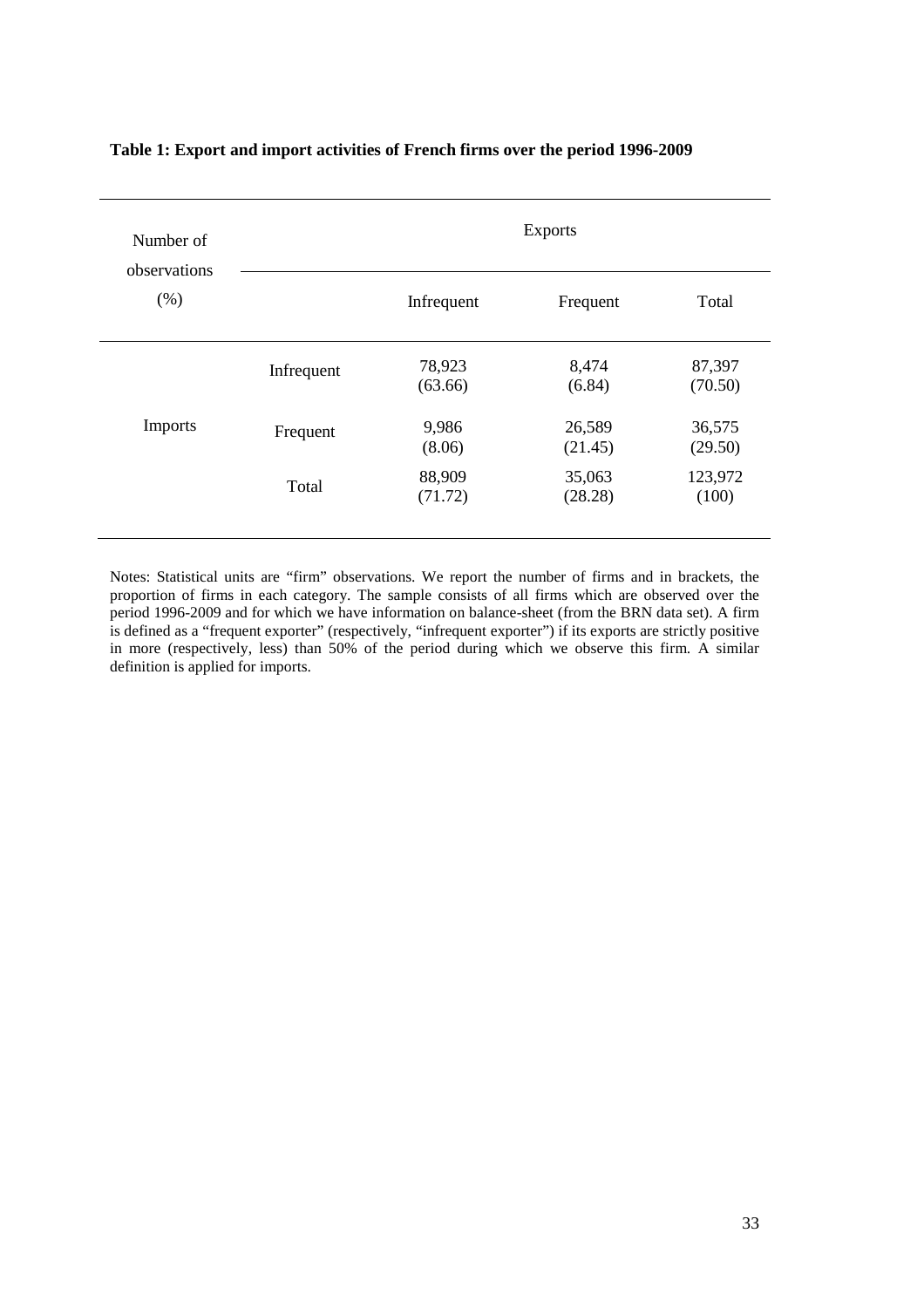**Table 1: Export and import activities of French firms over the period 1996-2009**

| Number of observations (%) | | Exports | | |
|---|---|---|---|---|
| | | Infrequent | Frequent | Total |
| Imports | Infrequent | 78,923 (63.66) | 8,474 (6.84) | 87,397 (70.50) |
| | Frequent | 9,986 (8.06) | 26,589 (21.45) | 36,575 (29.50) |
| | Total | 88,909 (71.72) | 35,063 (28.28) | 123,972 (100) |

Notes: Statistical units are "firm" observations. We report the number of firms and in brackets, the proportion of firms in each category. The sample consists of all firms which are observed over the period 1996-2009 and for which we have information on balance-sheet (from the BRN data set). A firm is defined as a "frequent exporter" (respectively, "infrequent exporter") if its exports are strictly positive in more (respectively, less) than 50% of the period during which we observe this firm. A similar definition is applied for imports.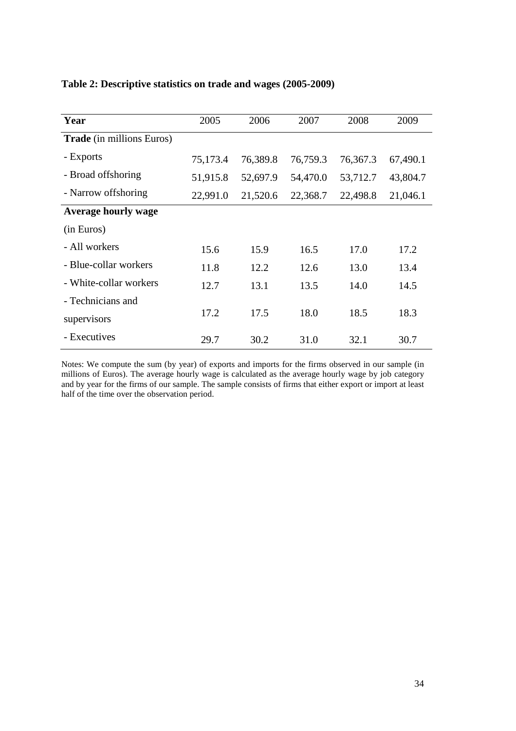**Table 2: Descriptive statistics on trade and wages (2005-2009)**

| **Year** | 2005 | 2006 | 2007 | 2008 | 2009 |
|---|---|---|---|---|---|
| **Trade** (in millions Euros) | | | | | |
| - Exports | 75,173.4 | 76,389.8 | 76,759.3 | 76,367.3 | 67,490.1 |
| - Broad offshoring | 51,915.8 | 52,697.9 | 54,470.0 | 53,712.7 | 43,804.7 |
| - Narrow offshoring | 22,991.0 | 21,520.6 | 22,368.7 | 22,498.8 | 21,046.1 |
| **Average hourly wage** (in Euros) | | | | | |
| - All workers | 15.6 | 15.9 | 16.5 | 17.0 | 17.2 |
| - Blue-collar workers | 11.8 | 12.2 | 12.6 | 13.0 | 13.4 |
| - White-collar workers | 12.7 | 13.1 | 13.5 | 14.0 | 14.5 |
| - Technicians and supervisors | 17.2 | 17.5 | 18.0 | 18.5 | 18.3 |
| - Executives | 29.7 | 30.2 | 31.0 | 32.1 | 30.7 |

Notes: We compute the sum (by year) of exports and imports for the firms observed in our sample (in millions of Euros). The average hourly wage is calculated as the average hourly wage by job category and by year for the firms of our sample. The sample consists of firms that either export or import at least half of the time over the observation period.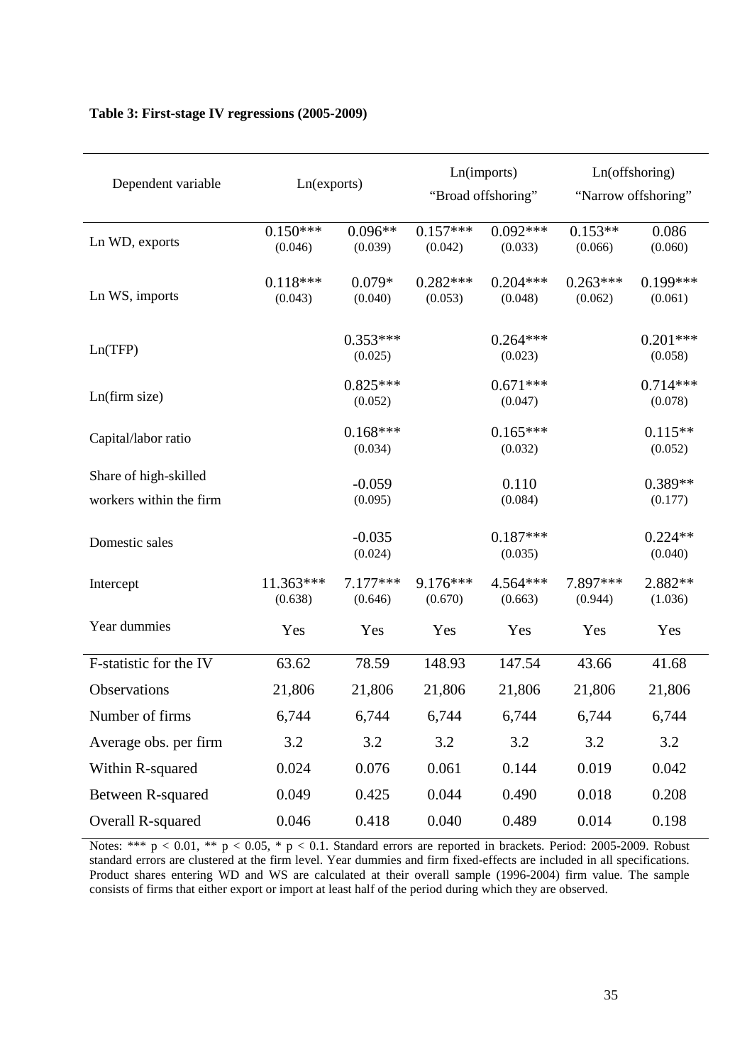**Table 3: First-stage IV regressions (2005-2009)**

| Dependent variable | Ln(exports) | | Ln(imports) "Broad offshoring" | | Ln(offshoring) "Narrow offshoring" | |
|---|---|---|---|---|---|---|
| Ln WD, exports | 0.150*** (0.046) | 0.096** (0.039) | 0.157*** (0.042) | 0.092*** (0.033) | 0.153** (0.066) | 0.086 (0.060) |
| Ln WS, imports | 0.118*** (0.043) | 0.079* (0.040) | 0.282*** (0.053) | 0.204*** (0.048) | 0.263*** (0.062) | 0.199*** (0.061) |
| Ln(TFP) | | 0.353*** (0.025) | | 0.264*** (0.023) | | 0.201*** (0.058) |
| Ln(firm size) | | 0.825*** (0.052) | | 0.671*** (0.047) | | 0.714*** (0.078) |
| Capital/labor ratio | | 0.168*** (0.034) | | 0.165*** (0.032) | | 0.115** (0.052) |
| Share of high-skilled workers within the firm | | -0.059 (0.095) | | 0.110 (0.084) | | 0.389** (0.177) |
| Domestic sales | | -0.035 (0.024) | | 0.187*** (0.035) | | 0.224** (0.040) |
| Intercept | 11.363*** (0.638) | 7.177*** (0.646) | 9.176*** (0.670) | 4.564*** (0.663) | 7.897*** (0.944) | 2.882** (1.036) |
| Year dummies | Yes | Yes | Yes | Yes | Yes | Yes |
| F-statistic for the IV | 63.62 | 78.59 | 148.93 | 147.54 | 43.66 | 41.68 |
| Observations | 21,806 | 21,806 | 21,806 | 21,806 | 21,806 | 21,806 |
| Number of firms | 6,744 | 6,744 | 6,744 | 6,744 | 6,744 | 6,744 |
| Average obs. per firm | 3.2 | 3.2 | 3.2 | 3.2 | 3.2 | 3.2 |
| Within R-squared | 0.024 | 0.076 | 0.061 | 0.144 | 0.019 | 0.042 |
| Between R-squared | 0.049 | 0.425 | 0.044 | 0.490 | 0.018 | 0.208 |
| Overall R-squared | 0.046 | 0.418 | 0.040 | 0.489 | 0.014 | 0.198 |

Notes: *** $p < 0.01$, ** $p < 0.05$, * $p < 0.1$. Standard errors are reported in brackets. Period: 2005-2009. Robust standard errors are clustered at the firm level. Year dummies and firm fixed-effects are included in all specifications. Product shares entering WD and WS are calculated at their overall sample (1996-2004) firm value. The sample consists of firms that either export or import at least half of the period during which they are observed.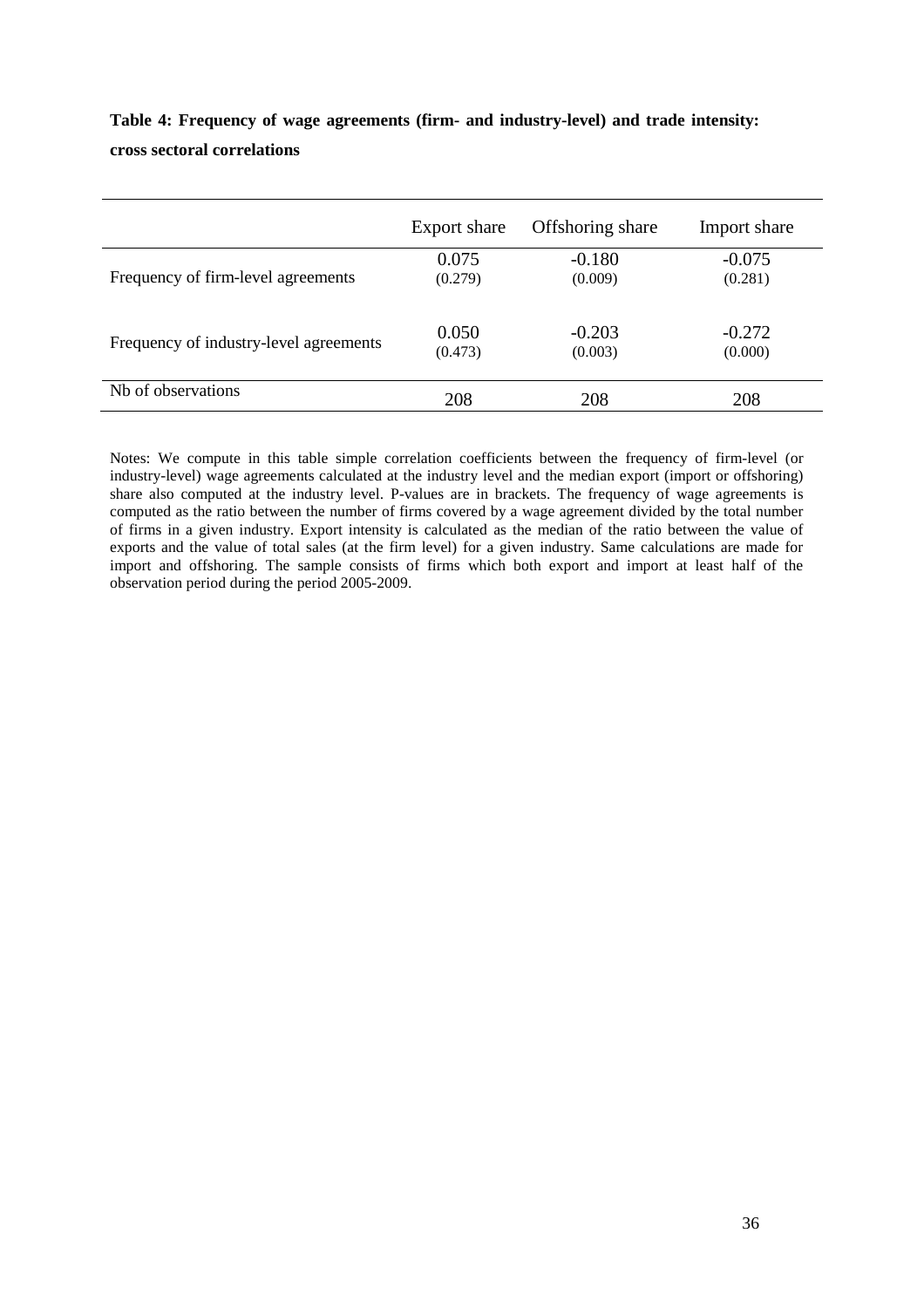**Table 4: Frequency of wage agreements (firm- and industry-level) and trade intensity: cross sectoral correlations**

| | Export share | Offshoring share | Import share |
|---|---|---|---|
| Frequency of firm-level agreements | 0.075<br>(0.279) | -0.180<br>(0.009) | -0.075<br>(0.281) |
| Frequency of industry-level agreements | 0.050<br>(0.473) | -0.203<br>(0.003) | -0.272<br>(0.000) |
| Nb of observations | 208 | 208 | 208 |

Notes: We compute in this table simple correlation coefficients between the frequency of firm-level (or industry-level) wage agreements calculated at the industry level and the median export (import or offshoring) share also computed at the industry level. P-values are in brackets. The frequency of wage agreements is computed as the ratio between the number of firms covered by a wage agreement divided by the total number of firms in a given industry. Export intensity is calculated as the median of the ratio between the value of exports and the value of total sales (at the firm level) for a given industry. Same calculations are made for import and offshoring. The sample consists of firms which both export and import at least half of the observation period during the period 2005-2009.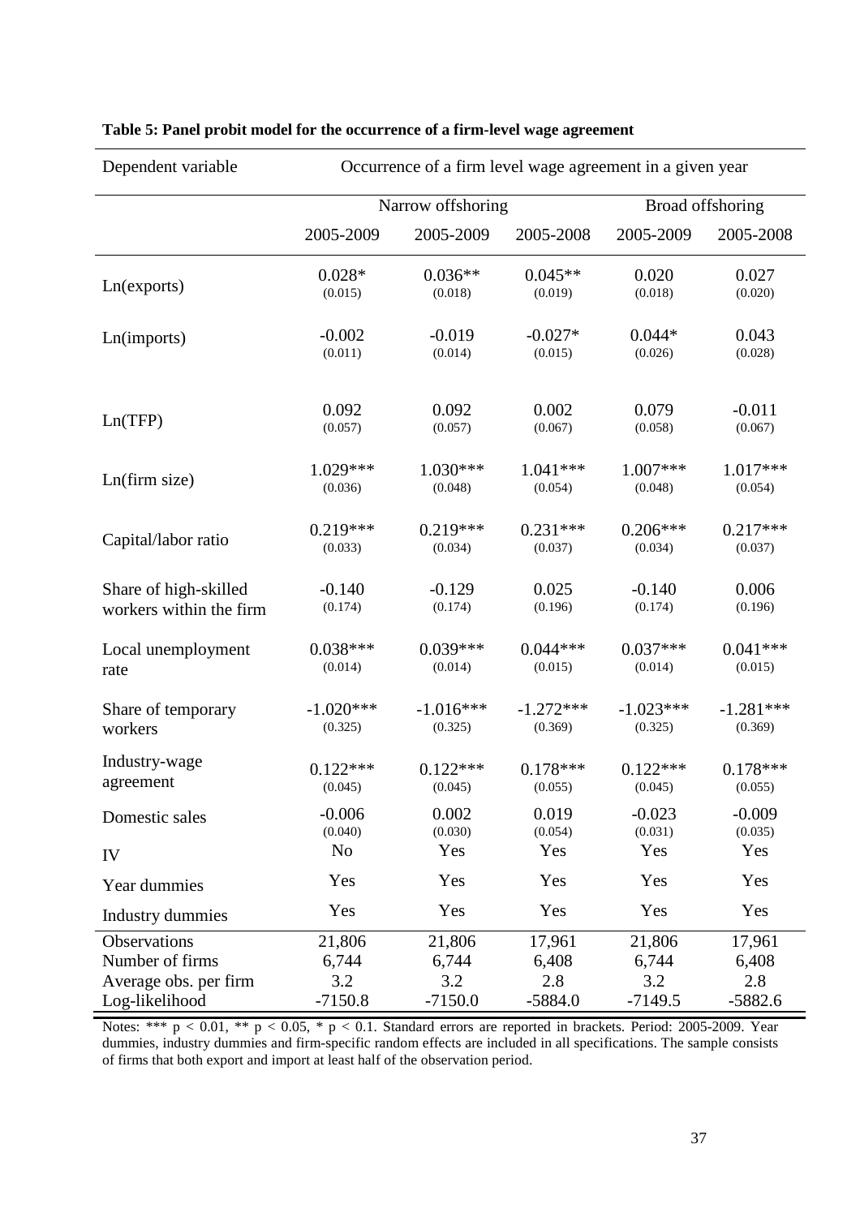**Table 5: Panel probit model for the occurrence of a firm-level wage agreement**

| Dependent variable | Occurrence of a firm level wage agreement in a given year | | | | |
|---|---|---|---|---|---|
| | Narrow offshoring | | | Broad offshoring | |
| | 2005-2009 | 2005-2009 | 2005-2008 | 2005-2009 | 2005-2008 |
| Ln(exports) | 0.028* (0.015) | 0.036** (0.018) | 0.045** (0.019) | 0.020 (0.018) | 0.027 (0.020) |
| Ln(imports) | -0.002 (0.011) | -0.019 (0.014) | -0.027* (0.015) | 0.044* (0.026) | 0.043 (0.028) |
| Ln(TFP) | 0.092 (0.057) | 0.092 (0.057) | 0.002 (0.067) | 0.079 (0.058) | -0.011 (0.067) |
| Ln(firm size) | 1.029*** (0.036) | 1.030*** (0.048) | 1.041*** (0.054) | 1.007*** (0.048) | 1.017*** (0.054) |
| Capital/labor ratio | 0.219*** (0.033) | 0.219*** (0.034) | 0.231*** (0.037) | 0.206*** (0.034) | 0.217*** (0.037) |
| Share of high-skilled workers within the firm | -0.140 (0.174) | -0.129 (0.174) | 0.025 (0.196) | -0.140 (0.174) | 0.006 (0.196) |
| Local unemployment rate | 0.038*** (0.014) | 0.039*** (0.014) | 0.044*** (0.015) | 0.037*** (0.014) | 0.041*** (0.015) |
| Share of temporary workers | -1.020*** (0.325) | -1.016*** (0.325) | -1.272*** (0.369) | -1.023*** (0.325) | -1.281*** (0.369) |
| Industry-wage agreement | 0.122*** (0.045) | 0.122*** (0.045) | 0.178*** (0.055) | 0.122*** (0.045) | 0.178*** (0.055) |
| Domestic sales | -0.006 (0.040) | 0.002 (0.030) | 0.019 (0.054) | -0.023 (0.031) | -0.009 (0.035) |
| IV | No | Yes | Yes | Yes | Yes |
| Year dummies | Yes | Yes | Yes | Yes | Yes |
| Industry dummies | Yes | Yes | Yes | Yes | Yes |
| Observations | 21,806 | 21,806 | 17,961 | 21,806 | 17,961 |
| Number of firms | 6,744 | 6,744 | 6,408 | 6,744 | 6,408 |
| Average obs. per firm | 3.2 | 3.2 | 2.8 | 3.2 | 2.8 |
| Log-likelihood | -7150.8 | -7150.0 | -5884.0 | -7149.5 | -5882.6 |

Notes: *** $p < 0.01$, ** $p < 0.05$, * $p < 0.1$. Standard errors are reported in brackets. Period: 2005-2009. Year dummies, industry dummies and firm-specific random effects are included in all specifications. The sample consists of firms that both export and import at least half of the observation period.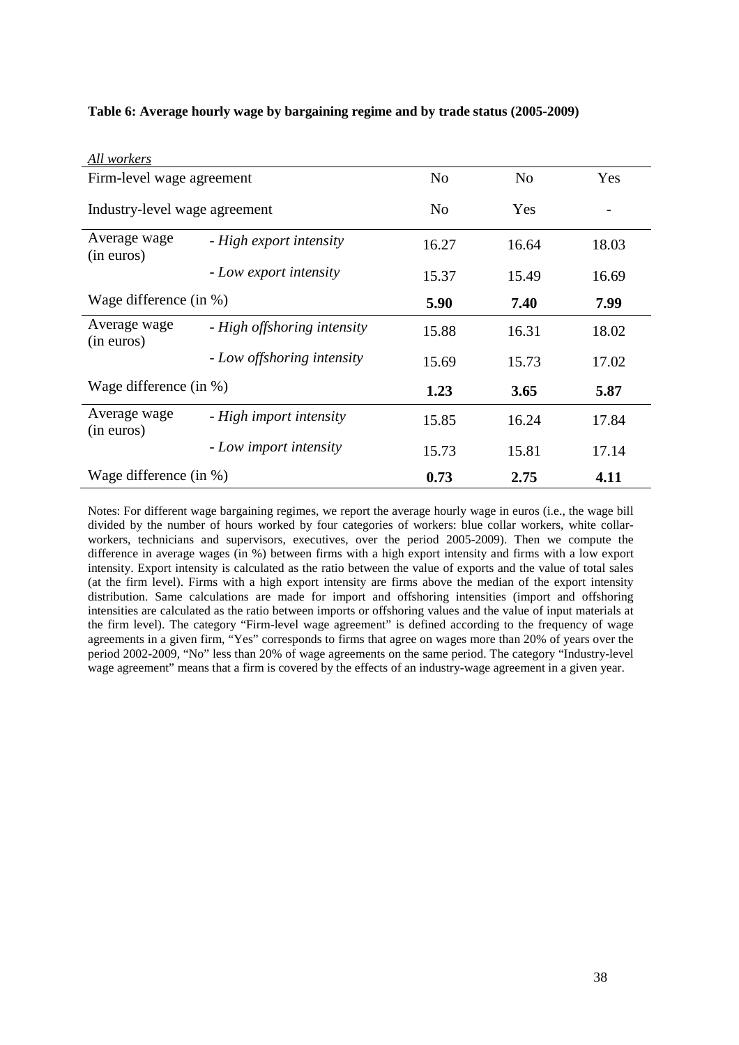**Table 6: Average hourly wage by bargaining regime and by trade status (2005-2009)**

| *All workers* | | | | |
|---|---|---|---|---|
| Firm-level wage agreement | | No | No | Yes |
| Industry-level wage agreement | | No | Yes | - |
| Average wage (in euros) | *- High export intensity* | 16.27 | 16.64 | 18.03 |
| | *- Low export intensity* | 15.37 | 15.49 | 16.69 |
| Wage difference (in %) | | **5.90** | **7.40** | **7.99** |
| Average wage (in euros) | *- High offshoring intensity* | 15.88 | 16.31 | 18.02 |
| | *- Low offshoring intensity* | 15.69 | 15.73 | 17.02 |
| Wage difference (in %) | | **1.23** | **3.65** | **5.87** |
| Average wage (in euros) | *- High import intensity* | 15.85 | 16.24 | 17.84 |
| | *- Low import intensity* | 15.73 | 15.81 | 17.14 |
| Wage difference (in %) | | **0.73** | **2.75** | **4.11** |

Notes: For different wage bargaining regimes, we report the average hourly wage in euros (i.e., the wage bill divided by the number of hours worked by four categories of workers: blue collar workers, white collar-workers, technicians and supervisors, executives, over the period 2005-2009). Then we compute the difference in average wages (in %) between firms with a high export intensity and firms with a low export intensity. Export intensity is calculated as the ratio between the value of exports and the value of total sales (at the firm level). Firms with a high export intensity are firms above the median of the export intensity distribution. Same calculations are made for import and offshoring intensities (import and offshoring intensities are calculated as the ratio between imports or offshoring values and the value of input materials at the firm level). The category "Firm-level wage agreement" is defined according to the frequency of wage agreements in a given firm, "Yes" corresponds to firms that agree on wages more than 20% of years over the period 2002-2009, "No" less than 20% of wage agreements on the same period. The category "Industry-level wage agreement" means that a firm is covered by the effects of an industry-wage agreement in a given year.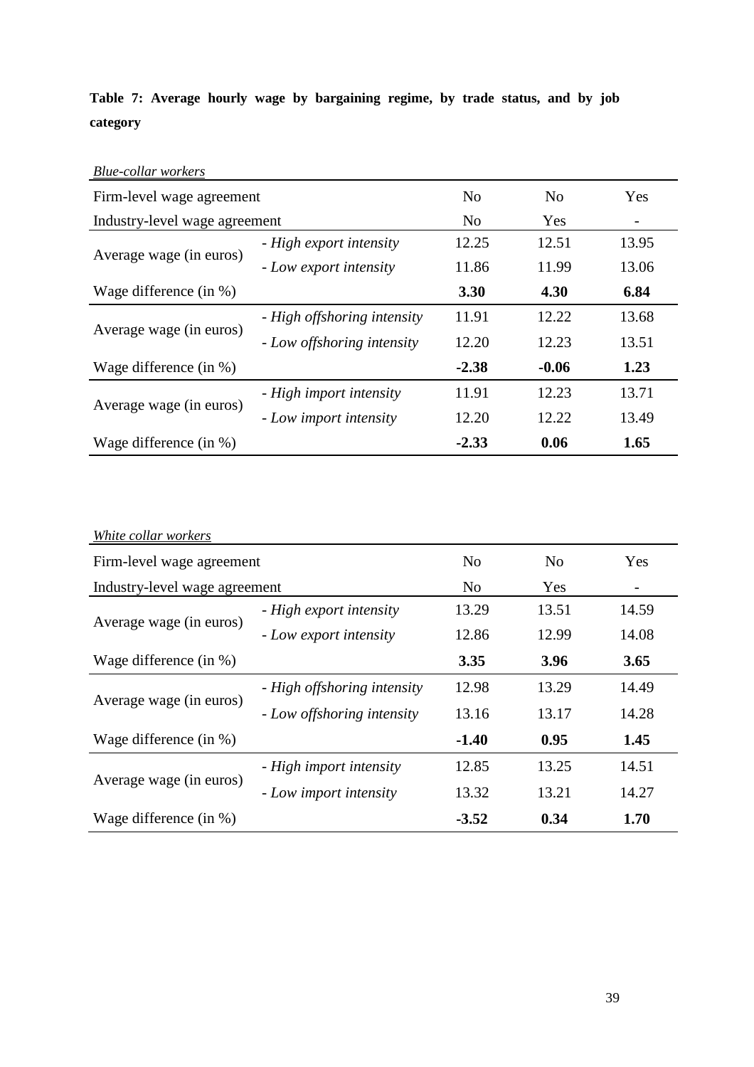**Table 7: Average hourly wage by bargaining regime, by trade status, and by job category**

*Blue-collar workers*

| Firm-level wage agreement | | No | No | Yes |
|---|---|---|---|---|
| Industry-level wage agreement | | No | Yes | - |
| Average wage (in euros) | *- High export intensity* | 12.25 | 12.51 | 13.95 |
| | *- Low export intensity* | 11.86 | 11.99 | 13.06 |
| Wage difference (in %) | | **3.30** | **4.30** | **6.84** |
| Average wage (in euros) | *- High offshoring intensity* | 11.91 | 12.22 | 13.68 |
| | *- Low offshoring intensity* | 12.20 | 12.23 | 13.51 |
| Wage difference (in %) | | **-2.38** | **-0.06** | **1.23** |
| Average wage (in euros) | *- High import intensity* | 11.91 | 12.23 | 13.71 |
| | *- Low import intensity* | 12.20 | 12.22 | 13.49 |
| Wage difference (in %) | | **-2.33** | **0.06** | **1.65** |

*White collar workers*

| Firm-level wage agreement | | No | No | Yes |
|---|---|---|---|---|
| Industry-level wage agreement | | No | Yes | - |
| Average wage (in euros) | *- High export intensity* | 13.29 | 13.51 | 14.59 |
| | *- Low export intensity* | 12.86 | 12.99 | 14.08 |
| Wage difference (in %) | | **3.35** | **3.96** | **3.65** |
| Average wage (in euros) | *- High offshoring intensity* | 12.98 | 13.29 | 14.49 |
| | *- Low offshoring intensity* | 13.16 | 13.17 | 14.28 |
| Wage difference (in %) | | **-1.40** | **0.95** | **1.45** |
| Average wage (in euros) | *- High import intensity* | 12.85 | 13.25 | 14.51 |
| | *- Low import intensity* | 13.32 | 13.21 | 14.27 |
| Wage difference (in %) | | **-3.52** | **0.34** | **1.70** |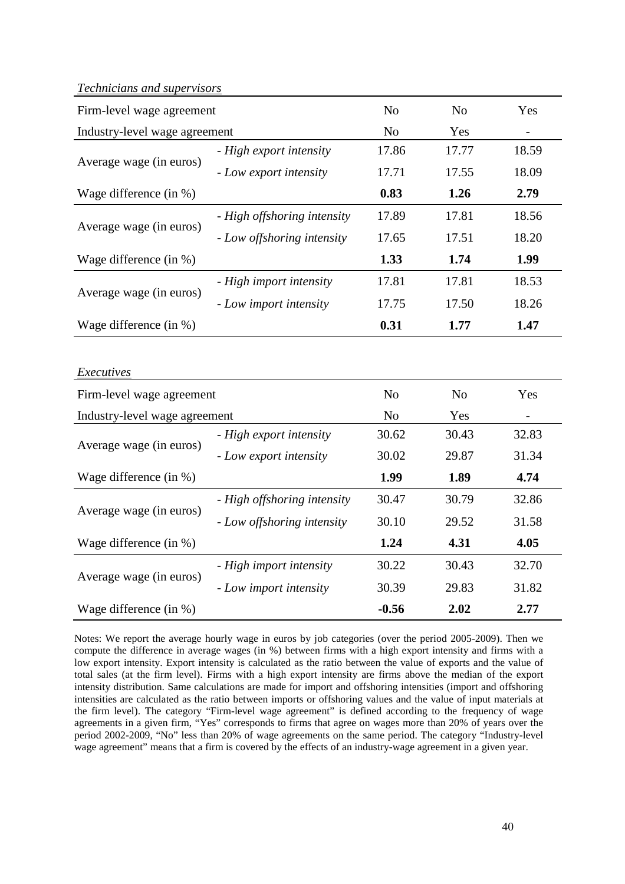*Technicians and supervisors*

| Firm-level wage agreement | | No | No | Yes |
|---|---|---|---|---|
| Industry-level wage agreement | | No | Yes | - |
| Average wage (in euros) | *- High export intensity* | 17.86 | 17.77 | 18.59 |
| | *- Low export intensity* | 17.71 | 17.55 | 18.09 |
| Wage difference (in %) | | **0.83** | **1.26** | **2.79** |
| Average wage (in euros) | *- High offshoring intensity* | 17.89 | 17.81 | 18.56 |
| | *- Low offshoring intensity* | 17.65 | 17.51 | 18.20 |
| Wage difference (in %) | | **1.33** | **1.74** | **1.99** |
| Average wage (in euros) | *- High import intensity* | 17.81 | 17.81 | 18.53 |
| | *- Low import intensity* | 17.75 | 17.50 | 18.26 |
| Wage difference (in %) | | **0.31** | **1.77** | **1.47** |

*Executives*

| Firm-level wage agreement | | No | No | Yes |
|---|---|---|---|---|
| Industry-level wage agreement | | No | Yes | - |
| Average wage (in euros) | *- High export intensity* | 30.62 | 30.43 | 32.83 |
| | *- Low export intensity* | 30.02 | 29.87 | 31.34 |
| Wage difference (in %) | | **1.99** | **1.89** | **4.74** |
| Average wage (in euros) | *- High offshoring intensity* | 30.47 | 30.79 | 32.86 |
| | *- Low offshoring intensity* | 30.10 | 29.52 | 31.58 |
| Wage difference (in %) | | **1.24** | **4.31** | **4.05** |
| Average wage (in euros) | *- High import intensity* | 30.22 | 30.43 | 32.70 |
| | *- Low import intensity* | 30.39 | 29.83 | 31.82 |
| Wage difference (in %) | | **-0.56** | **2.02** | **2.77** |

Notes: We report the average hourly wage in euros by job categories (over the period 2005-2009). Then we compute the difference in average wages (in %) between firms with a high export intensity and firms with a low export intensity. Export intensity is calculated as the ratio between the value of exports and the value of total sales (at the firm level). Firms with a high export intensity are firms above the median of the export intensity distribution. Same calculations are made for import and offshoring intensities (import and offshoring intensities are calculated as the ratio between imports or offshoring values and the value of input materials at the firm level). The category "Firm-level wage agreement" is defined according to the frequency of wage agreements in a given firm, "Yes" corresponds to firms that agree on wages more than 20% of years over the period 2002-2009, "No" less than 20% of wage agreements on the same period. The category "Industry-level wage agreement" means that a firm is covered by the effects of an industry-wage agreement in a given year.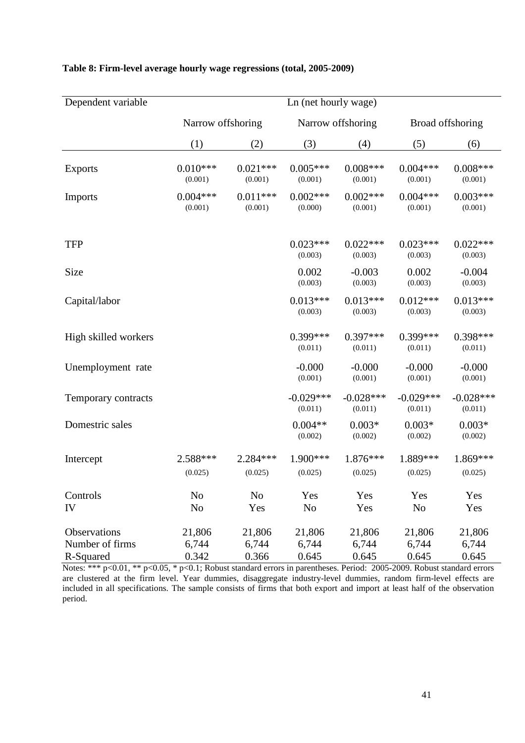**Table 8: Firm-level average hourly wage regressions (total, 2005-2009)**

| Dependent variable | Ln (net hourly wage) | | | | | |
|---|---|---|---|---|---|---|
| | Narrow offshoring | | Narrow offshoring | | Broad offshoring | |
| | (1) | (2) | (3) | (4) | (5) | (6) |
| Exports | 0.010*** | 0.021*** | 0.005*** | 0.008*** | 0.004*** | 0.008*** |
| | (0.001) | (0.001) | (0.001) | (0.001) | (0.001) | (0.001) |
| Imports | 0.004*** | 0.011*** | 0.002*** | 0.002*** | 0.004*** | 0.003*** |
| | (0.001) | (0.001) | (0.000) | (0.001) | (0.001) | (0.001) |
| TFP | | | 0.023*** | 0.022*** | 0.023*** | 0.022*** |
| | | | (0.003) | (0.003) | (0.003) | (0.003) |
| Size | | | 0.002 | -0.003 | 0.002 | -0.004 |
| | | | (0.003) | (0.003) | (0.003) | (0.003) |
| Capital/labor | | | 0.013*** | 0.013*** | 0.012*** | 0.013*** |
| | | | (0.003) | (0.003) | (0.003) | (0.003) |
| High skilled workers | | | 0.399*** | 0.397*** | 0.399*** | 0.398*** |
| | | | (0.011) | (0.011) | (0.011) | (0.011) |
| Unemployment rate | | | -0.000 | -0.000 | -0.000 | -0.000 |
| | | | (0.001) | (0.001) | (0.001) | (0.001) |
| Temporary contracts | | | -0.029*** | -0.028*** | -0.029*** | -0.028*** |
| | | | (0.011) | (0.011) | (0.011) | (0.011) |
| Domestric sales | | | 0.004** | 0.003* | 0.003* | 0.003* |
| | | | (0.002) | (0.002) | (0.002) | (0.002) |
| Intercept | 2.588*** | 2.284*** | 1.900*** | 1.876*** | 1.889*** | 1.869*** |
| | (0.025) | (0.025) | (0.025) | (0.025) | (0.025) | (0.025) |
| Controls | No | No | Yes | Yes | Yes | Yes |
| IV | No | Yes | No | Yes | No | Yes |
| Observations | 21,806 | 21,806 | 21,806 | 21,806 | 21,806 | 21,806 |
| Number of firms | 6,744 | 6,744 | 6,744 | 6,744 | 6,744 | 6,744 |
| R-Squared | 0.342 | 0.366 | 0.645 | 0.645 | 0.645 | 0.645 |

Notes: *** $p<0.01$, ** $p<0.05$, * $p<0.1$; Robust standard errors in parentheses. Period: 2005-2009. Robust standard errors are clustered at the firm level. Year dummies, disaggregate industry-level dummies, random firm-level effects are included in all specifications. The sample consists of firms that both export and import at least half of the observation period.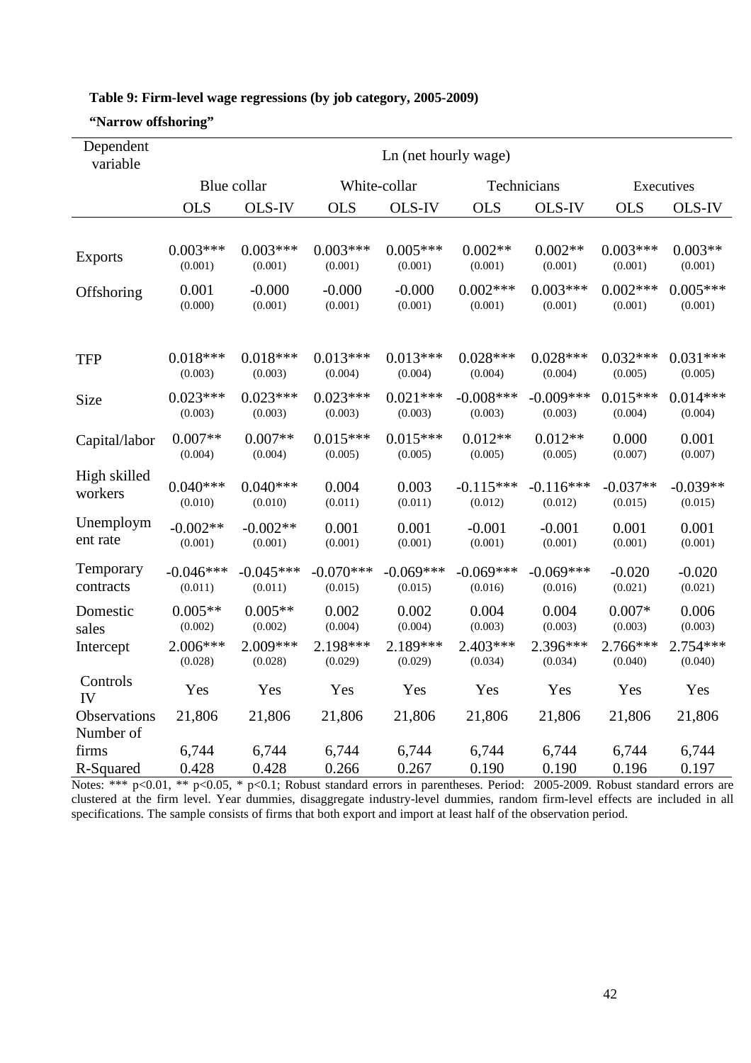**Table 9: Firm-level wage regressions (by job category, 2005-2009)**

**"Narrow offshoring"**

| Dependent variable | Ln (net hourly wage) | | | | | | | |
|---|---|---|---|---|---|---|---|---|
| | Blue collar | | White-collar | | Technicians | | Executives | |
| | OLS | OLS-IV | OLS | OLS-IV | OLS | OLS-IV | OLS | OLS-IV |
| Exports | 0.003*** (0.001) | 0.003*** (0.001) | 0.003*** (0.001) | 0.005*** (0.001) | 0.002** (0.001) | 0.002** (0.001) | 0.003*** (0.001) | 0.003** (0.001) |
| Offshoring | 0.001 (0.000) | -0.000 (0.001) | -0.000 (0.001) | -0.000 (0.001) | 0.002*** (0.001) | 0.003*** (0.001) | 0.002*** (0.001) | 0.005*** (0.001) |
| TFP | 0.018*** (0.003) | 0.018*** (0.003) | 0.013*** (0.004) | 0.013*** (0.004) | 0.028*** (0.004) | 0.028*** (0.004) | 0.032*** (0.005) | 0.031*** (0.005) |
| Size | 0.023*** (0.003) | 0.023*** (0.003) | 0.023*** (0.003) | 0.021*** (0.003) | -0.008*** (0.003) | -0.009*** (0.003) | 0.015*** (0.004) | 0.014*** (0.004) |
| Capital/labor | 0.007** (0.004) | 0.007** (0.004) | 0.015*** (0.005) | 0.015*** (0.005) | 0.012** (0.005) | 0.012** (0.005) | 0.000 (0.007) | 0.001 (0.007) |
| High skilled workers | 0.040*** (0.010) | 0.040*** (0.010) | 0.004 (0.011) | 0.003 (0.011) | -0.115*** (0.012) | -0.116*** (0.012) | -0.037** (0.015) | -0.039** (0.015) |
| Unemployment rate | -0.002** (0.001) | -0.002** (0.001) | 0.001 (0.001) | 0.001 (0.001) | -0.001 (0.001) | -0.001 (0.001) | 0.001 (0.001) | 0.001 (0.001) |
| Temporary contracts | -0.046*** (0.011) | -0.045*** (0.011) | -0.070*** (0.015) | -0.069*** (0.015) | -0.069*** (0.016) | -0.069*** (0.016) | -0.020 (0.021) | -0.020 (0.021) |
| Domestic sales | 0.005** (0.002) | 0.005** (0.002) | 0.002 (0.004) | 0.002 (0.004) | 0.004 (0.003) | 0.004 (0.003) | 0.007* (0.003) | 0.006 (0.003) |
| Intercept | 2.006*** (0.028) | 2.009*** (0.028) | 2.198*** (0.029) | 2.189*** (0.029) | 2.403*** (0.034) | 2.396*** (0.034) | 2.766*** (0.040) | 2.754*** (0.040) |
| Controls IV | Yes | Yes | Yes | Yes | Yes | Yes | Yes | Yes |
| Observations | 21,806 | 21,806 | 21,806 | 21,806 | 21,806 | 21,806 | 21,806 | 21,806 |
| Number of firms | 6,744 | 6,744 | 6,744 | 6,744 | 6,744 | 6,744 | 6,744 | 6,744 |
| R-Squared | 0.428 | 0.428 | 0.266 | 0.267 | 0.190 | 0.190 | 0.196 | 0.197 |

Notes: *** p<0.01, ** p<0.05, * p<0.1; Robust standard errors in parentheses. Period: 2005-2009. Robust standard errors are clustered at the firm level. Year dummies, disaggregate industry-level dummies, random firm-level effects are included in all specifications. The sample consists of firms that both export and import at least half of the observation period.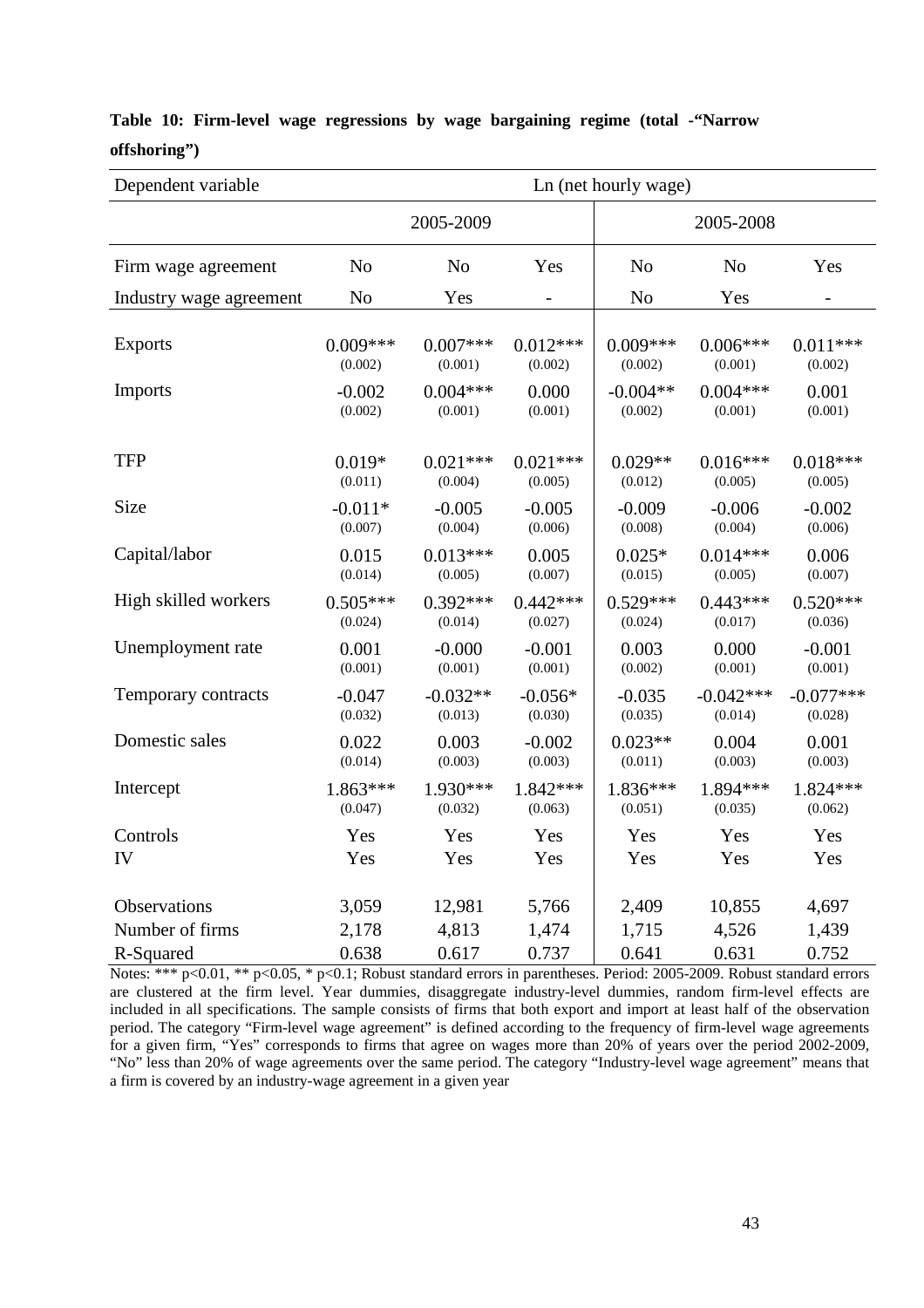**Table 10: Firm-level wage regressions by wage bargaining regime (total -"Narrow offshoring")**

| Dependent variable | Ln (net hourly wage) | | | | | |
|---|---|---|---|---|---|---|
| | 2005-2009 | | | 2005-2008 | | |
| Firm wage agreement | No | No | Yes | No | No | Yes |
| Industry wage agreement | No | Yes | - | No | Yes | - |
| Exports | 0.009*** (0.002) | 0.007*** (0.001) | 0.012*** (0.002) | 0.009*** (0.002) | 0.006*** (0.001) | 0.011*** (0.002) |
| Imports | -0.002 (0.002) | 0.004*** (0.001) | 0.000 (0.001) | -0.004** (0.002) | 0.004*** (0.001) | 0.001 (0.001) |
| TFP | 0.019* (0.011) | 0.021*** (0.004) | 0.021*** (0.005) | 0.029** (0.012) | 0.016*** (0.005) | 0.018*** (0.005) |
| Size | -0.011* (0.007) | -0.005 (0.004) | -0.005 (0.006) | -0.009 (0.008) | -0.006 (0.004) | -0.002 (0.006) |
| Capital/labor | 0.015 (0.014) | 0.013*** (0.005) | 0.005 (0.007) | 0.025* (0.015) | 0.014*** (0.005) | 0.006 (0.007) |
| High skilled workers | 0.505*** (0.024) | 0.392*** (0.014) | 0.442*** (0.027) | 0.529*** (0.024) | 0.443*** (0.017) | 0.520*** (0.036) |
| Unemployment rate | 0.001 (0.001) | -0.000 (0.001) | -0.001 (0.001) | 0.003 (0.002) | 0.000 (0.001) | -0.001 (0.001) |
| Temporary contracts | -0.047 (0.032) | -0.032** (0.013) | -0.056* (0.030) | -0.035 (0.035) | -0.042*** (0.014) | -0.077*** (0.028) |
| Domestic sales | 0.022 (0.014) | 0.003 (0.003) | -0.002 (0.003) | 0.023** (0.011) | 0.004 (0.003) | 0.001 (0.003) |
| Intercept | 1.863*** (0.047) | 1.930*** (0.032) | 1.842*** (0.063) | 1.836*** (0.051) | 1.894*** (0.035) | 1.824*** (0.062) |
| Controls | Yes | Yes | Yes | Yes | Yes | Yes |
| IV | Yes | Yes | Yes | Yes | Yes | Yes |
| Observations | 3,059 | 12,981 | 5,766 | 2,409 | 10,855 | 4,697 |
| Number of firms | 2,178 | 4,813 | 1,474 | 1,715 | 4,526 | 1,439 |
| R-Squared | 0.638 | 0.617 | 0.737 | 0.641 | 0.631 | 0.752 |

Notes: *** p<0.01, ** p<0.05, * p<0.1; Robust standard errors in parentheses. Period: 2005-2009. Robust standard errors are clustered at the firm level. Year dummies, disaggregate industry-level dummies, random firm-level effects are included in all specifications. The sample consists of firms that both export and import at least half of the observation period. The category "Firm-level wage agreement" is defined according to the frequency of firm-level wage agreements for a given firm, "Yes" corresponds to firms that agree on wages more than 20% of years over the period 2002-2009, "No" less than 20% of wage agreements over the same period. The category "Industry-level wage agreement" means that a firm is covered by an industry-wage agreement in a given year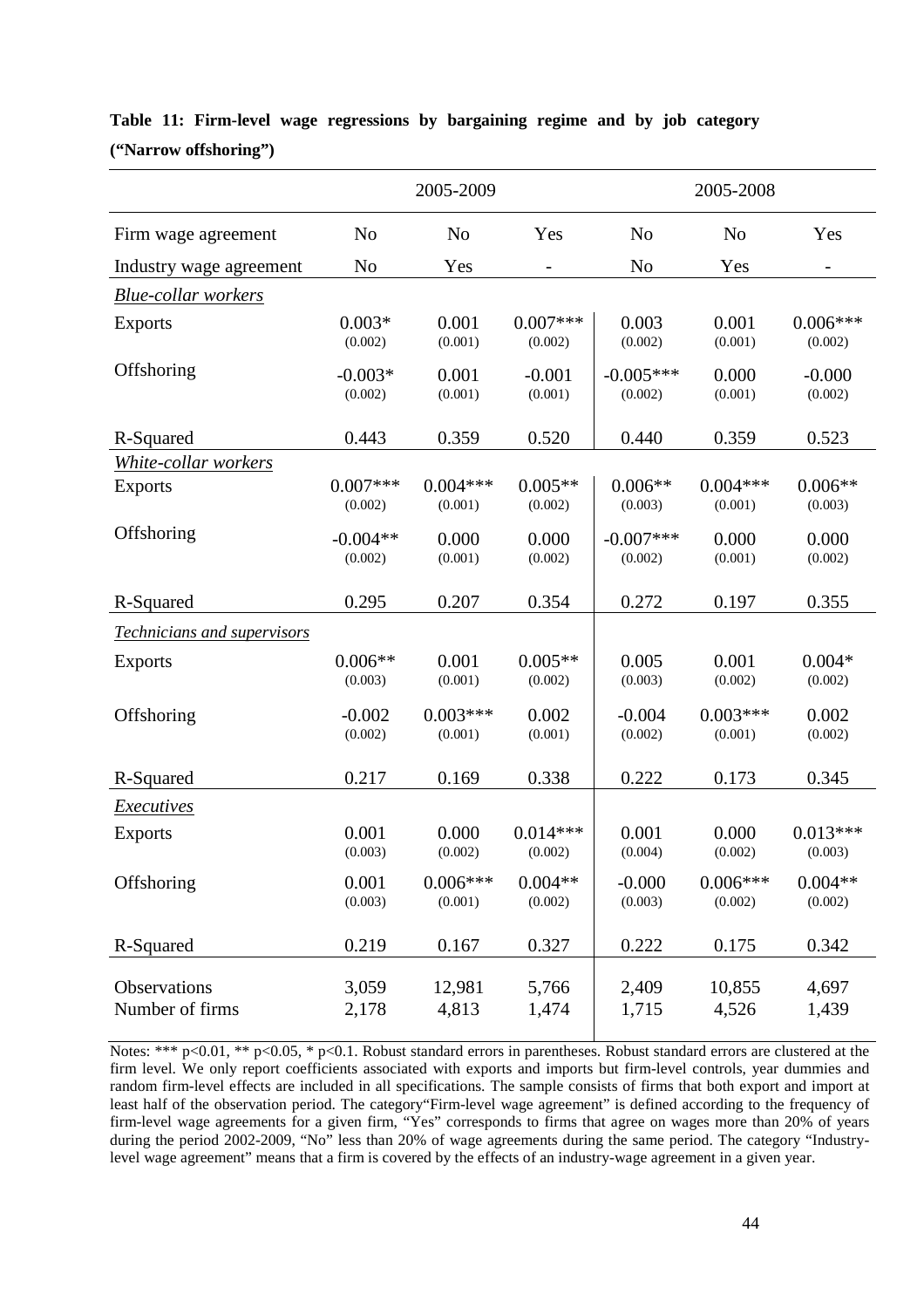**Table 11: Firm-level wage regressions by bargaining regime and by job category ("Narrow offshoring")**

| | 2005-2009 | | | 2005-2008 | | |
|---|---|---|---|---|---|---|
| Firm wage agreement | No | No | Yes | No | No | Yes |
| Industry wage agreement | No | Yes | - | No | Yes | - |
| *Blue-collar workers* | | | | | | |
| Exports | 0.003* | 0.001 | 0.007*** | 0.003 | 0.001 | 0.006*** |
| | (0.002) | (0.001) | (0.002) | (0.002) | (0.001) | (0.002) |
| Offshoring | -0.003* | 0.001 | -0.001 | -0.005*** | 0.000 | -0.000 |
| | (0.002) | (0.001) | (0.001) | (0.002) | (0.001) | (0.002) |
| R-Squared | 0.443 | 0.359 | 0.520 | 0.440 | 0.359 | 0.523 |
| *White-collar workers* | | | | | | |
| Exports | 0.007*** | 0.004*** | 0.005** | 0.006** | 0.004*** | 0.006** |
| | (0.002) | (0.001) | (0.002) | (0.003) | (0.001) | (0.003) |
| Offshoring | -0.004** | 0.000 | 0.000 | -0.007*** | 0.000 | 0.000 |
| | (0.002) | (0.001) | (0.002) | (0.002) | (0.001) | (0.002) |
| R-Squared | 0.295 | 0.207 | 0.354 | 0.272 | 0.197 | 0.355 |
| *Technicians and supervisors* | | | | | | |
| Exports | 0.006** | 0.001 | 0.005** | 0.005 | 0.001 | 0.004* |
| | (0.003) | (0.001) | (0.002) | (0.003) | (0.002) | (0.002) |
| Offshoring | -0.002 | 0.003*** | 0.002 | -0.004 | 0.003*** | 0.002 |
| | (0.002) | (0.001) | (0.001) | (0.002) | (0.001) | (0.002) |
| R-Squared | 0.217 | 0.169 | 0.338 | 0.222 | 0.173 | 0.345 |
| *Executives* | | | | | | |
| Exports | 0.001 | 0.000 | 0.014*** | 0.001 | 0.000 | 0.013*** |
| | (0.003) | (0.002) | (0.002) | (0.004) | (0.002) | (0.003) |
| Offshoring | 0.001 | 0.006*** | 0.004** | -0.000 | 0.006*** | 0.004** |
| | (0.003) | (0.001) | (0.002) | (0.003) | (0.002) | (0.002) |
| R-Squared | 0.219 | 0.167 | 0.327 | 0.222 | 0.175 | 0.342 |
| Observations | 3,059 | 12,981 | 5,766 | 2,409 | 10,855 | 4,697 |
| Number of firms | 2,178 | 4,813 | 1,474 | 1,715 | 4,526 | 1,439 |

Notes: *** p<0.01, ** p<0.05, * p<0.1. Robust standard errors in parentheses. Robust standard errors are clustered at the firm level. We only report coefficients associated with exports and imports but firm-level controls, year dummies and random firm-level effects are included in all specifications. The sample consists of firms that both export and import at least half of the observation period. The category"Firm-level wage agreement" is defined according to the frequency of firm-level wage agreements for a given firm, "Yes" corresponds to firms that agree on wages more than 20% of years during the period 2002-2009, "No" less than 20% of wage agreements during the same period. The category "Industry-level wage agreement" means that a firm is covered by the effects of an industry-wage agreement in a given year.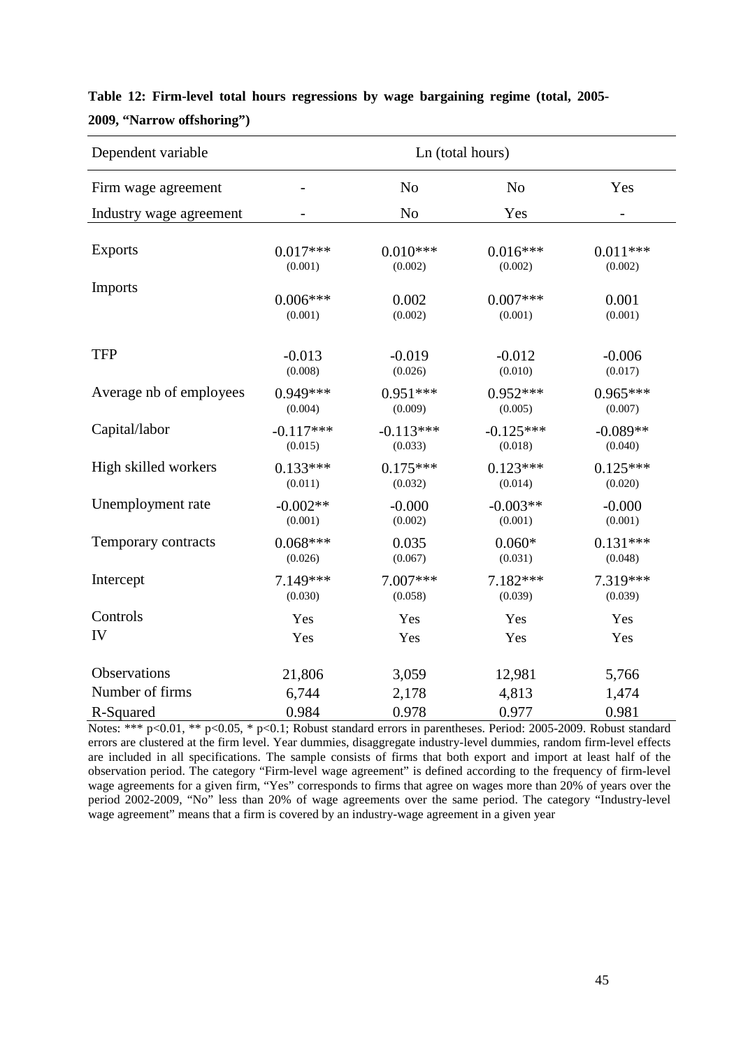**Table 12: Firm-level total hours regressions by wage bargaining regime (total, 2005-2009, "Narrow offshoring")**

| Dependent variable | Ln (total hours) | | | |
|---|---|---|---|---|
| Firm wage agreement | - | No | No | Yes |
| Industry wage agreement | - | No | Yes | - |
| Exports | 0.017*** | 0.010*** | 0.016*** | 0.011*** |
| | (0.001) | (0.002) | (0.002) | (0.002) |
| Imports | 0.006*** | 0.002 | 0.007*** | 0.001 |
| | (0.001) | (0.002) | (0.001) | (0.001) |
| TFP | -0.013 | -0.019 | -0.012 | -0.006 |
| | (0.008) | (0.026) | (0.010) | (0.017) |
| Average nb of employees | 0.949*** | 0.951*** | 0.952*** | 0.965*** |
| | (0.004) | (0.009) | (0.005) | (0.007) |
| Capital/labor | -0.117*** | -0.113*** | -0.125*** | -0.089** |
| | (0.015) | (0.033) | (0.018) | (0.040) |
| High skilled workers | 0.133*** | 0.175*** | 0.123*** | 0.125*** |
| | (0.011) | (0.032) | (0.014) | (0.020) |
| Unemployment rate | -0.002** | -0.000 | -0.003** | -0.000 |
| | (0.001) | (0.002) | (0.001) | (0.001) |
| Temporary contracts | 0.068*** | 0.035 | 0.060* | 0.131*** |
| | (0.026) | (0.067) | (0.031) | (0.048) |
| Intercept | 7.149*** | 7.007*** | 7.182*** | 7.319*** |
| | (0.030) | (0.058) | (0.039) | (0.039) |
| Controls | Yes | Yes | Yes | Yes |
| IV | Yes | Yes | Yes | Yes |
| Observations | 21,806 | 3,059 | 12,981 | 5,766 |
| Number of firms | 6,744 | 2,178 | 4,813 | 1,474 |
| R-Squared | 0.984 | 0.978 | 0.977 | 0.981 |

Notes: *** p<0.01, ** p<0.05, * p<0.1; Robust standard errors in parentheses. Period: 2005-2009. Robust standard errors are clustered at the firm level. Year dummies, disaggregate industry-level dummies, random firm-level effects are included in all specifications. The sample consists of firms that both export and import at least half of the observation period. The category "Firm-level wage agreement" is defined according to the frequency of firm-level wage agreements for a given firm, "Yes" corresponds to firms that agree on wages more than 20% of years over the period 2002-2009, "No" less than 20% of wage agreements over the same period. The category "Industry-level wage agreement" means that a firm is covered by an industry-wage agreement in a given year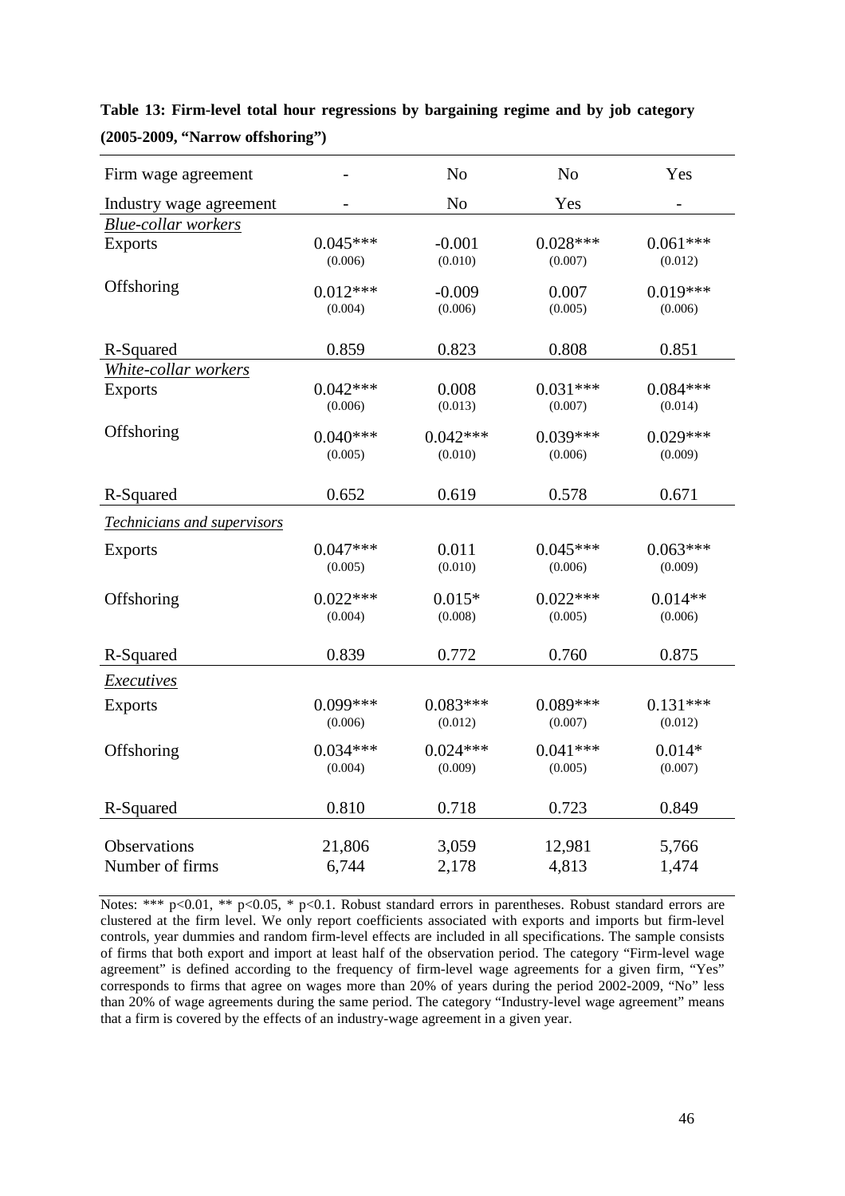**Table 13: Firm-level total hour regressions by bargaining regime and by job category (2005-2009, "Narrow offshoring")**

| Firm wage agreement | - | No | No | Yes |
|---|---|---|---|---|
| Industry wage agreement | - | No | Yes | - |
| *Blue-collar workers* | | | | |
| Exports | 0.045*** | -0.001 | 0.028*** | 0.061*** |
| | (0.006) | (0.010) | (0.007) | (0.012) |
| Offshoring | 0.012*** | -0.009 | 0.007 | 0.019*** |
| | (0.004) | (0.006) | (0.005) | (0.006) |
| R-Squared | 0.859 | 0.823 | 0.808 | 0.851 |
| *White-collar workers* | | | | |
| Exports | 0.042*** | 0.008 | 0.031*** | 0.084*** |
| | (0.006) | (0.013) | (0.007) | (0.014) |
| Offshoring | 0.040*** | 0.042*** | 0.039*** | 0.029*** |
| | (0.005) | (0.010) | (0.006) | (0.009) |
| R-Squared | 0.652 | 0.619 | 0.578 | 0.671 |
| *Technicians and supervisors* | | | | |
| Exports | 0.047*** | 0.011 | 0.045*** | 0.063*** |
| | (0.005) | (0.010) | (0.006) | (0.009) |
| Offshoring | 0.022*** | 0.015* | 0.022*** | 0.014** |
| | (0.004) | (0.008) | (0.005) | (0.006) |
| R-Squared | 0.839 | 0.772 | 0.760 | 0.875 |
| *Executives* | | | | |
| Exports | 0.099*** | 0.083*** | 0.089*** | 0.131*** |
| | (0.006) | (0.012) | (0.007) | (0.012) |
| Offshoring | 0.034*** | 0.024*** | 0.041*** | 0.014* |
| | (0.004) | (0.009) | (0.005) | (0.007) |
| R-Squared | 0.810 | 0.718 | 0.723 | 0.849 |
| Observations | 21,806 | 3,059 | 12,981 | 5,766 |
| Number of firms | 6,744 | 2,178 | 4,813 | 1,474 |

Notes: *** p<0.01, ** p<0.05, * p<0.1. Robust standard errors in parentheses. Robust standard errors are clustered at the firm level. We only report coefficients associated with exports and imports but firm-level controls, year dummies and random firm-level effects are included in all specifications. The sample consists of firms that both export and import at least half of the observation period. The category "Firm-level wage agreement" is defined according to the frequency of firm-level wage agreements for a given firm, "Yes" corresponds to firms that agree on wages more than 20% of years during the period 2002-2009, "No" less than 20% of wage agreements during the same period. The category "Industry-level wage agreement" means that a firm is covered by the effects of an industry-wage agreement in a given year.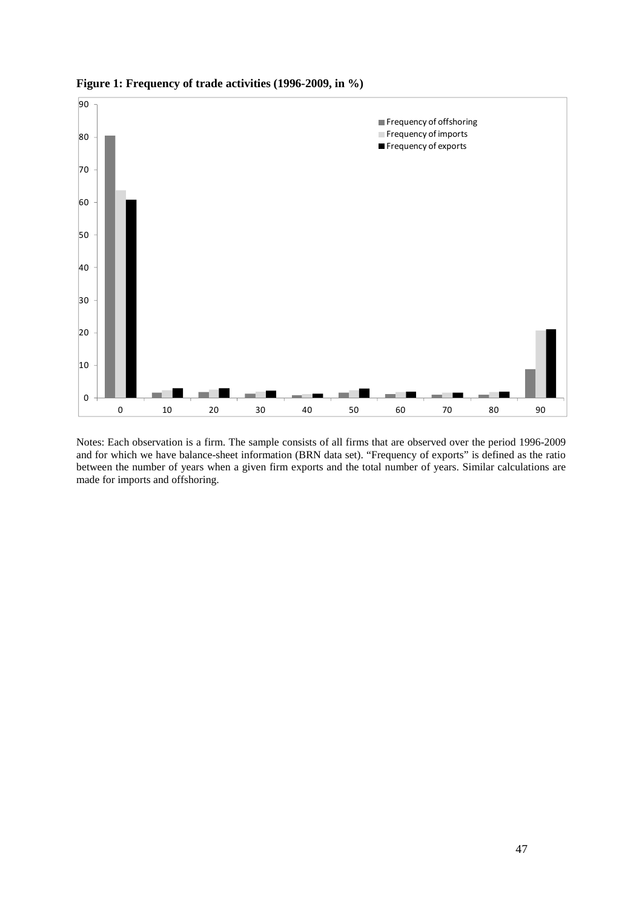**Figure 1: Frequency of trade activities (1996-2009, in %)**

Notes: Each observation is a firm. The sample consists of all firms that are observed over the period 1996-2009 and for which we have balance-sheet information (BRN data set). “Frequency of exports” is defined as the ratio between the number of years when a given firm exports and the total number of years. Similar calculations are made for imports and offshoring.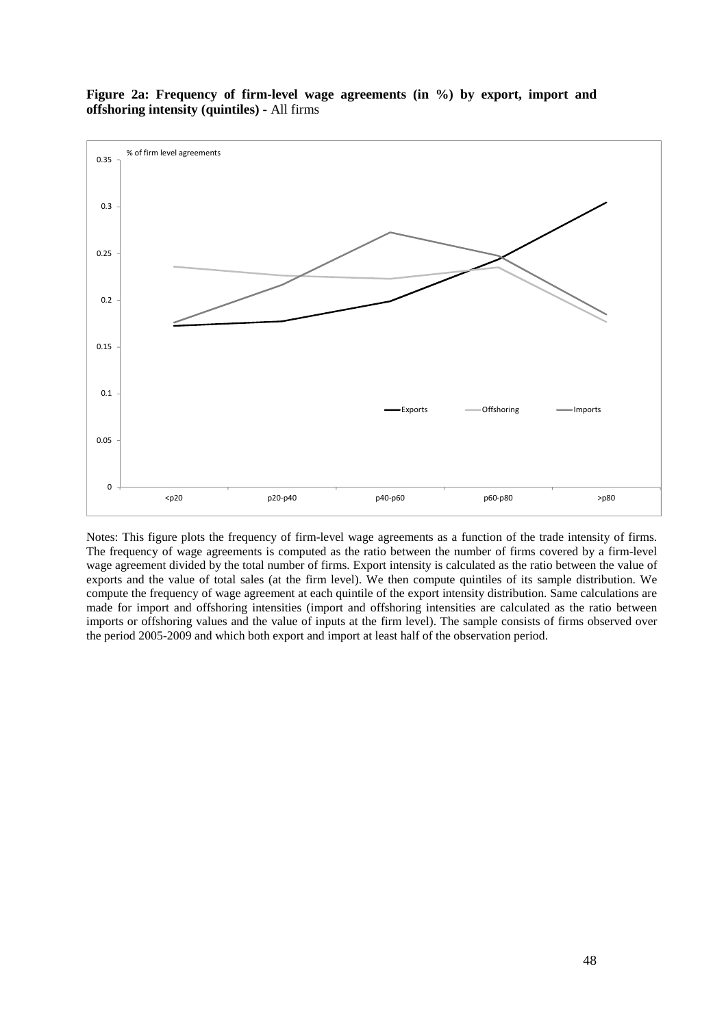**Figure 2a: Frequency of firm-level wage agreements (in %) by export, import and offshoring intensity (quintiles) -** All firms

Notes: This figure plots the frequency of firm-level wage agreements as a function of the trade intensity of firms. The frequency of wage agreements is computed as the ratio between the number of firms covered by a firm-level wage agreement divided by the total number of firms. Export intensity is calculated as the ratio between the value of exports and the value of total sales (at the firm level). We then compute quintiles of its sample distribution. We compute the frequency of wage agreement at each quintile of the export intensity distribution. Same calculations are made for import and offshoring intensities (import and offshoring intensities are calculated as the ratio between imports or offshoring values and the value of inputs at the firm level). The sample consists of firms observed over the period 2005-2009 and which both export and import at least half of the observation period.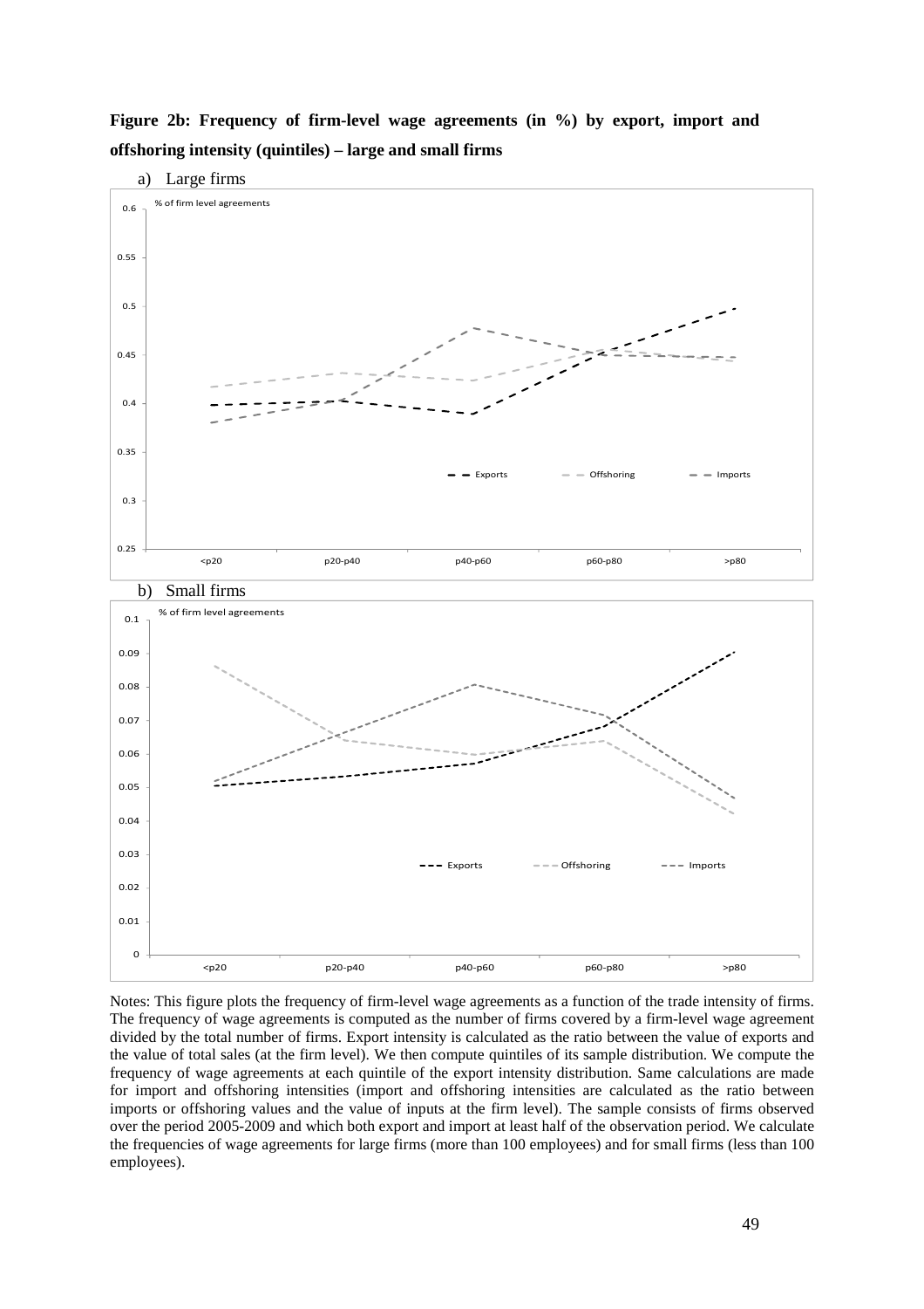**Figure 2b: Frequency of firm-level wage agreements (in %) by export, import and offshoring intensity (quintiles) – large and small firms**

a) Large firms

b) Small firms

Notes: This figure plots the frequency of firm-level wage agreements as a function of the trade intensity of firms. The frequency of wage agreements is computed as the number of firms covered by a firm-level wage agreement divided by the total number of firms. Export intensity is calculated as the ratio between the value of exports and the value of total sales (at the firm level). We then compute quintiles of its sample distribution. We compute the frequency of wage agreements at each quintile of the export intensity distribution. Same calculations are made for import and offshoring intensities (import and offshoring intensities are calculated as the ratio between imports or offshoring values and the value of inputs at the firm level). The sample consists of firms observed over the period 2005-2009 and which both export and import at least half of the observation period. We calculate the frequencies of wage agreements for large firms (more than 100 employees) and for small firms (less than 100 employees).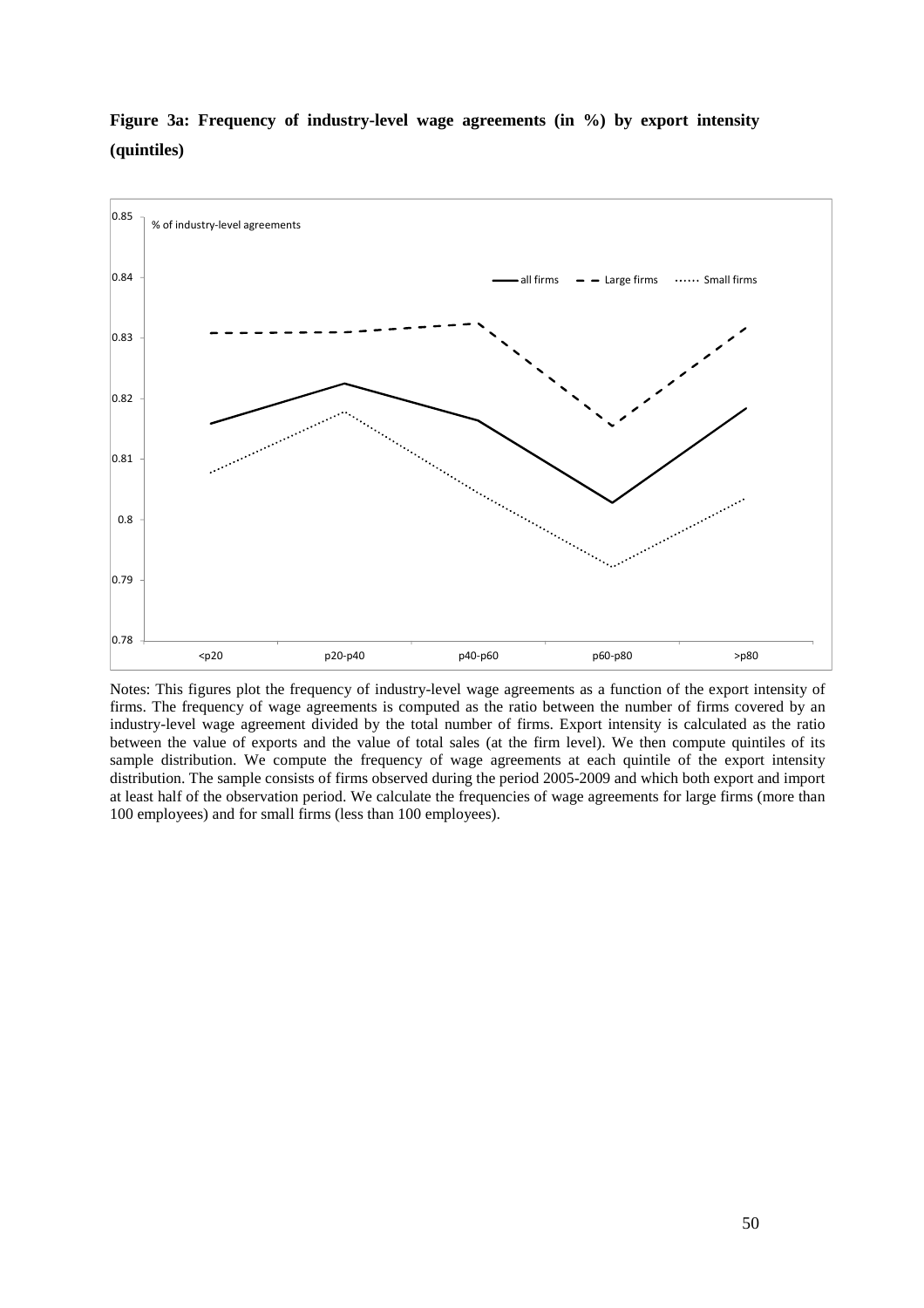**Figure 3a: Frequency of industry-level wage agreements (in %) by export intensity (quintiles)**

Notes: This figures plot the frequency of industry-level wage agreements as a function of the export intensity of firms. The frequency of wage agreements is computed as the ratio between the number of firms covered by an industry-level wage agreement divided by the total number of firms. Export intensity is calculated as the ratio between the value of exports and the value of total sales (at the firm level). We then compute quintiles of its sample distribution. We compute the frequency of wage agreements at each quintile of the export intensity distribution. The sample consists of firms observed during the period 2005-2009 and which both export and import at least half of the observation period. We calculate the frequencies of wage agreements for large firms (more than 100 employees) and for small firms (less than 100 employees).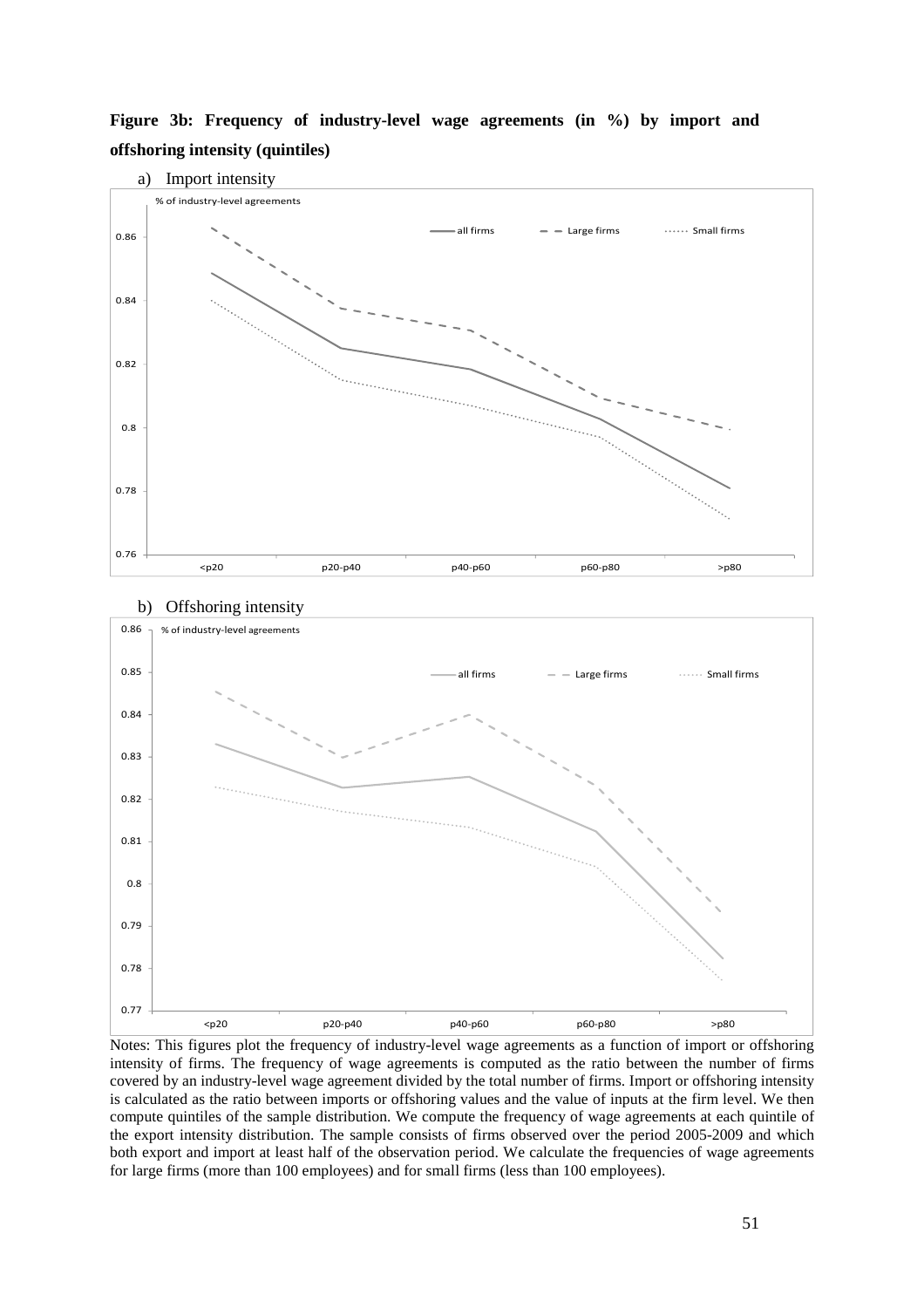**Figure 3b: Frequency of industry-level wage agreements (in %) by import and offshoring intensity (quintiles)**

a) Import intensity

b) Offshoring intensity

Notes: This figures plot the frequency of industry-level wage agreements as a function of import or offshoring intensity of firms. The frequency of wage agreements is computed as the ratio between the number of firms covered by an industry-level wage agreement divided by the total number of firms. Import or offshoring intensity is calculated as the ratio between imports or offshoring values and the value of inputs at the firm level. We then compute quintiles of the sample distribution. We compute the frequency of wage agreements at each quintile of the export intensity distribution. The sample consists of firms observed over the period 2005-2009 and which both export and import at least half of the observation period. We calculate the frequencies of wage agreements for large firms (more than 100 employees) and for small firms (less than 100 employees).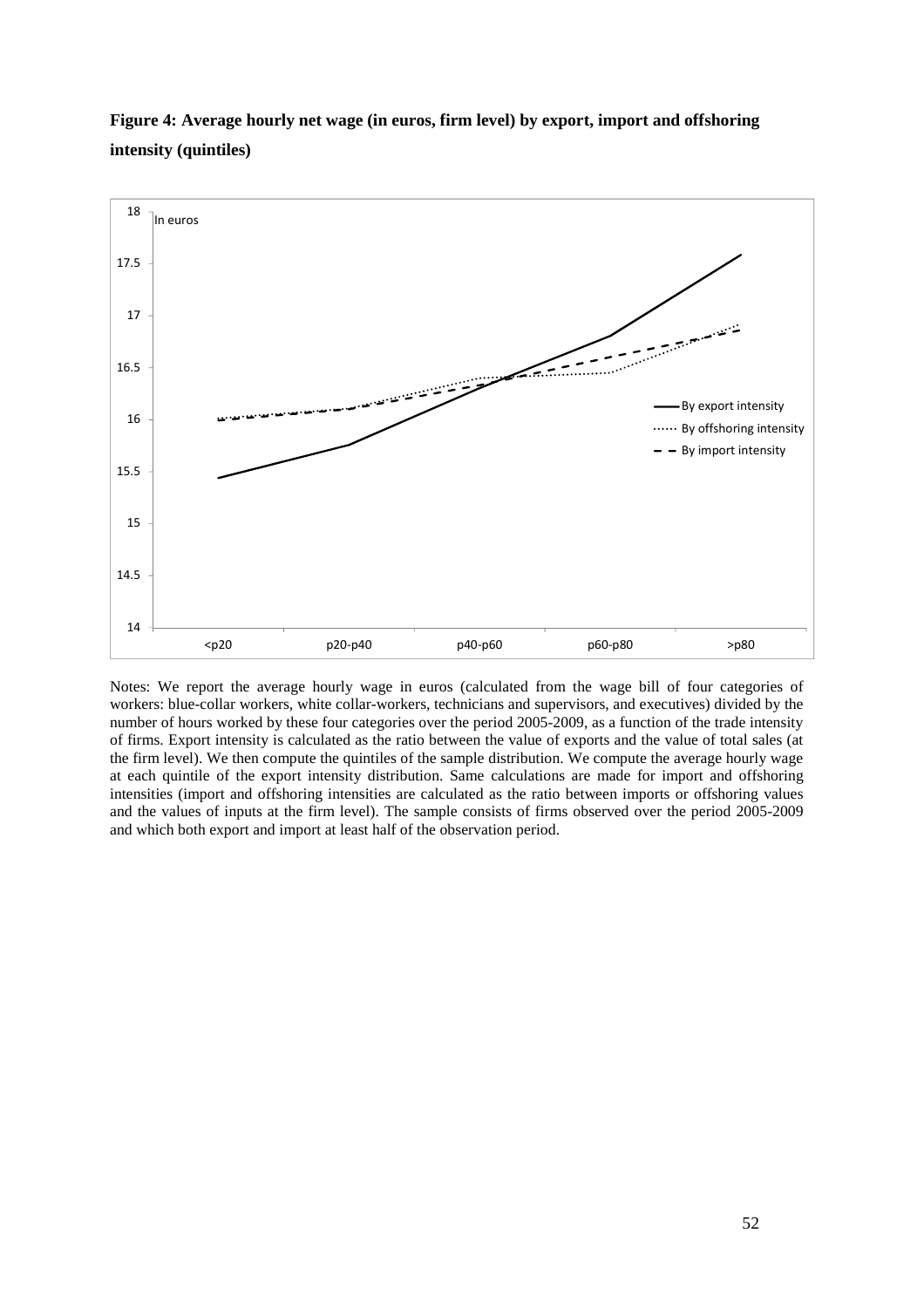**Figure 4: Average hourly net wage (in euros, firm level) by export, import and offshoring intensity (quintiles)**

Notes: We report the average hourly wage in euros (calculated from the wage bill of four categories of workers: blue-collar workers, white collar-workers, technicians and supervisors, and executives) divided by the number of hours worked by these four categories over the period 2005-2009, as a function of the trade intensity of firms. Export intensity is calculated as the ratio between the value of exports and the value of total sales (at the firm level). We then compute the quintiles of the sample distribution. We compute the average hourly wage at each quintile of the export intensity distribution. Same calculations are made for import and offshoring intensities (import and offshoring intensities are calculated as the ratio between imports or offshoring values and the values of inputs at the firm level). The sample consists of firms observed over the period 2005-2009 and which both export and import at least half of the observation period.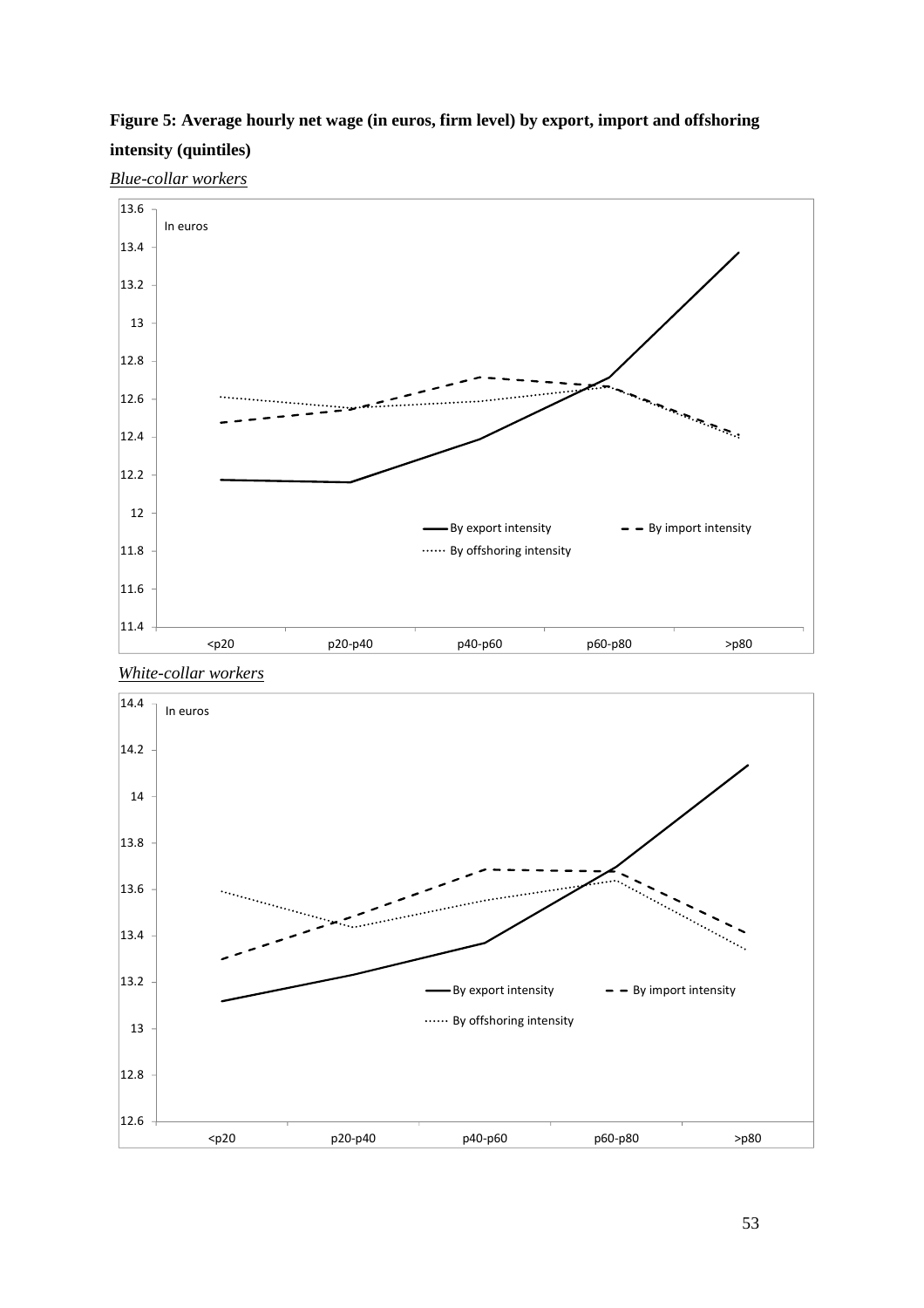**Figure 5: Average hourly net wage (in euros, firm level) by export, import and offshoring intensity (quintiles)**

*Blue-collar workers*

*White-collar workers*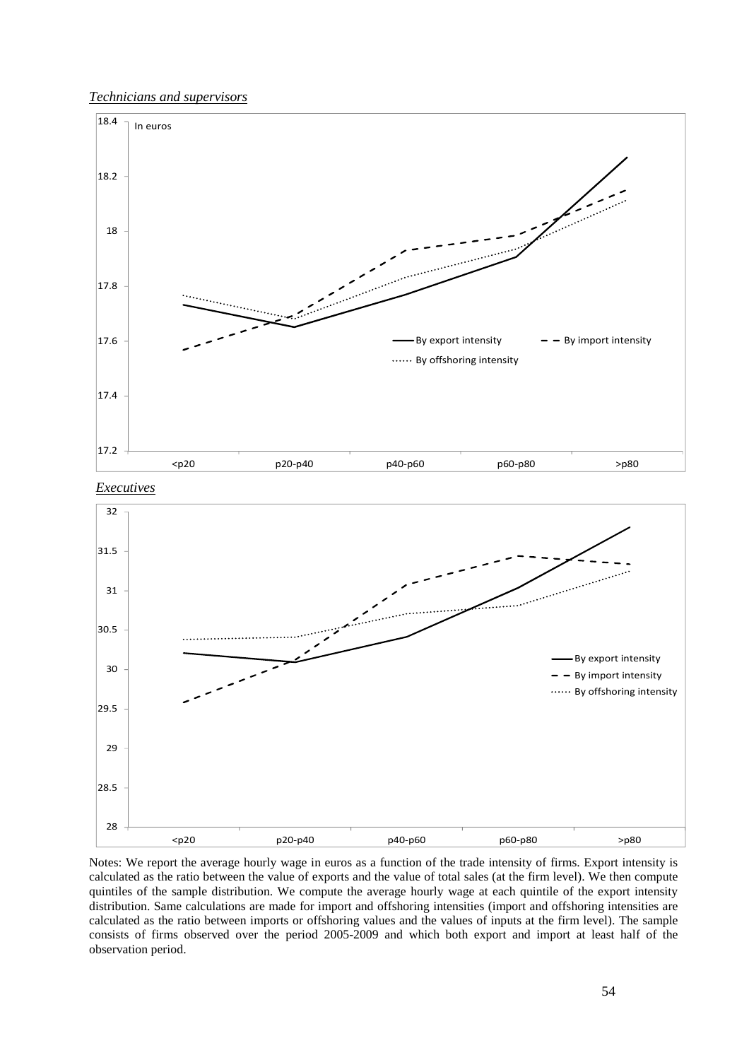*Technicians and supervisors*

*Executives*

Notes: We report the average hourly wage in euros as a function of the trade intensity of firms. Export intensity is calculated as the ratio between the value of exports and the value of total sales (at the firm level). We then compute quintiles of the sample distribution. We compute the average hourly wage at each quintile of the export intensity distribution. Same calculations are made for import and offshoring intensities (import and offshoring intensities are calculated as the ratio between imports or offshoring values and the values of inputs at the firm level). The sample consists of firms observed over the period 2005-2009 and which both export and import at least half of the observation period.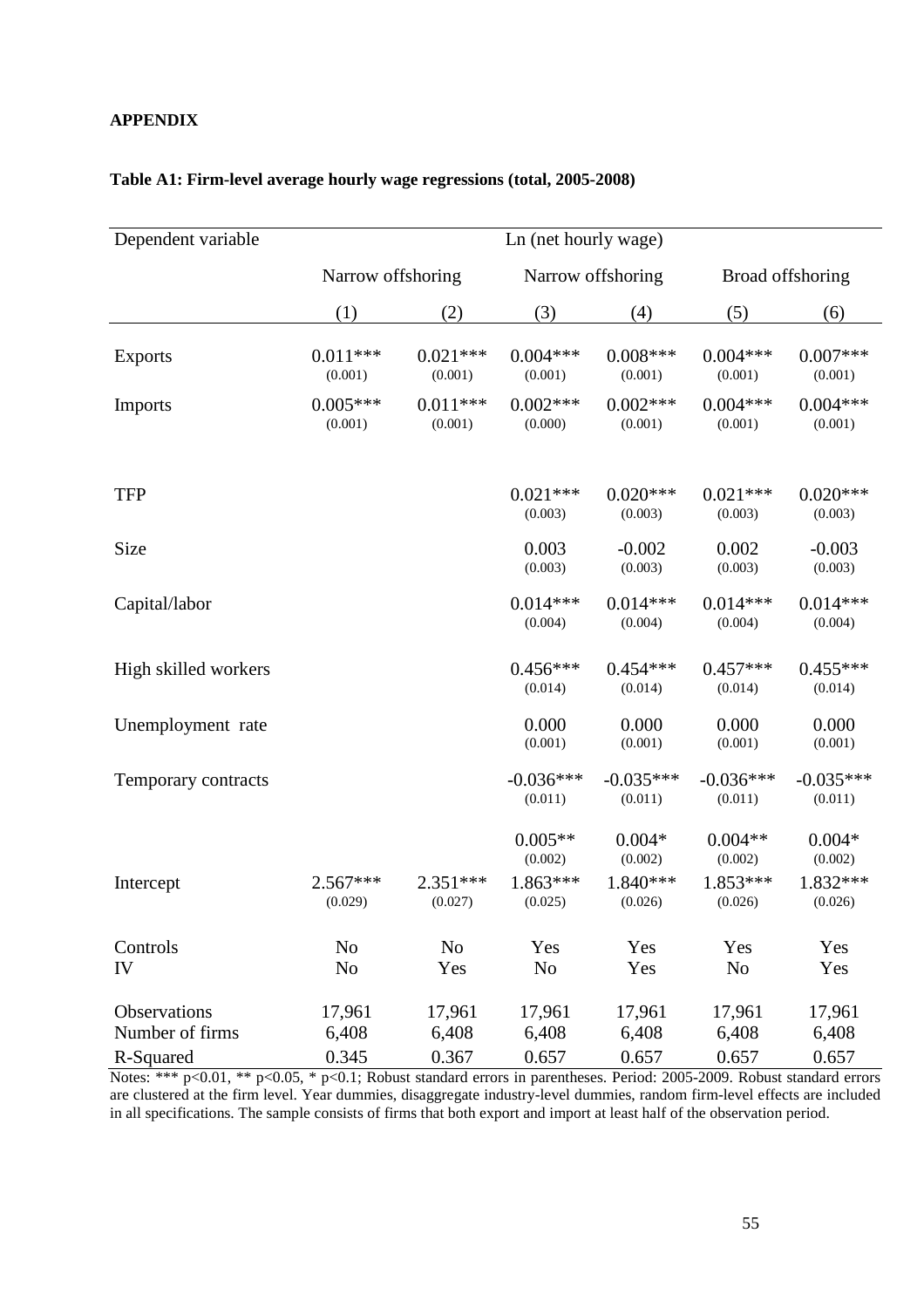**APPENDIX**

**Table A1: Firm-level average hourly wage regressions (total, 2005-2008)**

| Dependent variable | Ln (net hourly wage) | | | | | |
|---|---|---|---|---|---|---|
| | Narrow offshoring | | Narrow offshoring | | Broad offshoring | |
| | (1) | (2) | (3) | (4) | (5) | (6) |
| Exports | 0.011*** (0.001) | 0.021*** (0.001) | 0.004*** (0.001) | 0.008*** (0.001) | 0.004*** (0.001) | 0.007*** (0.001) |
| Imports | 0.005*** (0.001) | 0.011*** (0.001) | 0.002*** (0.000) | 0.002*** (0.001) | 0.004*** (0.001) | 0.004*** (0.001) |
| TFP | | | 0.021*** (0.003) | 0.020*** (0.003) | 0.021*** (0.003) | 0.020*** (0.003) |
| Size | | | 0.003 (0.003) | -0.002 (0.003) | 0.002 (0.003) | -0.003 (0.003) |
| Capital/labor | | | 0.014*** (0.004) | 0.014*** (0.004) | 0.014*** (0.004) | 0.014*** (0.004) |
| High skilled workers | | | 0.456*** (0.014) | 0.454*** (0.014) | 0.457*** (0.014) | 0.455*** (0.014) |
| Unemployment rate | | | 0.000 (0.001) | 0.000 (0.001) | 0.000 (0.001) | 0.000 (0.001) |
| Temporary contracts | | | -0.036*** (0.011) | -0.035*** (0.011) | -0.036*** (0.011) | -0.035*** (0.011) |
| | | | 0.005** (0.002) | 0.004* (0.002) | 0.004** (0.002) | 0.004* (0.002) |
| Intercept | 2.567*** (0.029) | 2.351*** (0.027) | 1.863*** (0.025) | 1.840*** (0.026) | 1.853*** (0.026) | 1.832*** (0.026) |
| Controls | No | No | Yes | Yes | Yes | Yes |
| IV | No | Yes | No | Yes | No | Yes |
| Observations | 17,961 | 17,961 | 17,961 | 17,961 | 17,961 | 17,961 |
| Number of firms | 6,408 | 6,408 | 6,408 | 6,408 | 6,408 | 6,408 |
| R-Squared | 0.345 | 0.367 | 0.657 | 0.657 | 0.657 | 0.657 |

Notes: *** p<0.01, ** p<0.05, * p<0.1; Robust standard errors in parentheses. Period: 2005-2009. Robust standard errors are clustered at the firm level. Year dummies, disaggregate industry-level dummies, random firm-level effects are included in all specifications. The sample consists of firms that both export and import at least half of the observation period.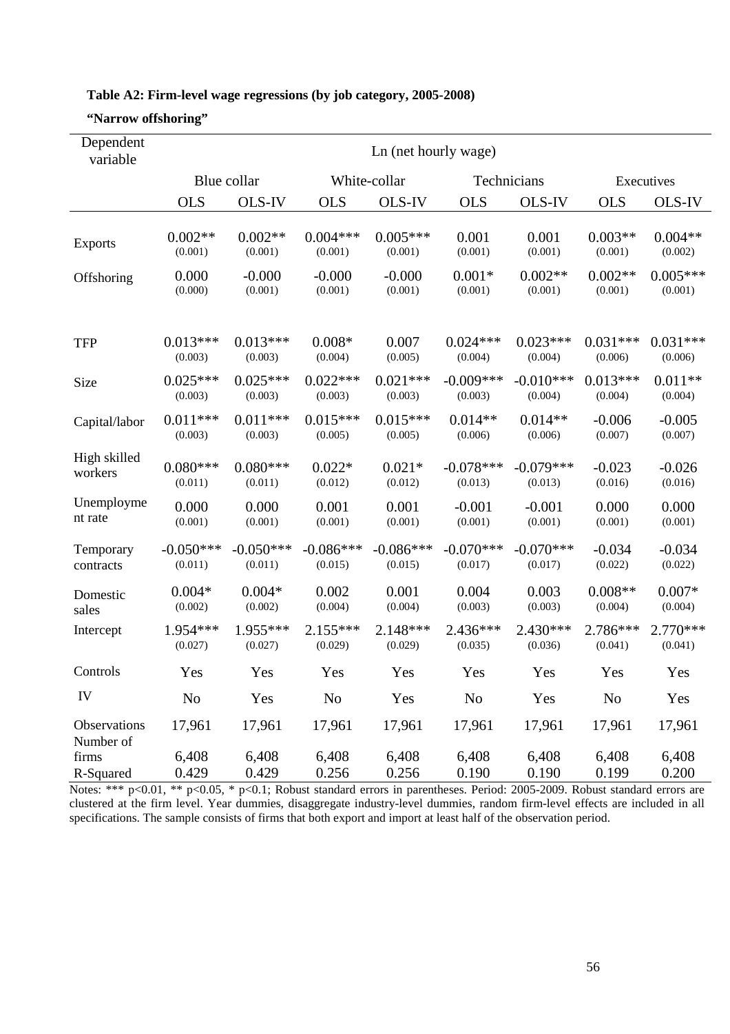**Table A2: Firm-level wage regressions (by job category, 2005-2008)**

**"Narrow offshoring"**

| Dependent variable | Ln (net hourly wage) | | | | | | | |
|---|---|---|---|---|---|---|---|---|
| | Blue collar | | White-collar | | Technicians | | Executives | |
| | OLS | OLS-IV | OLS | OLS-IV | OLS | OLS-IV | OLS | OLS-IV |
| Exports | 0.002** (0.001) | 0.002** (0.001) | 0.004*** (0.001) | 0.005*** (0.001) | 0.001 (0.001) | 0.001 (0.001) | 0.003** (0.001) | 0.004** (0.002) |
| Offshoring | 0.000 (0.000) | -0.000 (0.001) | -0.000 (0.001) | -0.000 (0.001) | 0.001* (0.001) | 0.002** (0.001) | 0.002** (0.001) | 0.005*** (0.001) |
| TFP | 0.013*** (0.003) | 0.013*** (0.003) | 0.008* (0.004) | 0.007 (0.005) | 0.024*** (0.004) | 0.023*** (0.004) | 0.031*** (0.006) | 0.031*** (0.006) |
| Size | 0.025*** (0.003) | 0.025*** (0.003) | 0.022*** (0.003) | 0.021*** (0.003) | -0.009*** (0.003) | -0.010*** (0.004) | 0.013*** (0.004) | 0.011** (0.004) |
| Capital/labor | 0.011*** (0.003) | 0.011*** (0.003) | 0.015*** (0.005) | 0.015*** (0.005) | 0.014** (0.006) | 0.014** (0.006) | -0.006 (0.007) | -0.005 (0.007) |
| High skilled workers | 0.080*** (0.011) | 0.080*** (0.011) | 0.022* (0.012) | 0.021* (0.012) | -0.078*** (0.013) | -0.079*** (0.013) | -0.023 (0.016) | -0.026 (0.016) |
| Unemployment rate | 0.000 (0.001) | 0.000 (0.001) | 0.001 (0.001) | 0.001 (0.001) | -0.001 (0.001) | -0.001 (0.001) | 0.000 (0.001) | 0.000 (0.001) |
| Temporary contracts | -0.050*** (0.011) | -0.050*** (0.011) | -0.086*** (0.015) | -0.086*** (0.015) | -0.070*** (0.017) | -0.070*** (0.017) | -0.034 (0.022) | -0.034 (0.022) |
| Domestic sales | 0.004* (0.002) | 0.004* (0.002) | 0.002 (0.004) | 0.001 (0.004) | 0.004 (0.003) | 0.003 (0.003) | 0.008** (0.004) | 0.007* (0.004) |
| Intercept | 1.954*** (0.027) | 1.955*** (0.027) | 2.155*** (0.029) | 2.148*** (0.029) | 2.436*** (0.035) | 2.430*** (0.036) | 2.786*** (0.041) | 2.770*** (0.041) |
| Controls | Yes | Yes | Yes | Yes | Yes | Yes | Yes | Yes |
| IV | No | Yes | No | Yes | No | Yes | No | Yes |
| Observations | 17,961 | 17,961 | 17,961 | 17,961 | 17,961 | 17,961 | 17,961 | 17,961 |
| Number of firms | 6,408 | 6,408 | 6,408 | 6,408 | 6,408 | 6,408 | 6,408 | 6,408 |
| R-Squared | 0.429 | 0.429 | 0.256 | 0.256 | 0.190 | 0.190 | 0.199 | 0.200 |

Notes: *** p<0.01, ** p<0.05, * p<0.1; Robust standard errors in parentheses. Period: 2005-2009. Robust standard errors are clustered at the firm level. Year dummies, disaggregate industry-level dummies, random firm-level effects are included in all specifications. The sample consists of firms that both export and import at least half of the observation period.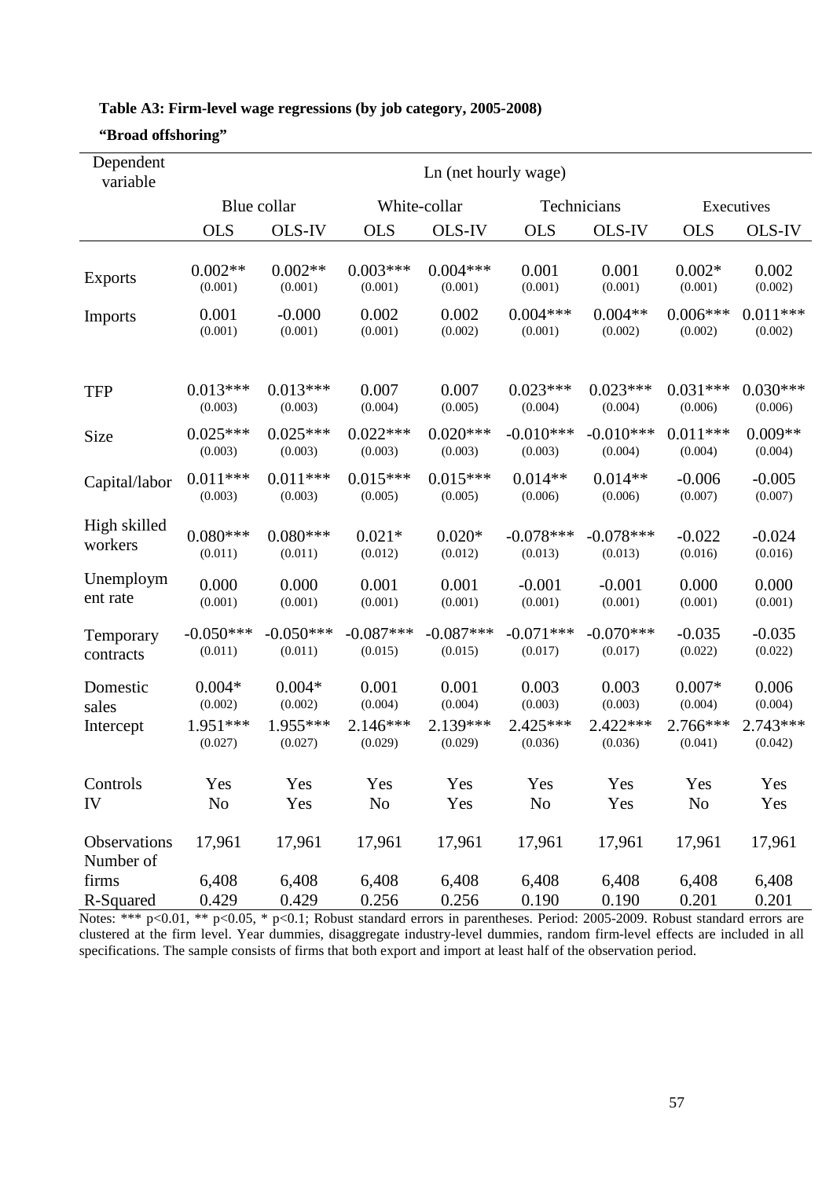**Table A3: Firm-level wage regressions (by job category, 2005-2008)**

**"Broad offshoring"**

| Dependent variable | Ln (net hourly wage) | | | | | | | |
|---|---|---|---|---|---|---|---|---|
| | Blue collar | | White-collar | | Technicians | | Executives | |
| | OLS | OLS-IV | OLS | OLS-IV | OLS | OLS-IV | OLS | OLS-IV |
| Exports | 0.002** | 0.002** | 0.003*** | 0.004*** | 0.001 | 0.001 | 0.002* | 0.002 |
| | (0.001) | (0.001) | (0.001) | (0.001) | (0.001) | (0.001) | (0.001) | (0.002) |
| Imports | 0.001 | -0.000 | 0.002 | 0.002 | 0.004*** | 0.004** | 0.006*** | 0.011*** |
| | (0.001) | (0.001) | (0.001) | (0.002) | (0.001) | (0.002) | (0.002) | (0.002) |
| TFP | 0.013*** | 0.013*** | 0.007 | 0.007 | 0.023*** | 0.023*** | 0.031*** | 0.030*** |
| | (0.003) | (0.003) | (0.004) | (0.005) | (0.004) | (0.004) | (0.006) | (0.006) |
| Size | 0.025*** | 0.025*** | 0.022*** | 0.020*** | -0.010*** | -0.010*** | 0.011*** | 0.009** |
| | (0.003) | (0.003) | (0.003) | (0.003) | (0.003) | (0.004) | (0.004) | (0.004) |
| Capital/labor | 0.011*** | 0.011*** | 0.015*** | 0.015*** | 0.014** | 0.014** | -0.006 | -0.005 |
| | (0.003) | (0.003) | (0.005) | (0.005) | (0.006) | (0.006) | (0.007) | (0.007) |
| High skilled workers | 0.080*** | 0.080*** | 0.021* | 0.020* | -0.078*** | -0.078*** | -0.022 | -0.024 |
| | (0.011) | (0.011) | (0.012) | (0.012) | (0.013) | (0.013) | (0.016) | (0.016) |
| Unemployment rate | 0.000 | 0.000 | 0.001 | 0.001 | -0.001 | -0.001 | 0.000 | 0.000 |
| | (0.001) | (0.001) | (0.001) | (0.001) | (0.001) | (0.001) | (0.001) | (0.001) |
| Temporary contracts | -0.050*** | -0.050*** | -0.087*** | -0.087*** | -0.071*** | -0.070*** | -0.035 | -0.035 |
| | (0.011) | (0.011) | (0.015) | (0.015) | (0.017) | (0.017) | (0.022) | (0.022) |
| Domestic sales | 0.004* | 0.004* | 0.001 | 0.001 | 0.003 | 0.003 | 0.007* | 0.006 |
| | (0.002) | (0.002) | (0.004) | (0.004) | (0.003) | (0.003) | (0.004) | (0.004) |
| Intercept | 1.951*** | 1.955*** | 2.146*** | 2.139*** | 2.425*** | 2.422*** | 2.766*** | 2.743*** |
| | (0.027) | (0.027) | (0.029) | (0.029) | (0.036) | (0.036) | (0.041) | (0.042) |
| Controls | Yes | Yes | Yes | Yes | Yes | Yes | Yes | Yes |
| IV | No | Yes | No | Yes | No | Yes | No | Yes |
| Observations | 17,961 | 17,961 | 17,961 | 17,961 | 17,961 | 17,961 | 17,961 | 17,961 |
| Number of firms | 6,408 | 6,408 | 6,408 | 6,408 | 6,408 | 6,408 | 6,408 | 6,408 |
| R-Squared | 0.429 | 0.429 | 0.256 | 0.256 | 0.190 | 0.190 | 0.201 | 0.201 |

Notes: *** p<0.01, ** p<0.05, * p<0.1; Robust standard errors in parentheses. Period: 2005-2009. Robust standard errors are clustered at the firm level. Year dummies, disaggregate industry-level dummies, random firm-level effects are included in all specifications. The sample consists of firms that both export and import at least half of the observation period.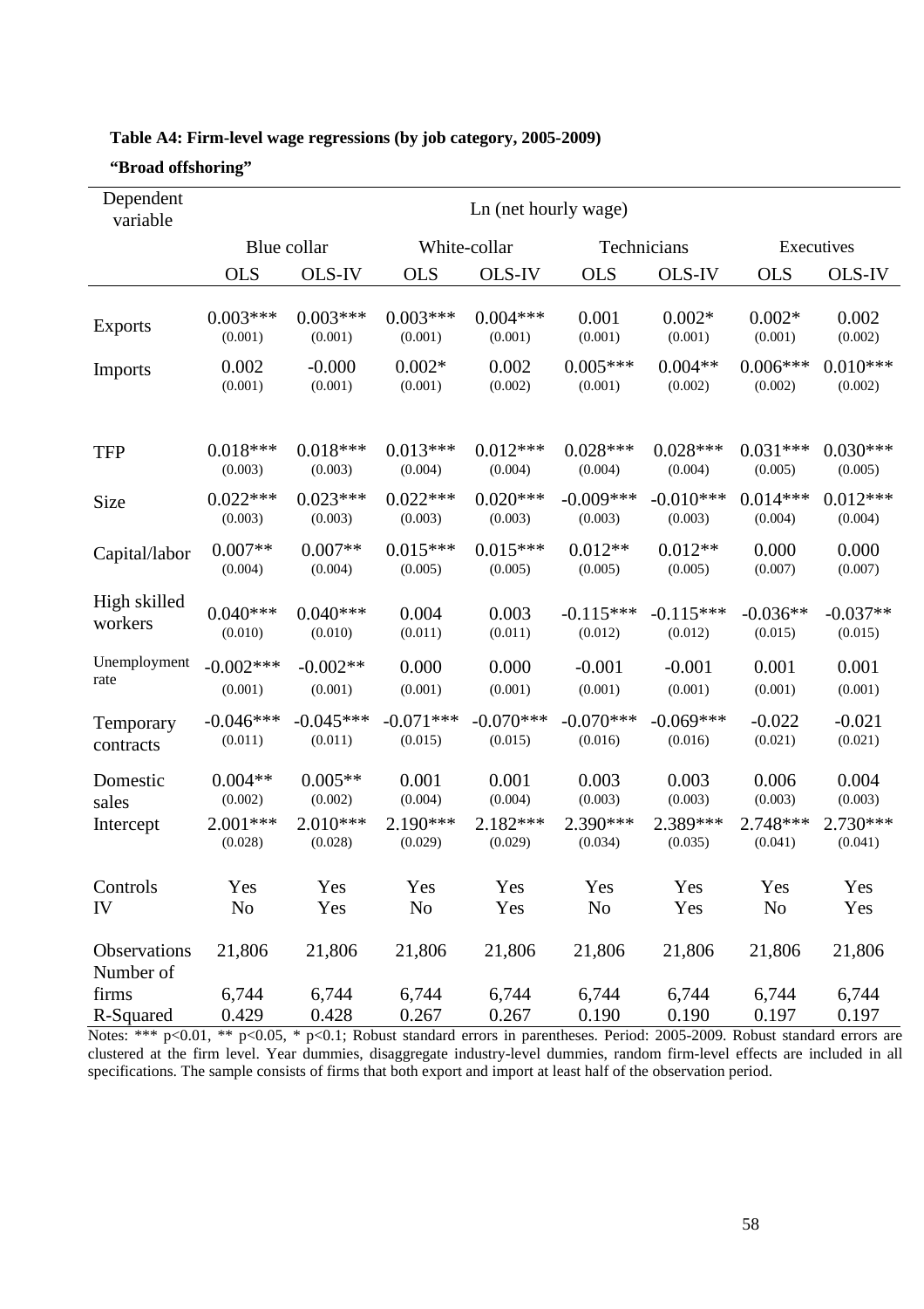**Table A4: Firm-level wage regressions (by job category, 2005-2009)**

**"Broad offshoring"**

| Dependent variable | Ln (net hourly wage) | | | | | | | |
|---|---|---|---|---|---|---|---|---|
| | Blue collar | | White-collar | | Technicians | | Executives | |
| | OLS | OLS-IV | OLS | OLS-IV | OLS | OLS-IV | OLS | OLS-IV |
| Exports | 0.003*** | 0.003*** | 0.003*** | 0.004*** | 0.001 | 0.002* | 0.002* | 0.002 |
| | (0.001) | (0.001) | (0.001) | (0.001) | (0.001) | (0.001) | (0.001) | (0.002) |
| Imports | 0.002 | -0.000 | 0.002* | 0.002 | 0.005*** | 0.004** | 0.006*** | 0.010*** |
| | (0.001) | (0.001) | (0.001) | (0.002) | (0.001) | (0.002) | (0.002) | (0.002) |
| TFP | 0.018*** | 0.018*** | 0.013*** | 0.012*** | 0.028*** | 0.028*** | 0.031*** | 0.030*** |
| | (0.003) | (0.003) | (0.004) | (0.004) | (0.004) | (0.004) | (0.005) | (0.005) |
| Size | 0.022*** | 0.023*** | 0.022*** | 0.020*** | -0.009*** | -0.010*** | 0.014*** | 0.012*** |
| | (0.003) | (0.003) | (0.003) | (0.003) | (0.003) | (0.003) | (0.004) | (0.004) |
| Capital/labor | 0.007** | 0.007** | 0.015*** | 0.015*** | 0.012** | 0.012** | 0.000 | 0.000 |
| | (0.004) | (0.004) | (0.005) | (0.005) | (0.005) | (0.005) | (0.007) | (0.007) |
| High skilled workers | 0.040*** | 0.040*** | 0.004 | 0.003 | -0.115*** | -0.115*** | -0.036** | -0.037** |
| | (0.010) | (0.010) | (0.011) | (0.011) | (0.012) | (0.012) | (0.015) | (0.015) |
| Unemployment rate | -0.002*** | -0.002** | 0.000 | 0.000 | -0.001 | -0.001 | 0.001 | 0.001 |
| | (0.001) | (0.001) | (0.001) | (0.001) | (0.001) | (0.001) | (0.001) | (0.001) |
| Temporary contracts | -0.046*** | -0.045*** | -0.071*** | -0.070*** | -0.070*** | -0.069*** | -0.022 | -0.021 |
| | (0.011) | (0.011) | (0.015) | (0.015) | (0.016) | (0.016) | (0.021) | (0.021) |
| Domestic sales | 0.004** | 0.005** | 0.001 | 0.001 | 0.003 | 0.003 | 0.006 | 0.004 |
| | (0.002) | (0.002) | (0.004) | (0.004) | (0.003) | (0.003) | (0.003) | (0.003) |
| Intercept | 2.001*** | 2.010*** | 2.190*** | 2.182*** | 2.390*** | 2.389*** | 2.748*** | 2.730*** |
| | (0.028) | (0.028) | (0.029) | (0.029) | (0.034) | (0.035) | (0.041) | (0.041) |
| Controls | Yes | Yes | Yes | Yes | Yes | Yes | Yes | Yes |
| IV | No | Yes | No | Yes | No | Yes | No | Yes |
| Observations | 21,806 | 21,806 | 21,806 | 21,806 | 21,806 | 21,806 | 21,806 | 21,806 |
| Number of firms | 6,744 | 6,744 | 6,744 | 6,744 | 6,744 | 6,744 | 6,744 | 6,744 |
| R-Squared | 0.429 | 0.428 | 0.267 | 0.267 | 0.190 | 0.190 | 0.197 | 0.197 |

Notes: *** p<0.01, ** p<0.05, * p<0.1; Robust standard errors in parentheses. Period: 2005-2009. Robust standard errors are clustered at the firm level. Year dummies, disaggregate industry-level dummies, random firm-level effects are included in all specifications. The sample consists of firms that both export and import at least half of the observation period.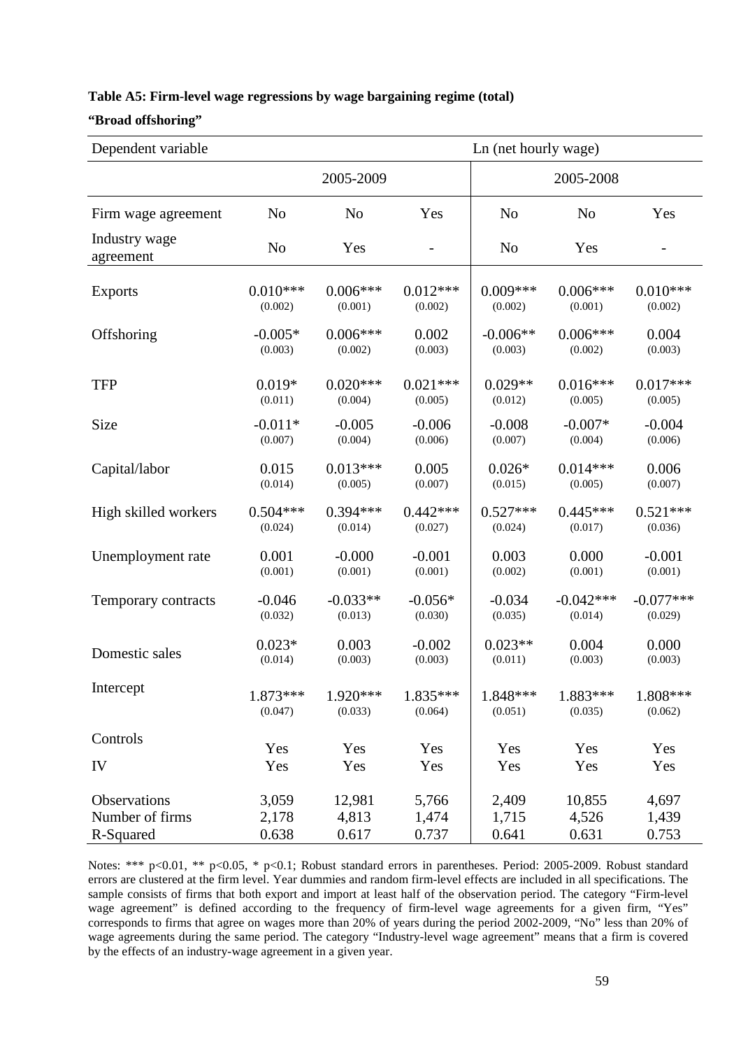**Table A5: Firm-level wage regressions by wage bargaining regime (total)**

**"Broad offshoring"**

| Dependent variable | Ln (net hourly wage) | | | | | |
|---|---|---|---|---|---|---|
| | 2005-2009 | | | 2005-2008 | | |
| Firm wage agreement | No | No | Yes | No | No | Yes |
| Industry wage agreement | No | Yes | - | No | Yes | - |
| Exports | 0.010***<br>(0.002) | 0.006***<br>(0.001) | 0.012***<br>(0.002) | 0.009***<br>(0.002) | 0.006***<br>(0.001) | 0.010***<br>(0.002) |
| Offshoring | -0.005*<br>(0.003) | 0.006***<br>(0.002) | 0.002<br>(0.003) | -0.006**<br>(0.003) | 0.006***<br>(0.002) | 0.004<br>(0.003) |
| TFP | 0.019*<br>(0.011) | 0.020***<br>(0.004) | 0.021***<br>(0.005) | 0.029**<br>(0.012) | 0.016***<br>(0.005) | 0.017***<br>(0.005) |
| Size | -0.011*<br>(0.007) | -0.005<br>(0.004) | -0.006<br>(0.006) | -0.008<br>(0.007) | -0.007*<br>(0.004) | -0.004<br>(0.006) |
| Capital/labor | 0.015<br>(0.014) | 0.013***<br>(0.005) | 0.005<br>(0.007) | 0.026*<br>(0.015) | 0.014***<br>(0.005) | 0.006<br>(0.007) |
| High skilled workers | 0.504***<br>(0.024) | 0.394***<br>(0.014) | 0.442***<br>(0.027) | 0.527***<br>(0.024) | 0.445***<br>(0.017) | 0.521***<br>(0.036) |
| Unemployment rate | 0.001<br>(0.001) | -0.000<br>(0.001) | -0.001<br>(0.001) | 0.003<br>(0.002) | 0.000<br>(0.001) | -0.001<br>(0.001) |
| Temporary contracts | -0.046<br>(0.032) | -0.033**<br>(0.013) | -0.056*<br>(0.030) | -0.034<br>(0.035) | -0.042***<br>(0.014) | -0.077***<br>(0.029) |
| Domestic sales | 0.023*<br>(0.014) | 0.003<br>(0.003) | -0.002<br>(0.003) | 0.023**<br>(0.011) | 0.004<br>(0.003) | 0.000<br>(0.003) |
| Intercept | 1.873***<br>(0.047) | 1.920***<br>(0.033) | 1.835***<br>(0.064) | 1.848***<br>(0.051) | 1.883***<br>(0.035) | 1.808***<br>(0.062) |
| Controls | Yes | Yes | Yes | Yes | Yes | Yes |
| IV | Yes | Yes | Yes | Yes | Yes | Yes |
| Observations | 3,059 | 12,981 | 5,766 | 2,409 | 10,855 | 4,697 |
| Number of firms | 2,178 | 4,813 | 1,474 | 1,715 | 4,526 | 1,439 |
| R-Squared | 0.638 | 0.617 | 0.737 | 0.641 | 0.631 | 0.753 |

Notes: *** p<0.01, ** p<0.05, * p<0.1; Robust standard errors in parentheses. Period: 2005-2009. Robust standard errors are clustered at the firm level. Year dummies and random firm-level effects are included in all specifications. The sample consists of firms that both export and import at least half of the observation period. The category "Firm-level wage agreement" is defined according to the frequency of firm-level wage agreements for a given firm, "Yes" corresponds to firms that agree on wages more than 20% of years during the period 2002-2009, "No" less than 20% of wage agreements during the same period. The category "Industry-level wage agreement" means that a firm is covered by the effects of an industry-wage agreement in a given year.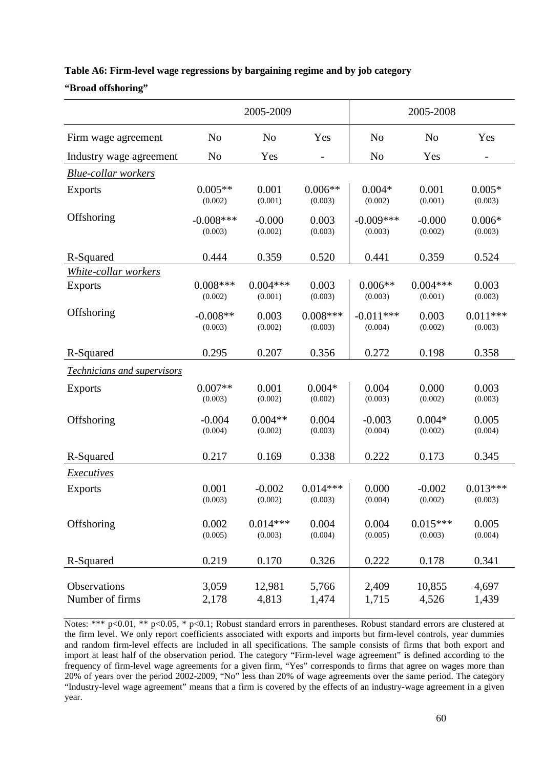**Table A6: Firm-level wage regressions by bargaining regime and by job category**

**"Broad offshoring"**

| | 2005-2009 | | | 2005-2008 | | |
|---|---|---|---|---|---|---|
| Firm wage agreement | No | No | Yes | No | No | Yes |
| Industry wage agreement | No | Yes | - | No | Yes | - |
| *Blue-collar workers* | | | | | | |
| Exports | 0.005** | 0.001 | 0.006** | 0.004* | 0.001 | 0.005* |
| | (0.002) | (0.001) | (0.003) | (0.002) | (0.001) | (0.003) |
| Offshoring | -0.008*** | -0.000 | 0.003 | -0.009*** | -0.000 | 0.006* |
| | (0.003) | (0.002) | (0.003) | (0.003) | (0.002) | (0.003) |
| R-Squared | 0.444 | 0.359 | 0.520 | 0.441 | 0.359 | 0.524 |
| *White-collar workers* | | | | | | |
| Exports | 0.008*** | 0.004*** | 0.003 | 0.006** | 0.004*** | 0.003 |
| | (0.002) | (0.001) | (0.003) | (0.003) | (0.001) | (0.003) |
| Offshoring | -0.008** | 0.003 | 0.008*** | -0.011*** | 0.003 | 0.011*** |
| | (0.003) | (0.002) | (0.003) | (0.004) | (0.002) | (0.003) |
| R-Squared | 0.295 | 0.207 | 0.356 | 0.272 | 0.198 | 0.358 |
| *Technicians and supervisors* | | | | | | |
| Exports | 0.007** | 0.001 | 0.004* | 0.004 | 0.000 | 0.003 |
| | (0.003) | (0.002) | (0.002) | (0.003) | (0.002) | (0.003) |
| Offshoring | -0.004 | 0.004** | 0.004 | -0.003 | 0.004* | 0.005 |
| | (0.004) | (0.002) | (0.003) | (0.004) | (0.002) | (0.004) |
| R-Squared | 0.217 | 0.169 | 0.338 | 0.222 | 0.173 | 0.345 |
| *Executives* | | | | | | |
| Exports | 0.001 | -0.002 | 0.014*** | 0.000 | -0.002 | 0.013*** |
| | (0.003) | (0.002) | (0.003) | (0.004) | (0.002) | (0.003) |
| Offshoring | 0.002 | 0.014*** | 0.004 | 0.004 | 0.015*** | 0.005 |
| | (0.005) | (0.003) | (0.004) | (0.005) | (0.003) | (0.004) |
| R-Squared | 0.219 | 0.170 | 0.326 | 0.222 | 0.178 | 0.341 |
| Observations | 3,059 | 12,981 | 5,766 | 2,409 | 10,855 | 4,697 |
| Number of firms | 2,178 | 4,813 | 1,474 | 1,715 | 4,526 | 1,439 |

Notes: *** p<0.01, ** p<0.05, * p<0.1; Robust standard errors in parentheses. Robust standard errors are clustered at the firm level. We only report coefficients associated with exports and imports but firm-level controls, year dummies and random firm-level effects are included in all specifications. The sample consists of firms that both export and import at least half of the observation period. The category "Firm-level wage agreement" is defined according to the frequency of firm-level wage agreements for a given firm, "Yes" corresponds to firms that agree on wages more than 20% of years over the period 2002-2009, "No" less than 20% of wage agreements over the same period. The category "Industry-level wage agreement" means that a firm is covered by the effects of an industry-wage agreement in a given year.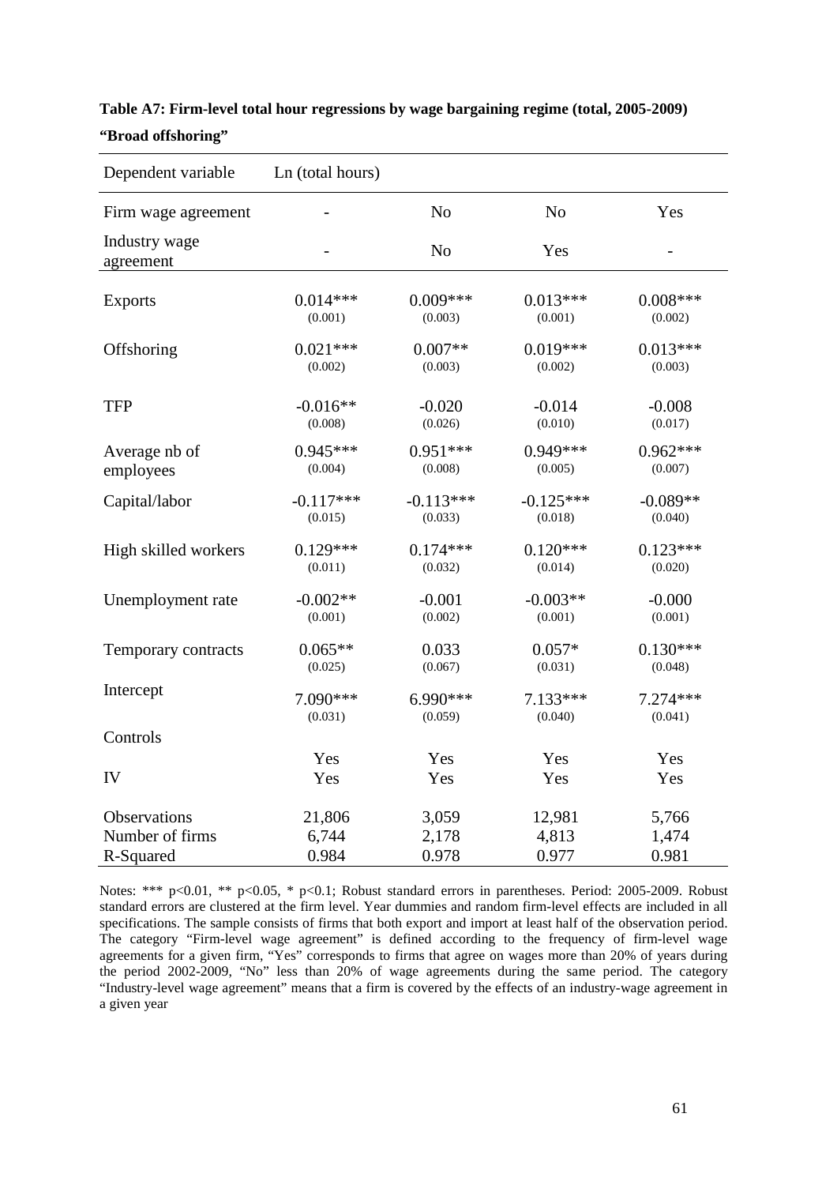**Table A7: Firm-level total hour regressions by wage bargaining regime (total, 2005-2009)**

**"Broad offshoring"**

| Dependent variable | Ln (total hours) | | | |
|---|---|---|---|---|
| Firm wage agreement | - | No | No | Yes |
| Industry wage agreement | - | No | Yes | - |
| Exports | 0.014*** | 0.009*** | 0.013*** | 0.008*** |
| | (0.001) | (0.003) | (0.001) | (0.002) |
| Offshoring | 0.021*** | 0.007** | 0.019*** | 0.013*** |
| | (0.002) | (0.003) | (0.002) | (0.003) |
| TFP | -0.016** | -0.020 | -0.014 | -0.008 |
| | (0.008) | (0.026) | (0.010) | (0.017) |
| Average nb of employees | 0.945*** | 0.951*** | 0.949*** | 0.962*** |
| | (0.004) | (0.008) | (0.005) | (0.007) |
| Capital/labor | -0.117*** | -0.113*** | -0.125*** | -0.089** |
| | (0.015) | (0.033) | (0.018) | (0.040) |
| High skilled workers | 0.129*** | 0.174*** | 0.120*** | 0.123*** |
| | (0.011) | (0.032) | (0.014) | (0.020) |
| Unemployment rate | -0.002** | -0.001 | -0.003** | -0.000 |
| | (0.001) | (0.002) | (0.001) | (0.001) |
| Temporary contracts | 0.065** | 0.033 | 0.057* | 0.130*** |
| | (0.025) | (0.067) | (0.031) | (0.048) |
| Intercept | 7.090*** | 6.990*** | 7.133*** | 7.274*** |
| | (0.031) | (0.059) | (0.040) | (0.041) |
| Controls | Yes | Yes | Yes | Yes |
| IV | Yes | Yes | Yes | Yes |
| Observations | 21,806 | 3,059 | 12,981 | 5,766 |
| Number of firms | 6,744 | 2,178 | 4,813 | 1,474 |
| R-Squared | 0.984 | 0.978 | 0.977 | 0.981 |

Notes: *** p<0.01, ** p<0.05, * p<0.1; Robust standard errors in parentheses. Period: 2005-2009. Robust standard errors are clustered at the firm level. Year dummies and random firm-level effects are included in all specifications. The sample consists of firms that both export and import at least half of the observation period. The category "Firm-level wage agreement" is defined according to the frequency of firm-level wage agreements for a given firm, "Yes" corresponds to firms that agree on wages more than 20% of years during the period 2002-2009, "No" less than 20% of wage agreements during the same period. The category "Industry-level wage agreement" means that a firm is covered by the effects of an industry-wage agreement in a given year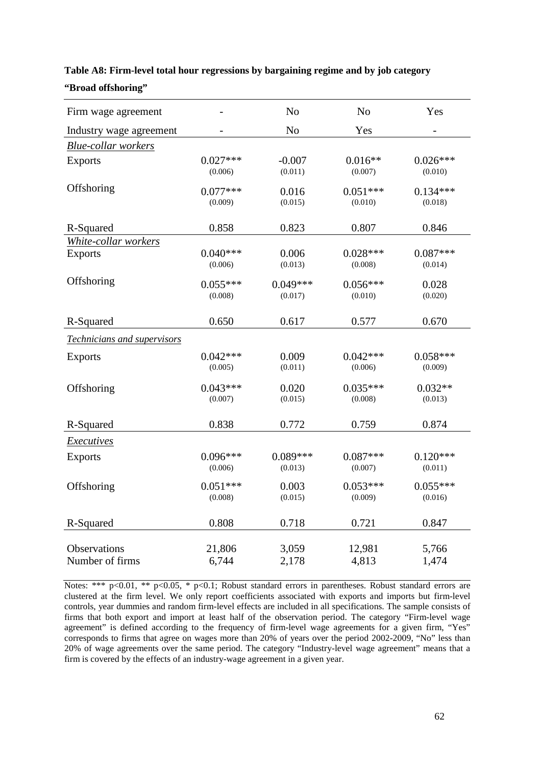**Table A8: Firm-level total hour regressions by bargaining regime and by job category**

**"Broad offshoring"**

| Firm wage agreement | - | No | No | Yes |
|---|---|---|---|---|
| Industry wage agreement | - | No | Yes | - |
| *Blue-collar workers* | | | | |
| Exports | 0.027*** | -0.007 | 0.016** | 0.026*** |
| | (0.006) | (0.011) | (0.007) | (0.010) |
| Offshoring | 0.077*** | 0.016 | 0.051*** | 0.134*** |
| | (0.009) | (0.015) | (0.010) | (0.018) |
| R-Squared | 0.858 | 0.823 | 0.807 | 0.846 |
| *White-collar workers* | | | | |
| Exports | 0.040*** | 0.006 | 0.028*** | 0.087*** |
| | (0.006) | (0.013) | (0.008) | (0.014) |
| Offshoring | 0.055*** | 0.049*** | 0.056*** | 0.028 |
| | (0.008) | (0.017) | (0.010) | (0.020) |
| R-Squared | 0.650 | 0.617 | 0.577 | 0.670 |
| *Technicians and supervisors* | | | | |
| Exports | 0.042*** | 0.009 | 0.042*** | 0.058*** |
| | (0.005) | (0.011) | (0.006) | (0.009) |
| Offshoring | 0.043*** | 0.020 | 0.035*** | 0.032** |
| | (0.007) | (0.015) | (0.008) | (0.013) |
| R-Squared | 0.838 | 0.772 | 0.759 | 0.874 |
| *Executives* | | | | |
| Exports | 0.096*** | 0.089*** | 0.087*** | 0.120*** |
| | (0.006) | (0.013) | (0.007) | (0.011) |
| Offshoring | 0.051*** | 0.003 | 0.053*** | 0.055*** |
| | (0.008) | (0.015) | (0.009) | (0.016) |
| R-Squared | 0.808 | 0.718 | 0.721 | 0.847 |
| Observations | 21,806 | 3,059 | 12,981 | 5,766 |
| Number of firms | 6,744 | 2,178 | 4,813 | 1,474 |

Notes: *** p<0.01, ** p<0.05, * p<0.1; Robust standard errors in parentheses. Robust standard errors are clustered at the firm level. We only report coefficients associated with exports and imports but firm-level controls, year dummies and random firm-level effects are included in all specifications. The sample consists of firms that both export and import at least half of the observation period. The category "Firm-level wage agreement" is defined according to the frequency of firm-level wage agreements for a given firm, "Yes" corresponds to firms that agree on wages more than 20% of years over the period 2002-2009, "No" less than 20% of wage agreements over the same period. The category "Industry-level wage agreement" means that a firm is covered by the effects of an industry-wage agreement in a given year.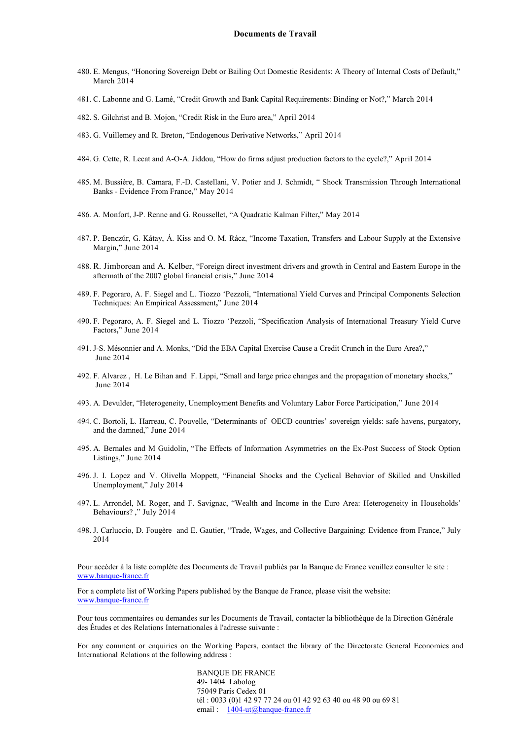# Documents de Travail

480. E. Mengus, "Honoring Sovereign Debt or Bailing Out Domestic Residents: A Theory of Internal Costs of Default," March 2014

481. C. Labonne and G. Lamé, "Credit Growth and Bank Capital Requirements: Binding or Not?," March 2014

482. S. Gilchrist and B. Mojon, "Credit Risk in the Euro area," April 2014

483. G. Vuillemey and R. Breton, "Endogenous Derivative Networks," April 2014

484. G. Cette, R. Lecat and A-O-A. Jiddou, "How do firms adjust production factors to the cycle?," April 2014

485. M. Bussière, B. Camara, F.-D. Castellani, V. Potier and J. Schmidt, " Shock Transmission Through International Banks - Evidence From France," May 2014

486. A. Monfort, J-P. Renne and G. Roussellet, "A Quadratic Kalman Filter," May 2014

487. P. Benczúr, G. Kátay, Á. Kiss and O. M. Rácz, "Income Taxation, Transfers and Labour Supply at the Extensive Margin," June 2014

488. R. Jimborean and A. Kelber, "Foreign direct investment drivers and growth in Central and Eastern Europe in the aftermath of the 2007 global financial crisis," June 2014

489. F. Pegoraro, A. F. Siegel and L. Tiozzo 'Pezzoli, "International Yield Curves and Principal Components Selection Techniques: An Empirical Assessment," June 2014

490. F. Pegoraro, A. F. Siegel and L. Tiozzo 'Pezzoli, "Specification Analysis of International Treasury Yield Curve Factors," June 2014

491. J-S. Mésonnier and A. Monks, "Did the EBA Capital Exercise Cause a Credit Crunch in the Euro Area?," June 2014

492. F. Alvarez , H. Le Bihan and F. Lippi, "Small and large price changes and the propagation of monetary shocks," June 2014

493. A. Devulder, "Heterogeneity, Unemployment Benefits and Voluntary Labor Force Participation," June 2014

494. C. Bortoli, L. Harreau, C. Pouvelle, "Determinants of OECD countries' sovereign yields: safe havens, purgatory, and the damned," June 2014

495. A. Bernales and M Guidolin, "The Effects of Information Asymmetries on the Ex-Post Success of Stock Option Listings," June 2014

496. J. I. Lopez and V. Olivella Moppett, "Financial Shocks and the Cyclical Behavior of Skilled and Unskilled Unemployment," July 2014

497. L. Arrondel, M. Roger, and F. Savignac, "Wealth and Income in the Euro Area: Heterogeneity in Households' Behaviours? ," July 2014

498. J. Carluccio, D. Fougère and E. Gautier, "Trade, Wages, and Collective Bargaining: Evidence from France," July 2014

Pour accéder à la liste complète des Documents de Travail publiés par la Banque de France veuillez consulter le site : www.banque-france.fr

For a complete list of Working Papers published by the Banque de France, please visit the website: www.banque-france.fr

Pour tous commentaires ou demandes sur les Documents de Travail, contacter la bibliothèque de la Direction Générale des Études et des Relations Internationales à l'adresse suivante :

For any comment or enquiries on the Working Papers, contact the library of the Directorate General Economics and International Relations at the following address :

BANQUE DE FRANCE
49- 1404 Labolog
75049 Paris Cedex 01
tél : 0033 (0)1 42 97 77 24 ou 01 42 92 63 40 ou 48 90 ou 69 81
email : 1404-ut@banque-france.fr